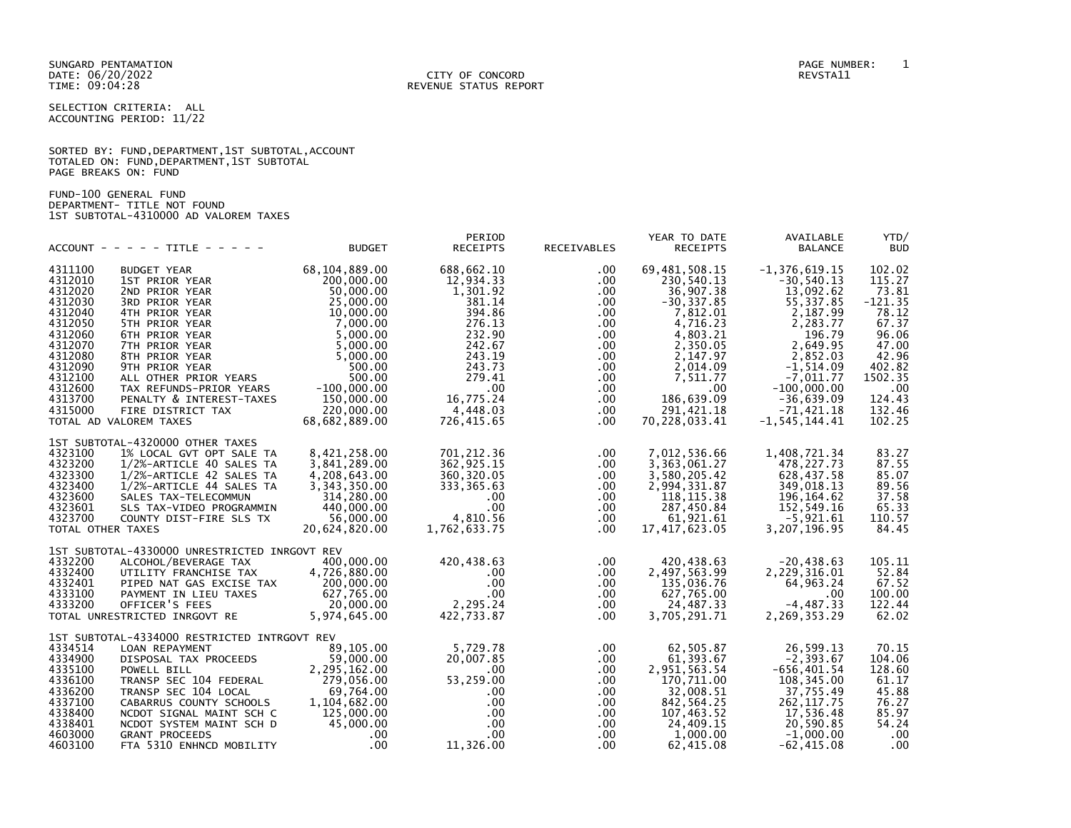SUNGARD PENTAMATION
DATE: 06/20/2022
TIME: 09:04:28

CITY OF CONCORD
REVENUE STATUS REPORT

PAGE NUMBER: 1
REVSTA11

SELECTION CRITERIA: ALL
ACCOUNTING PERIOD: 11/22

SORTED BY: FUND,DEPARTMENT,1ST SUBTOTAL,ACCOUNT
TOTALED ON: FUND,DEPARTMENT,1ST SUBTOTAL
PAGE BREAKS ON: FUND

FUND-100 GENERAL FUND
DEPARTMENT- TITLE NOT FOUND
1ST SUBTOTAL-4310000 AD VALOREM TAXES

| ACCOUNT | TITLE | BUDGET | PERIOD RECEIPTS | RECEIVABLES | YEAR TO DATE RECEIPTS | AVAILABLE BALANCE | YTD/ BUD |
|---|---|---|---|---|---|---|---|
| 4311100 | BUDGET YEAR | 68,104,889.00 | 688,662.10 | .00 | 69,481,508.15 | -1,376,619.15 | 102.02 |
| 4312010 | 1ST PRIOR YEAR | 200,000.00 | 12,934.33 | .00 | 230,540.13 | -30,540.13 | 115.27 |
| 4312020 | 2ND PRIOR YEAR | 50,000.00 | 1,301.92 | .00 | 36,907.38 | 13,092.62 | 73.81 |
| 4312030 | 3RD PRIOR YEAR | 25,000.00 | 381.14 | .00 | -30,337.85 | 55,337.85 | -121.35 |
| 4312040 | 4TH PRIOR YEAR | 10,000.00 | 394.86 | .00 | 7,812.01 | 2,187.99 | 78.12 |
| 4312050 | 5TH PRIOR YEAR | 7,000.00 | 276.13 | .00 | 4,716.23 | 2,283.77 | 67.37 |
| 4312060 | 6TH PRIOR YEAR | 5,000.00 | 232.90 | .00 | 4,803.21 | 196.79 | 96.06 |
| 4312070 | 7TH PRIOR YEAR | 5,000.00 | 242.67 | .00 | 2,350.05 | 2,649.95 | 47.00 |
| 4312080 | 8TH PRIOR YEAR | 5,000.00 | 243.19 | .00 | 2,147.97 | 2,852.03 | 42.96 |
| 4312090 | 9TH PRIOR YEAR | 500.00 | 243.73 | .00 | 2,014.09 | -1,514.09 | 402.82 |
| 4312100 | ALL OTHER PRIOR YEARS | 500.00 | 279.41 | .00 | 7,511.77 | -7,011.77 | 1502.35 |
| 4312600 | TAX REFUNDS-PRIOR YEARS | -100,000.00 | .00 | .00 | .00 | -100,000.00 | .00 |
| 4313700 | PENALTY & INTEREST-TAXES | 150,000.00 | 16,775.24 | .00 | 186,639.09 | -36,639.09 | 124.43 |
| 4315000 | FIRE DISTRICT TAX | 220,000.00 | 4,448.03 | .00 | 291,421.18 | -71,421.18 | 132.46 |
| TOTAL AD VALOREM TAXES | | 68,682,889.00 | 726,415.65 | .00 | 70,228,033.41 | -1,545,144.41 | 102.25 |
| 1ST SUBTOTAL-4320000 OTHER TAXES | | | | | | | |
| 4323100 | 1% LOCAL GVT OPT SALE TA | 8,421,258.00 | 701,212.36 | .00 | 7,012,536.66 | 1,408,721.34 | 83.27 |
| 4323200 | 1/2%-ARTICLE 40 SALES TA | 3,841,289.00 | 362,925.15 | .00 | 3,363,061.27 | 478,227.73 | 87.55 |
| 4323300 | 1/2%-ARTICLE 42 SALES TA | 4,208,643.00 | 360,320.05 | .00 | 3,580,205.42 | 628,437.58 | 85.07 |
| 4323400 | 1/2%-ARTICLE 44 SALES TA | 3,343,350.00 | 333,365.63 | .00 | 2,994,331.87 | 349,018.13 | 89.56 |
| 4323600 | SALES TAX-TELECOMMUN | 314,280.00 | .00 | .00 | 118,115.38 | 196,164.62 | 37.58 |
| 4323601 | SLS TAX-VIDEO PROGRAMMIN | 440,000.00 | .00 | .00 | 287,450.84 | 152,549.16 | 65.33 |
| 4323700 | COUNTY DIST-FIRE SLS TX | 56,000.00 | 4,810.56 | .00 | 61,921.61 | -5,921.61 | 110.57 |
| TOTAL OTHER TAXES | | 20,624,820.00 | 1,762,633.75 | .00 | 17,417,623.05 | 3,207,196.95 | 84.45 |
| 1ST SUBTOTAL-4330000 UNRESTRICTED INRGOVT REV | | | | | | | |
| 4332200 | ALCOHOL/BEVERAGE TAX | 400,000.00 | 420,438.63 | .00 | 420,438.63 | -20,438.63 | 105.11 |
| 4332400 | UTILITY FRANCHISE TAX | 4,726,880.00 | .00 | .00 | 2,497,563.99 | 2,229,316.01 | 52.84 |
| 4332401 | PIPED NAT GAS EXCISE TAX | 200,000.00 | .00 | .00 | 135,036.76 | 64,963.24 | 67.52 |
| 4333100 | PAYMENT IN LIEU TAXES | 627,765.00 | .00 | .00 | 627,765.00 | .00 | 100.00 |
| 4333200 | OFFICER'S FEES | 20,000.00 | 2,295.24 | .00 | 24,487.33 | -4,487.33 | 122.44 |
| TOTAL UNRESTRICTED INRGOVT RE | | 5,974,645.00 | 422,733.87 | .00 | 3,705,291.71 | 2,269,353.29 | 62.02 |
| 1ST SUBTOTAL-4334000 RESTRICTED INTRGOVT REV | | | | | | | |
| 4334514 | LOAN REPAYMENT | 89,105.00 | 5,729.78 | .00 | 62,505.87 | 26,599.13 | 70.15 |
| 4334900 | DISPOSAL TAX PROCEEDS | 59,000.00 | 20,007.85 | .00 | 61,393.67 | -2,393.67 | 104.06 |
| 4335100 | POWELL BILL | 2,295,162.00 | .00 | .00 | 2,951,563.54 | -656,401.54 | 128.60 |
| 4336100 | TRANSP SEC 104 FEDERAL | 279,056.00 | 53,259.00 | .00 | 170,711.00 | 108,345.00 | 61.17 |
| 4336200 | TRANSP SEC 104 LOCAL | 69,764.00 | .00 | .00 | 32,008.51 | 37,755.49 | 45.88 |
| 4337100 | CABARRUS COUNTY SCHOOLS | 1,104,682.00 | .00 | .00 | 842,564.25 | 262,117.75 | 76.27 |
| 4338400 | NCDOT SIGNAL MAINT SCH C | 125,000.00 | .00 | .00 | 107,463.52 | 17,536.48 | 85.97 |
| 4338401 | NCDOT SYSTEM MAINT SCH D | 45,000.00 | .00 | .00 | 24,409.15 | 20,590.85 | 54.24 |
| 4603000 | GRANT PROCEEDS | .00 | .00 | .00 | 1,000.00 | -1,000.00 | .00 |
| 4603100 | FTA 5310 ENHNCD MOBILITY | .00 | 11,326.00 | .00 | 62,415.08 | -62,415.08 | .00 |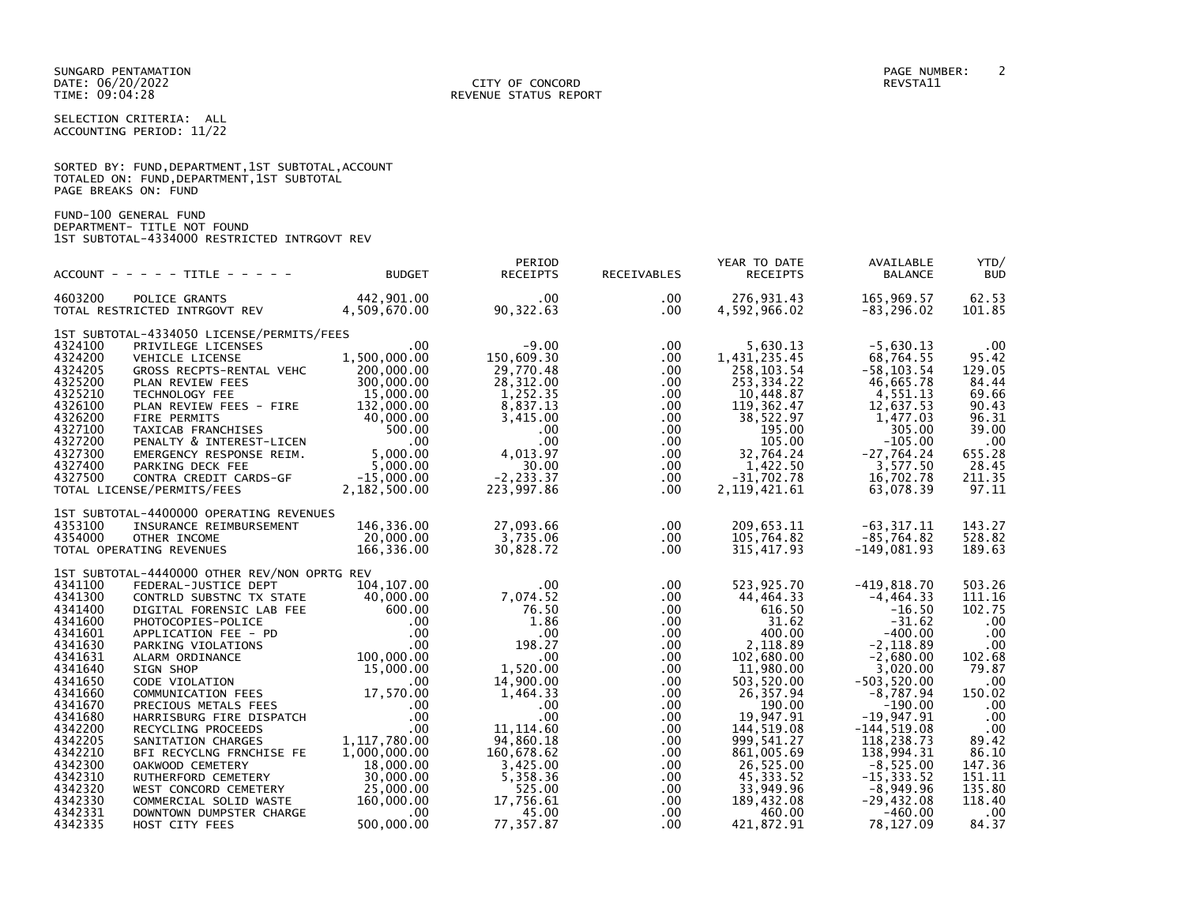SUNGARD PENTAMATION
DATE: 06/20/2022
TIME: 09:04:28

CITY OF CONCORD
REVENUE STATUS REPORT

PAGE NUMBER: 2
REVSTA11

SELECTION CRITERIA: ALL
ACCOUNTING PERIOD: 11/22

SORTED BY: FUND,DEPARTMENT,1ST SUBTOTAL,ACCOUNT
TOTALED ON: FUND,DEPARTMENT,1ST SUBTOTAL
PAGE BREAKS ON: FUND

FUND-100 GENERAL FUND
DEPARTMENT- TITLE NOT FOUND
1ST SUBTOTAL-4334000 RESTRICTED INTRGOVT REV

| ACCOUNT | TITLE | BUDGET | PERIOD RECEIPTS | RECEIVABLES | YEAR TO DATE RECEIPTS | AVAILABLE BALANCE | YTD/ BUD |
|---|---|---|---|---|---|---|---|
| 4603200 | POLICE GRANTS | 442,901.00 | .00 | .00 | 276,931.43 | 165,969.57 | 62.53 |
| TOTAL RESTRICTED INTRGOVT REV | | 4,509,670.00 | 90,322.63 | .00 | 4,592,966.02 | -83,296.02 | 101.85 |
| 1ST SUBTOTAL-4334050 LICENSE/PERMITS/FEES | | | | | | | |
| 4324100 | PRIVILEGE LICENSES | .00 | -9.00 | .00 | 5,630.13 | -5,630.13 | .00 |
| 4324200 | VEHICLE LICENSE | 1,500,000.00 | 150,609.30 | .00 | 1,431,235.45 | 68,764.55 | 95.42 |
| 4324205 | GROSS RECPTS-RENTAL VEHC | 200,000.00 | 29,770.48 | .00 | 258,103.54 | -58,103.54 | 129.05 |
| 4325200 | PLAN REVIEW FEES | 300,000.00 | 28,312.00 | .00 | 253,334.22 | 46,665.78 | 84.44 |
| 4325210 | TECHNOLOGY FEE | 15,000.00 | 1,252.35 | .00 | 10,448.87 | 4,551.13 | 69.66 |
| 4326100 | PLAN REVIEW FEES - FIRE | 132,000.00 | 8,837.13 | .00 | 119,362.47 | 12,637.53 | 90.43 |
| 4326200 | FIRE PERMITS | 40,000.00 | 3,415.00 | .00 | 38,522.97 | 1,477.03 | 96.31 |
| 4327100 | TAXICAB FRANCHISES | 500.00 | .00 | .00 | 195.00 | 305.00 | 39.00 |
| 4327200 | PENALTY & INTEREST-LICEN | .00 | .00 | .00 | 105.00 | -105.00 | .00 |
| 4327300 | EMERGENCY RESPONSE REIM. | 5,000.00 | 4,013.97 | .00 | 32,764.24 | -27,764.24 | 655.28 |
| 4327400 | PARKING DECK FEE | 5,000.00 | 30.00 | .00 | 1,422.50 | 3,577.50 | 28.45 |
| 4327500 | CONTRA CREDIT CARDS-GF | -15,000.00 | -2,233.37 | .00 | -31,702.78 | 16,702.78 | 211.35 |
| TOTAL LICENSE/PERMITS/FEES | | 2,182,500.00 | 223,997.86 | .00 | 2,119,421.61 | 63,078.39 | 97.11 |
| 1ST SUBTOTAL-4400000 OPERATING REVENUES | | | | | | | |
| 4353100 | INSURANCE REIMBURSEMENT | 146,336.00 | 27,093.66 | .00 | 209,653.11 | -63,317.11 | 143.27 |
| 4354000 | OTHER INCOME | 20,000.00 | 3,735.06 | .00 | 105,764.82 | -85,764.82 | 528.82 |
| TOTAL OPERATING REVENUES | | 166,336.00 | 30,828.72 | .00 | 315,417.93 | -149,081.93 | 189.63 |
| 1ST SUBTOTAL-4440000 OTHER REV/NON OPRTG REV | | | | | | | |
| 4341100 | FEDERAL-JUSTICE DEPT | 104,107.00 | .00 | .00 | 523,925.70 | -419,818.70 | 503.26 |
| 4341300 | CONTRLD SUBSTNC TX STATE | 40,000.00 | 7,074.52 | .00 | 44,464.33 | -4,464.33 | 111.16 |
| 4341400 | DIGITAL FORENSIC LAB FEE | 600.00 | 76.50 | .00 | 616.50 | -16.50 | 102.75 |
| 4341600 | PHOTOCOPIES-POLICE | .00 | 1.86 | .00 | 31.62 | -31.62 | .00 |
| 4341601 | APPLICATION FEE - PD | .00 | .00 | .00 | 400.00 | -400.00 | .00 |
| 4341630 | PARKING VIOLATIONS | .00 | 198.27 | .00 | 2,118.89 | -2,118.89 | .00 |
| 4341631 | ALARM ORDINANCE | 100,000.00 | .00 | .00 | 102,680.00 | -2,680.00 | 102.68 |
| 4341640 | SIGN SHOP | 15,000.00 | 1,520.00 | .00 | 11,980.00 | 3,020.00 | 79.87 |
| 4341650 | CODE VIOLATION | .00 | 14,900.00 | .00 | 503,520.00 | -503,520.00 | .00 |
| 4341660 | COMMUNICATION FEES | 17,570.00 | 1,464.33 | .00 | 26,357.94 | -8,787.94 | 150.02 |
| 4341670 | PRECIOUS METALS FEES | .00 | .00 | .00 | 190.00 | -190.00 | .00 |
| 4341680 | HARRISBURG FIRE DISPATCH | .00 | .00 | .00 | 19,947.91 | -19,947.91 | .00 |
| 4342200 | RECYCLING PROCEEDS | .00 | 11,114.60 | .00 | 144,519.08 | -144,519.08 | .00 |
| 4342205 | SANITATION CHARGES | 1,117,780.00 | 94,860.18 | .00 | 999,541.27 | 118,238.73 | 89.42 |
| 4342210 | BFI RECYCLNG FRNCHISE FE | 1,000,000.00 | 160,678.62 | .00 | 861,005.69 | 138,994.31 | 86.10 |
| 4342300 | OAKWOOD CEMETERY | 18,000.00 | 3,425.00 | .00 | 26,525.00 | -8,525.00 | 147.36 |
| 4342310 | RUTHERFORD CEMETERY | 30,000.00 | 5,358.36 | .00 | 45,333.52 | -15,333.52 | 151.11 |
| 4342320 | WEST CONCORD CEMETERY | 25,000.00 | 525.00 | .00 | 33,949.96 | -8,949.96 | 135.80 |
| 4342330 | COMMERCIAL SOLID WASTE | 160,000.00 | 17,756.61 | .00 | 189,432.08 | -29,432.08 | 118.40 |
| 4342331 | DOWNTOWN DUMPSTER CHARGE | .00 | 45.00 | .00 | 460.00 | -460.00 | .00 |
| 4342335 | HOST CITY FEES | 500,000.00 | 77,357.87 | .00 | 421,872.91 | 78,127.09 | 84.37 |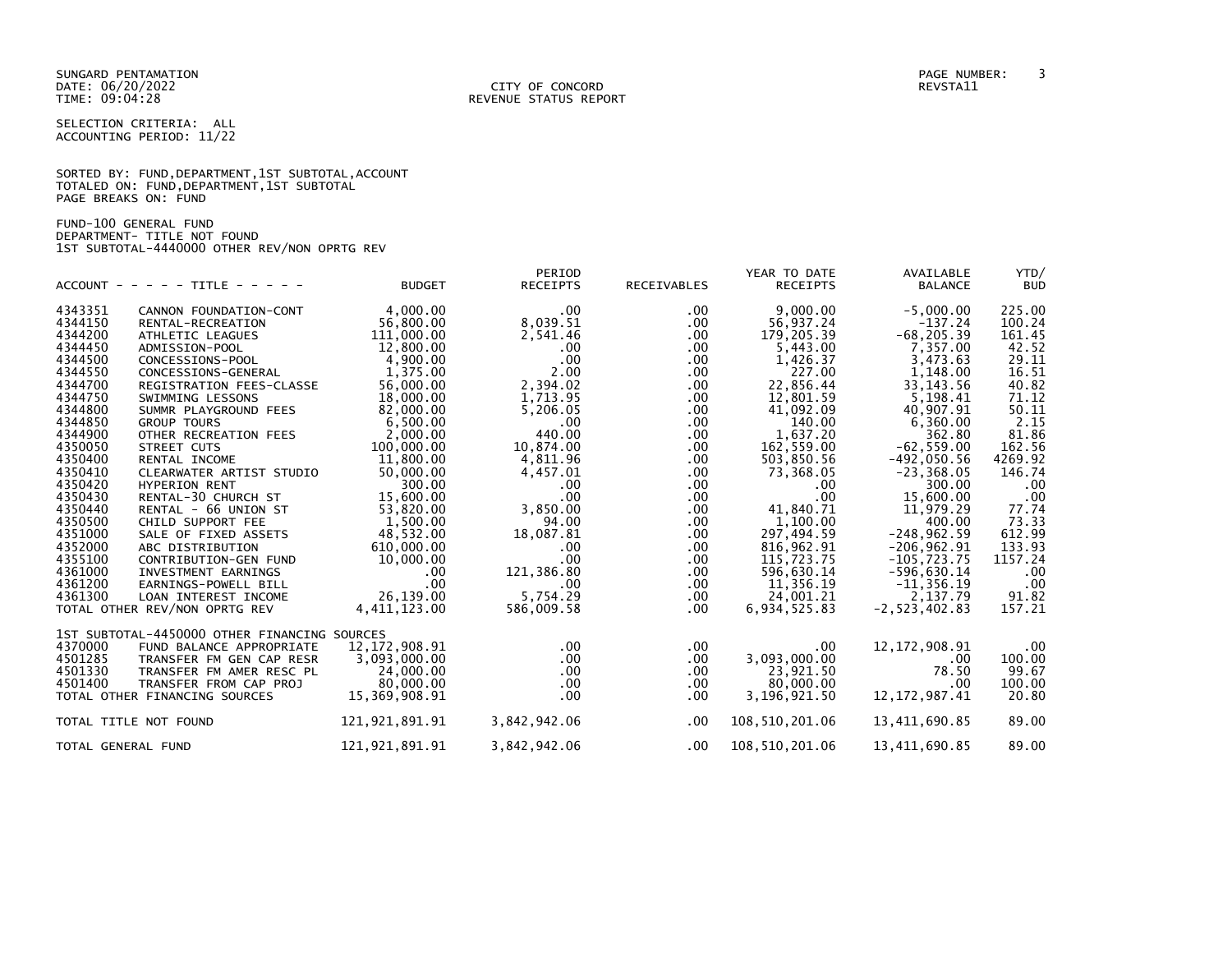SUNGARD PENTAMATION
DATE: 06/20/2022
TIME: 09:04:28

CITY OF CONCORD
REVENUE STATUS REPORT

REVSTA11

SELECTION CRITERIA: ALL
ACCOUNTING PERIOD: 11/22

SORTED BY: FUND,DEPARTMENT,1ST SUBTOTAL,ACCOUNT
TOTALED ON: FUND,DEPARTMENT,1ST SUBTOTAL
PAGE BREAKS ON: FUND

FUND-100 GENERAL FUND
DEPARTMENT- TITLE NOT FOUND
1ST SUBTOTAL-4440000 OTHER REV/NON OPRTG REV

| ACCOUNT | TITLE | BUDGET | PERIOD RECEIPTS | RECEIVABLES | YEAR TO DATE RECEIPTS | AVAILABLE BALANCE | YTD/ BUD |
|---|---|---|---|---|---|---|---|
| 4343351 | CANNON FOUNDATION-CONT | 4,000.00 | .00 | .00 | 9,000.00 | -5,000.00 | 225.00 |
| 4344150 | RENTAL-RECREATION | 56,800.00 | 8,039.51 | .00 | 56,937.24 | -137.24 | 100.24 |
| 4344200 | ATHLETIC LEAGUES | 111,000.00 | 2,541.46 | .00 | 179,205.39 | -68,205.39 | 161.45 |
| 4344450 | ADMISSION-POOL | 12,800.00 | .00 | .00 | 5,443.00 | 7,357.00 | 42.52 |
| 4344500 | CONCESSIONS-POOL | 4,900.00 | .00 | .00 | 1,426.37 | 3,473.63 | 29.11 |
| 4344550 | CONCESSIONS-GENERAL | 1,375.00 | 2.00 | .00 | 227.00 | 1,148.00 | 16.51 |
| 4344700 | REGISTRATION FEES-CLASSE | 56,000.00 | 2,394.02 | .00 | 22,856.44 | 33,143.56 | 40.82 |
| 4344750 | SWIMMING LESSONS | 18,000.00 | 1,713.95 | .00 | 12,801.59 | 5,198.41 | 71.12 |
| 4344800 | SUMMR PLAYGROUND FEES | 82,000.00 | 5,206.05 | .00 | 41,092.09 | 40,907.91 | 50.11 |
| 4344850 | GROUP TOURS | 6,500.00 | .00 | .00 | 140.00 | 6,360.00 | 2.15 |
| 4344900 | OTHER RECREATION FEES | 2,000.00 | 440.00 | .00 | 1,637.20 | 362.80 | 81.86 |
| 4350050 | STREET CUTS | 100,000.00 | 10,874.00 | .00 | 162,559.00 | -62,559.00 | 162.56 |
| 4350400 | RENTAL INCOME | 11,800.00 | 4,811.96 | .00 | 503,850.56 | -492,050.56 | 4269.92 |
| 4350410 | CLEARWATER ARTIST STUDIO | 50,000.00 | 4,457.01 | .00 | 73,368.05 | -23,368.05 | 146.74 |
| 4350420 | HYPERION RENT | 300.00 | .00 | .00 | .00 | 300.00 | .00 |
| 4350430 | RENTAL-30 CHURCH ST | 15,600.00 | .00 | .00 | .00 | 15,600.00 | .00 |
| 4350440 | RENTAL - 66 UNION ST | 53,820.00 | 3,850.00 | .00 | 41,840.71 | 11,979.29 | 77.74 |
| 4350500 | CHILD SUPPORT FEE | 1,500.00 | 94.00 | .00 | 1,100.00 | 400.00 | 73.33 |
| 4351000 | SALE OF FIXED ASSETS | 48,532.00 | 18,087.81 | .00 | 297,494.59 | -248,962.59 | 612.99 |
| 4352000 | ABC DISTRIBUTION | 610,000.00 | .00 | .00 | 816,962.91 | -206,962.91 | 133.93 |
| 4355100 | CONTRIBUTION-GEN FUND | 10,000.00 | .00 | .00 | 115,723.75 | -105,723.75 | 1157.24 |
| 4361000 | INVESTMENT EARNINGS | .00 | 121,386.80 | .00 | 596,630.14 | -596,630.14 | .00 |
| 4361200 | EARNINGS-POWELL BILL | .00 | .00 | .00 | 11,356.19 | -11,356.19 | .00 |
| 4361300 | LOAN INTEREST INCOME | 26,139.00 | 5,754.29 | .00 | 24,001.21 | 2,137.79 | 91.82 |
| TOTAL OTHER REV/NON OPRTG REV | | 4,411,123.00 | 586,009.58 | .00 | 6,934,525.83 | -2,523,402.83 | 157.21 |
| 1ST SUBTOTAL-4450000 OTHER FINANCING SOURCES | | | | | | | |
| 4370000 | FUND BALANCE APPROPRIATE | 12,172,908.91 | .00 | .00 | .00 | 12,172,908.91 | .00 |
| 4501285 | TRANSFER FM GEN CAP RESR | 3,093,000.00 | .00 | .00 | 3,093,000.00 | .00 | 100.00 |
| 4501330 | TRANSFER FM AMER RESC PL | 24,000.00 | .00 | .00 | 23,921.50 | 78.50 | 99.67 |
| 4501400 | TRANSFER FROM CAP PROJ | 80,000.00 | .00 | .00 | 80,000.00 | .00 | 100.00 |
| TOTAL OTHER FINANCING SOURCES | | 15,369,908.91 | .00 | .00 | 3,196,921.50 | 12,172,987.41 | 20.80 |
| TOTAL TITLE NOT FOUND | | 121,921,891.91 | 3,842,942.06 | .00 | 108,510,201.06 | 13,411,690.85 | 89.00 |
| TOTAL GENERAL FUND | | 121,921,891.91 | 3,842,942.06 | .00 | 108,510,201.06 | 13,411,690.85 | 89.00 |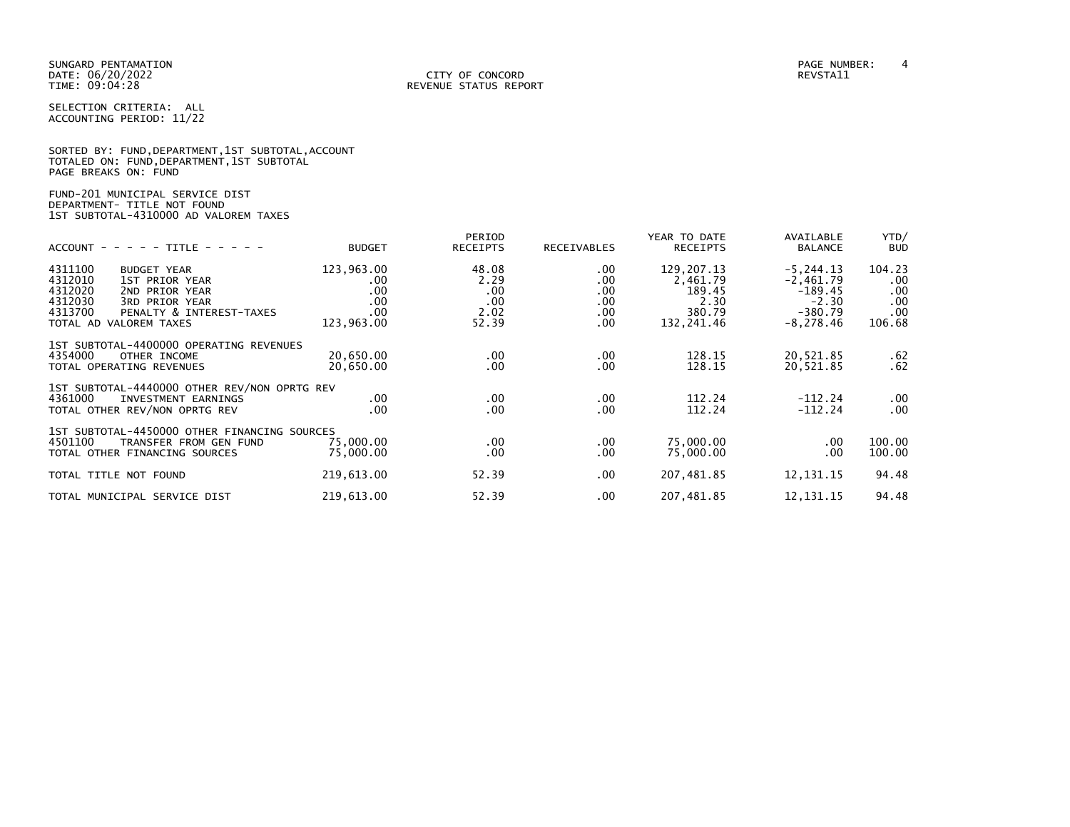SUNGARD PENTAMATION
DATE: 06/20/2022
TIME: 09:04:28

CITY OF CONCORD
REVENUE STATUS REPORT

PAGE NUMBER: 4
REVSTA11

SELECTION CRITERIA: ALL
ACCOUNTING PERIOD: 11/22

SORTED BY: FUND,DEPARTMENT,1ST SUBTOTAL,ACCOUNT
TOTALED ON: FUND,DEPARTMENT,1ST SUBTOTAL
PAGE BREAKS ON: FUND

FUND-201 MUNICIPAL SERVICE DIST
DEPARTMENT- TITLE NOT FOUND
1ST SUBTOTAL-4310000 AD VALOREM TAXES

| ACCOUNT - - - - - TITLE - - - - - | | BUDGET | PERIOD RECEIPTS | RECEIVABLES | YEAR TO DATE RECEIPTS | AVAILABLE BALANCE | YTD/ BUD |
|---|---|---|---|---|---|---|---|
| 4311100 | BUDGET YEAR | 123,963.00 | 48.08 | .00 | 129,207.13 | -5,244.13 | 104.23 |
| 4312010 | 1ST PRIOR YEAR | .00 | 2.29 | .00 | 2,461.79 | -2,461.79 | .00 |
| 4312020 | 2ND PRIOR YEAR | .00 | .00 | .00 | 189.45 | -189.45 | .00 |
| 4312030 | 3RD PRIOR YEAR | .00 | .00 | .00 | 2.30 | -2.30 | .00 |
| 4313700 | PENALTY & INTEREST-TAXES | .00 | 2.02 | .00 | 380.79 | -380.79 | .00 |
| TOTAL AD VALOREM TAXES | | 123,963.00 | 52.39 | .00 | 132,241.46 | -8,278.46 | 106.68 |
| 1ST SUBTOTAL-4400000 OPERATING REVENUES | | | | | | | |
| 4354000 | OTHER INCOME | 20,650.00 | .00 | .00 | 128.15 | 20,521.85 | .62 |
| TOTAL OPERATING REVENUES | | 20,650.00 | .00 | .00 | 128.15 | 20,521.85 | .62 |
| 1ST SUBTOTAL-4440000 OTHER REV/NON OPRTG REV | | | | | | | |
| 4361000 | INVESTMENT EARNINGS | .00 | .00 | .00 | 112.24 | -112.24 | .00 |
| TOTAL OTHER REV/NON OPRTG REV | | .00 | .00 | .00 | 112.24 | -112.24 | .00 |
| 1ST SUBTOTAL-4450000 OTHER FINANCING SOURCES | | | | | | | |
| 4501100 | TRANSFER FROM GEN FUND | 75,000.00 | .00 | .00 | 75,000.00 | .00 | 100.00 |
| TOTAL OTHER FINANCING SOURCES | | 75,000.00 | .00 | .00 | 75,000.00 | .00 | 100.00 |
| TOTAL TITLE NOT FOUND | | 219,613.00 | 52.39 | .00 | 207,481.85 | 12,131.15 | 94.48 |
| TOTAL MUNICIPAL SERVICE DIST | | 219,613.00 | 52.39 | .00 | 207,481.85 | 12,131.15 | 94.48 |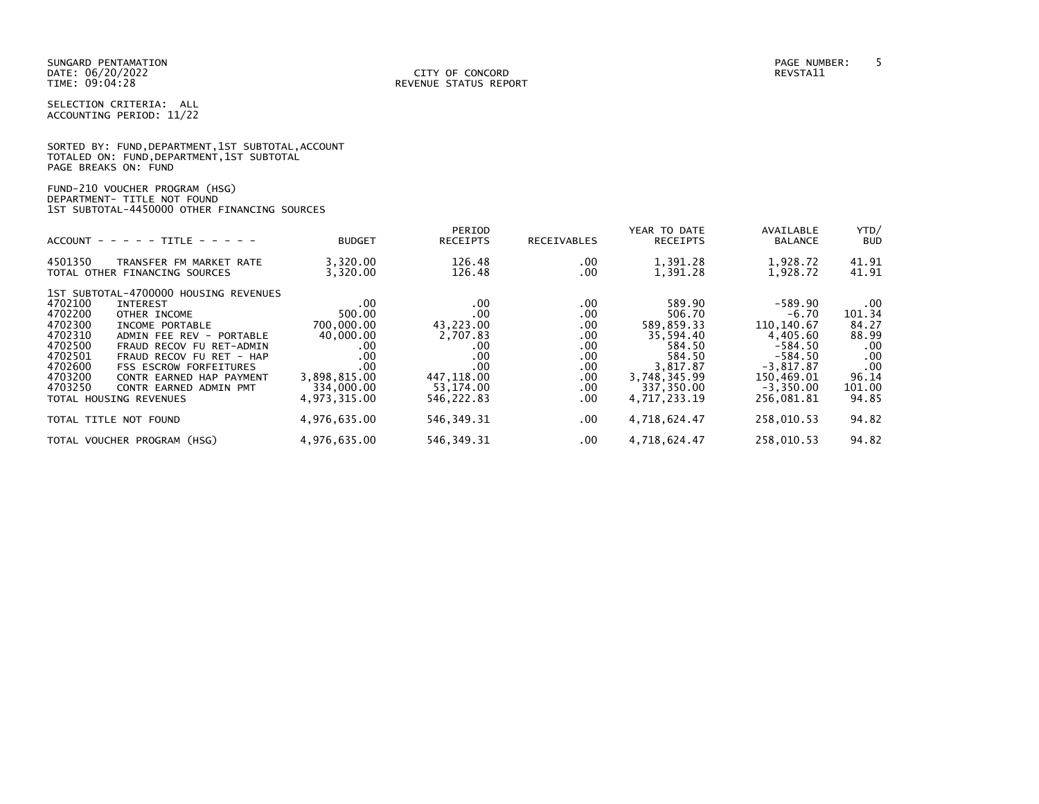SUNGARD PENTAMATION
DATE: 06/20/2022
TIME: 09:04:28

CITY OF CONCORD
REVENUE STATUS REPORT

REVSTA11

SELECTION CRITERIA: ALL
ACCOUNTING PERIOD: 11/22

SORTED BY: FUND,DEPARTMENT,1ST SUBTOTAL,ACCOUNT
TOTALED ON: FUND,DEPARTMENT,1ST SUBTOTAL
PAGE BREAKS ON: FUND

FUND-210 VOUCHER PROGRAM (HSG)
DEPARTMENT- TITLE NOT FOUND
1ST SUBTOTAL-4450000 OTHER FINANCING SOURCES

| ACCOUNT | TITLE | BUDGET | PERIOD RECEIPTS | RECEIVABLES | YEAR TO DATE RECEIPTS | AVAILABLE BALANCE | YTD/ BUD |
|---|---|---|---|---|---|---|---|
| 4501350 | TRANSFER FM MARKET RATE | 3,320.00 | 126.48 | .00 | 1,391.28 | 1,928.72 | 41.91 |
| TOTAL OTHER FINANCING SOURCES | | 3,320.00 | 126.48 | .00 | 1,391.28 | 1,928.72 | 41.91 |
| 1ST SUBTOTAL-4700000 HOUSING REVENUES | | | | | | | |
| 4702100 | INTEREST | .00 | .00 | .00 | 589.90 | -589.90 | .00 |
| 4702200 | OTHER INCOME | 500.00 | .00 | .00 | 506.70 | -6.70 | 101.34 |
| 4702300 | INCOME PORTABLE | 700,000.00 | 43,223.00 | .00 | 589,859.33 | 110,140.67 | 84.27 |
| 4702310 | ADMIN FEE REV - PORTABLE | 40,000.00 | 2,707.83 | .00 | 35,594.40 | 4,405.60 | 88.99 |
| 4702500 | FRAUD RECOV FU RET-ADMIN | .00 | .00 | .00 | 584.50 | -584.50 | .00 |
| 4702501 | FRAUD RECOV FU RET - HAP | .00 | .00 | .00 | 584.50 | -584.50 | .00 |
| 4702600 | FSS ESCROW FORFEITURES | .00 | .00 | .00 | 3,817.87 | -3,817.87 | .00 |
| 4703200 | CONTR EARNED HAP PAYMENT | 3,898,815.00 | 447,118.00 | .00 | 3,748,345.99 | 150,469.01 | 96.14 |
| 4703250 | CONTR EARNED ADMIN PMT | 334,000.00 | 53,174.00 | .00 | 337,350.00 | -3,350.00 | 101.00 |
| TOTAL HOUSING REVENUES | | 4,973,315.00 | 546,222.83 | .00 | 4,717,233.19 | 256,081.81 | 94.85 |
| TOTAL TITLE NOT FOUND | | 4,976,635.00 | 546,349.31 | .00 | 4,718,624.47 | 258,010.53 | 94.82 |
| TOTAL VOUCHER PROGRAM (HSG) | | 4,976,635.00 | 546,349.31 | .00 | 4,718,624.47 | 258,010.53 | 94.82 |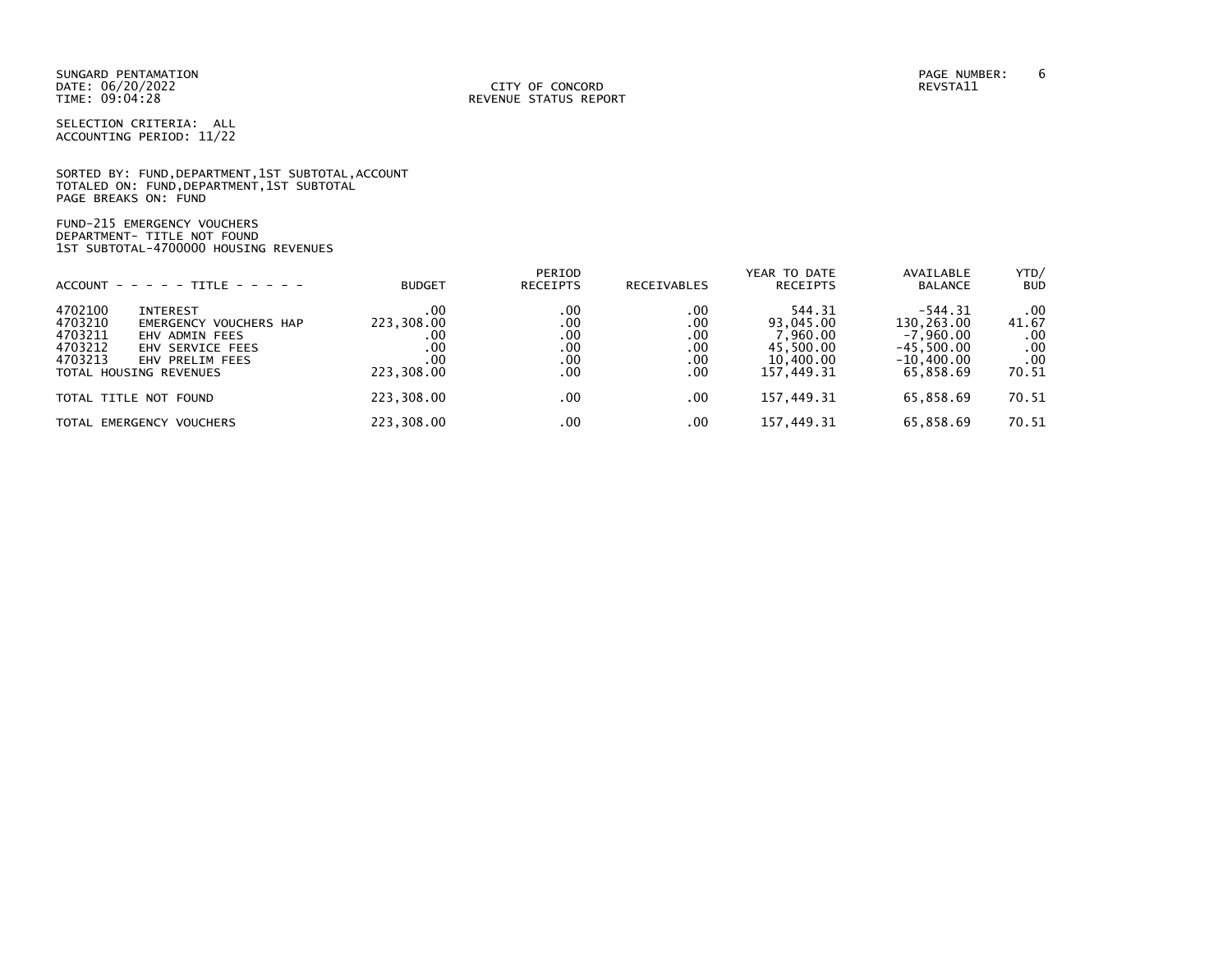SUNGARD PENTAMATION
DATE: 06/20/2022
TIME: 09:04:28

CITY OF CONCORD
REVENUE STATUS REPORT

REVSTA11

SELECTION CRITERIA: ALL
ACCOUNTING PERIOD: 11/22

SORTED BY: FUND,DEPARTMENT,1ST SUBTOTAL,ACCOUNT
TOTALED ON: FUND,DEPARTMENT,1ST SUBTOTAL
PAGE BREAKS ON: FUND

FUND-215 EMERGENCY VOUCHERS
DEPARTMENT- TITLE NOT FOUND
1ST SUBTOTAL-4700000 HOUSING REVENUES

| ACCOUNT - - - - - TITLE - - - - - | | BUDGET | PERIOD RECEIPTS | RECEIVABLES | YEAR TO DATE RECEIPTS | AVAILABLE BALANCE | YTD/ BUD |
|---|---|---|---|---|---|---|---|
| 4702100 | INTEREST | .00 | .00 | .00 | 544.31 | -544.31 | .00 |
| 4703210 | EMERGENCY VOUCHERS HAP | 223,308.00 | .00 | .00 | 93,045.00 | 130,263.00 | 41.67 |
| 4703211 | EHV ADMIN FEES | .00 | .00 | .00 | 7,960.00 | -7,960.00 | .00 |
| 4703212 | EHV SERVICE FEES | .00 | .00 | .00 | 45,500.00 | -45,500.00 | .00 |
| 4703213 | EHV PRELIM FEES | .00 | .00 | .00 | 10,400.00 | -10,400.00 | .00 |
| TOTAL HOUSING REVENUES | | 223,308.00 | .00 | .00 | 157,449.31 | 65,858.69 | 70.51 |
| TOTAL TITLE NOT FOUND | | 223,308.00 | .00 | .00 | 157,449.31 | 65,858.69 | 70.51 |
| TOTAL EMERGENCY VOUCHERS | | 223,308.00 | .00 | .00 | 157,449.31 | 65,858.69 | 70.51 |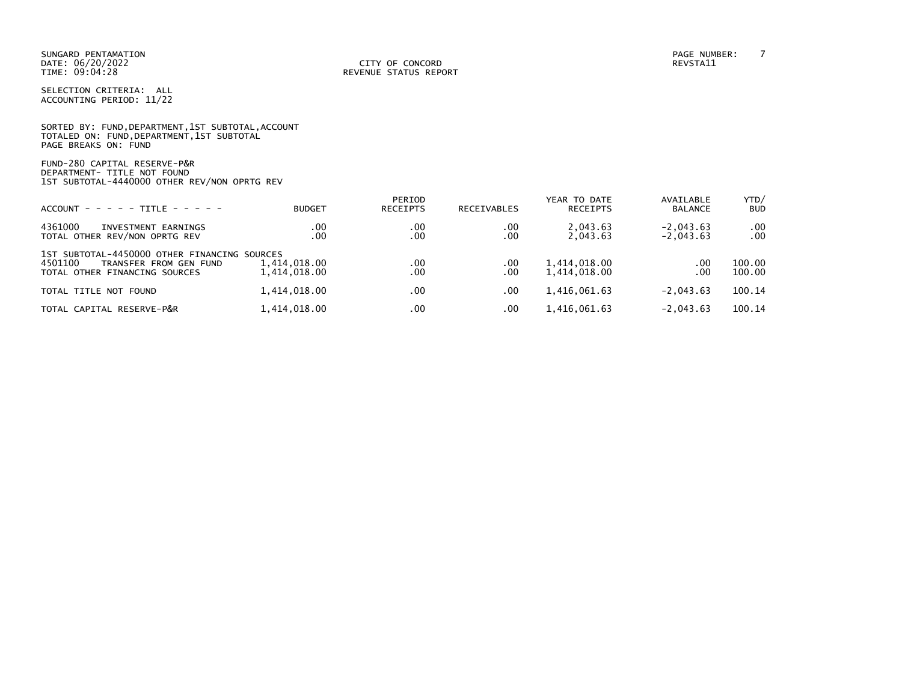SUNGARD PENTAMATION
DATE: 06/20/2022
TIME: 09:04:28

CITY OF CONCORD
REVENUE STATUS REPORT

PAGE NUMBER: 7
REVSTA11

SELECTION CRITERIA: ALL
ACCOUNTING PERIOD: 11/22

SORTED BY: FUND,DEPARTMENT,1ST SUBTOTAL,ACCOUNT
TOTALED ON: FUND,DEPARTMENT,1ST SUBTOTAL
PAGE BREAKS ON: FUND

FUND-280 CAPITAL RESERVE-P&R
DEPARTMENT- TITLE NOT FOUND
1ST SUBTOTAL-4440000 OTHER REV/NON OPRTG REV

| ACCOUNT - - - - - TITLE - - - - - | BUDGET | PERIOD RECEIPTS | RECEIVABLES | YEAR TO DATE RECEIPTS | AVAILABLE BALANCE | YTD/ BUD |
|---|---|---|---|---|---|---|
| 4361000 INVESTMENT EARNINGS | .00 | .00 | .00 | 2,043.63 | -2,043.63 | .00 |
| TOTAL OTHER REV/NON OPRTG REV | .00 | .00 | .00 | 2,043.63 | -2,043.63 | .00 |
| 1ST SUBTOTAL-4450000 OTHER FINANCING SOURCES | | | | | | |
| 4501100 TRANSFER FROM GEN FUND | 1,414,018.00 | .00 | .00 | 1,414,018.00 | .00 | 100.00 |
| TOTAL OTHER FINANCING SOURCES | 1,414,018.00 | .00 | .00 | 1,414,018.00 | .00 | 100.00 |
| TOTAL TITLE NOT FOUND | 1,414,018.00 | .00 | .00 | 1,416,061.63 | -2,043.63 | 100.14 |
| TOTAL CAPITAL RESERVE-P&R | 1,414,018.00 | .00 | .00 | 1,416,061.63 | -2,043.63 | 100.14 |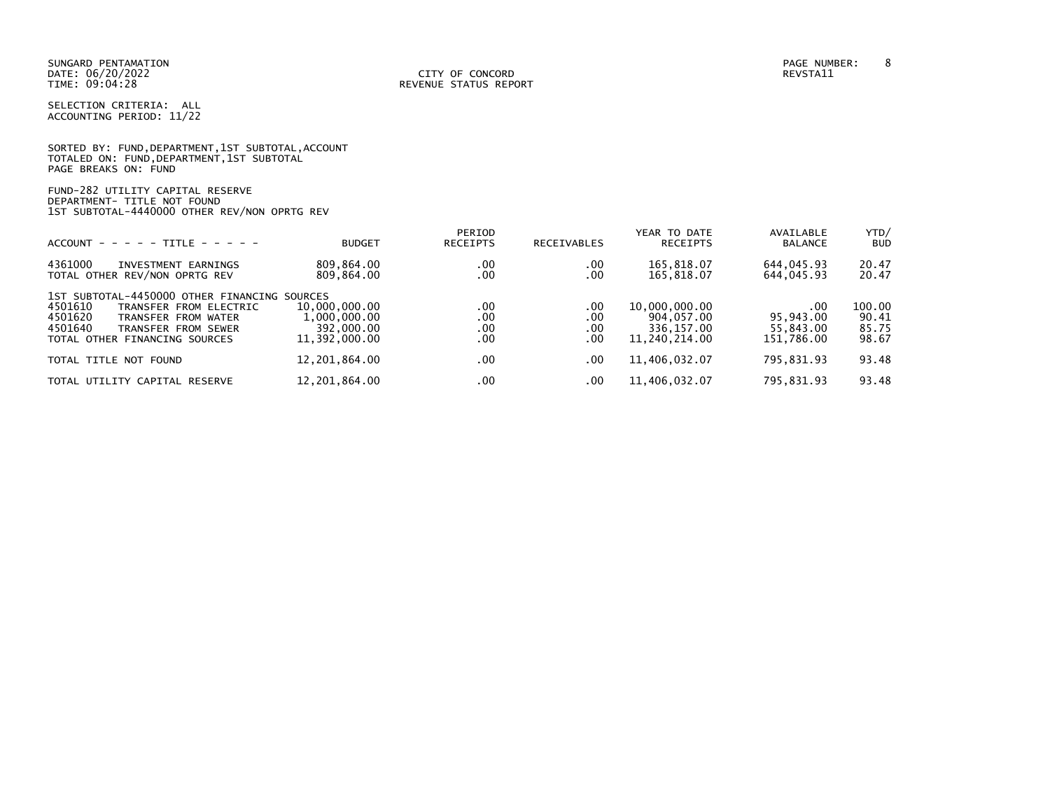SUNGARD PENTAMATION
DATE: 06/20/2022
TIME: 09:04:28

CITY OF CONCORD
REVENUE STATUS REPORT

REVSTA11

SELECTION CRITERIA: ALL
ACCOUNTING PERIOD: 11/22

SORTED BY: FUND,DEPARTMENT,1ST SUBTOTAL,ACCOUNT
TOTALED ON: FUND,DEPARTMENT,1ST SUBTOTAL
PAGE BREAKS ON: FUND

FUND-282 UTILITY CAPITAL RESERVE
DEPARTMENT- TITLE NOT FOUND
1ST SUBTOTAL-4440000 OTHER REV/NON OPRTG REV

| ACCOUNT - - - - - TITLE - - - - - | BUDGET | PERIOD RECEIPTS | RECEIVABLES | YEAR TO DATE RECEIPTS | AVAILABLE BALANCE | YTD/ BUD |
|---|---|---|---|---|---|---|
| 4361000 INVESTMENT EARNINGS | 809,864.00 | .00 | .00 | 165,818.07 | 644,045.93 | 20.47 |
| TOTAL OTHER REV/NON OPRTG REV | 809,864.00 | .00 | .00 | 165,818.07 | 644,045.93 | 20.47 |
| 1ST SUBTOTAL-4450000 OTHER FINANCING SOURCES | | | | | | |
| 4501610 TRANSFER FROM ELECTRIC | 10,000,000.00 | .00 | .00 | 10,000,000.00 | .00 | 100.00 |
| 4501620 TRANSFER FROM WATER | 1,000,000.00 | .00 | .00 | 904,057.00 | 95,943.00 | 90.41 |
| 4501640 TRANSFER FROM SEWER | 392,000.00 | .00 | .00 | 336,157.00 | 55,843.00 | 85.75 |
| TOTAL OTHER FINANCING SOURCES | 11,392,000.00 | .00 | .00 | 11,240,214.00 | 151,786.00 | 98.67 |
| TOTAL TITLE NOT FOUND | 12,201,864.00 | .00 | .00 | 11,406,032.07 | 795,831.93 | 93.48 |
| TOTAL UTILITY CAPITAL RESERVE | 12,201,864.00 | .00 | .00 | 11,406,032.07 | 795,831.93 | 93.48 |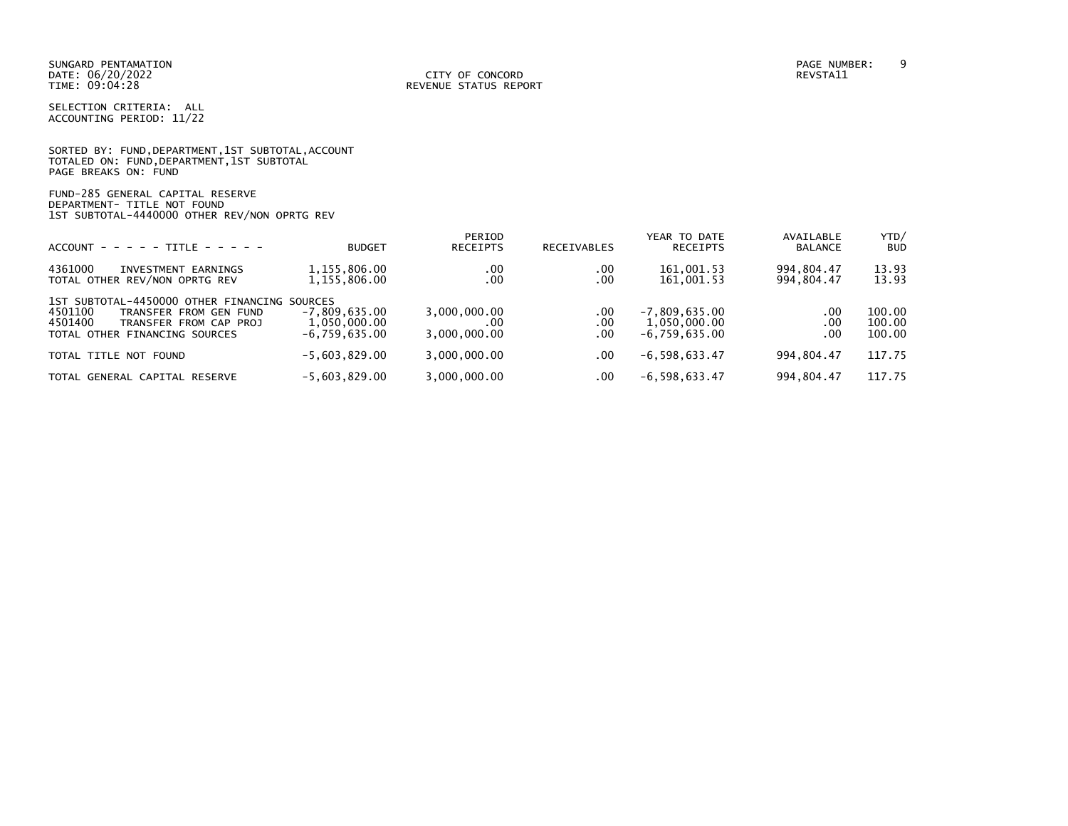SUNGARD PENTAMATION
DATE: 06/20/2022
TIME: 09:04:28

CITY OF CONCORD
REVENUE STATUS REPORT

REVSTA11

SELECTION CRITERIA: ALL
ACCOUNTING PERIOD: 11/22

SORTED BY: FUND,DEPARTMENT,1ST SUBTOTAL,ACCOUNT
TOTALED ON: FUND,DEPARTMENT,1ST SUBTOTAL
PAGE BREAKS ON: FUND

FUND-285 GENERAL CAPITAL RESERVE
DEPARTMENT- TITLE NOT FOUND
1ST SUBTOTAL-4440000 OTHER REV/NON OPRTG REV

| ACCOUNT - - - - - TITLE - - - - - | BUDGET | PERIOD RECEIPTS | RECEIVABLES | YEAR TO DATE RECEIPTS | AVAILABLE BALANCE | YTD/ BUD |
|---|---|---|---|---|---|---|
| 4361000 INVESTMENT EARNINGS | 1,155,806.00 | .00 | .00 | 161,001.53 | 994,804.47 | 13.93 |
| TOTAL OTHER REV/NON OPRTG REV | 1,155,806.00 | .00 | .00 | 161,001.53 | 994,804.47 | 13.93 |
| 1ST SUBTOTAL-4450000 OTHER FINANCING SOURCES | | | | | | |
| 4501100 TRANSFER FROM GEN FUND | -7,809,635.00 | 3,000,000.00 | .00 | -7,809,635.00 | .00 | 100.00 |
| 4501400 TRANSFER FROM CAP PROJ | 1,050,000.00 | .00 | .00 | 1,050,000.00 | .00 | 100.00 |
| TOTAL OTHER FINANCING SOURCES | -6,759,635.00 | 3,000,000.00 | .00 | -6,759,635.00 | .00 | 100.00 |
| TOTAL TITLE NOT FOUND | -5,603,829.00 | 3,000,000.00 | .00 | -6,598,633.47 | 994,804.47 | 117.75 |
| TOTAL GENERAL CAPITAL RESERVE | -5,603,829.00 | 3,000,000.00 | .00 | -6,598,633.47 | 994,804.47 | 117.75 |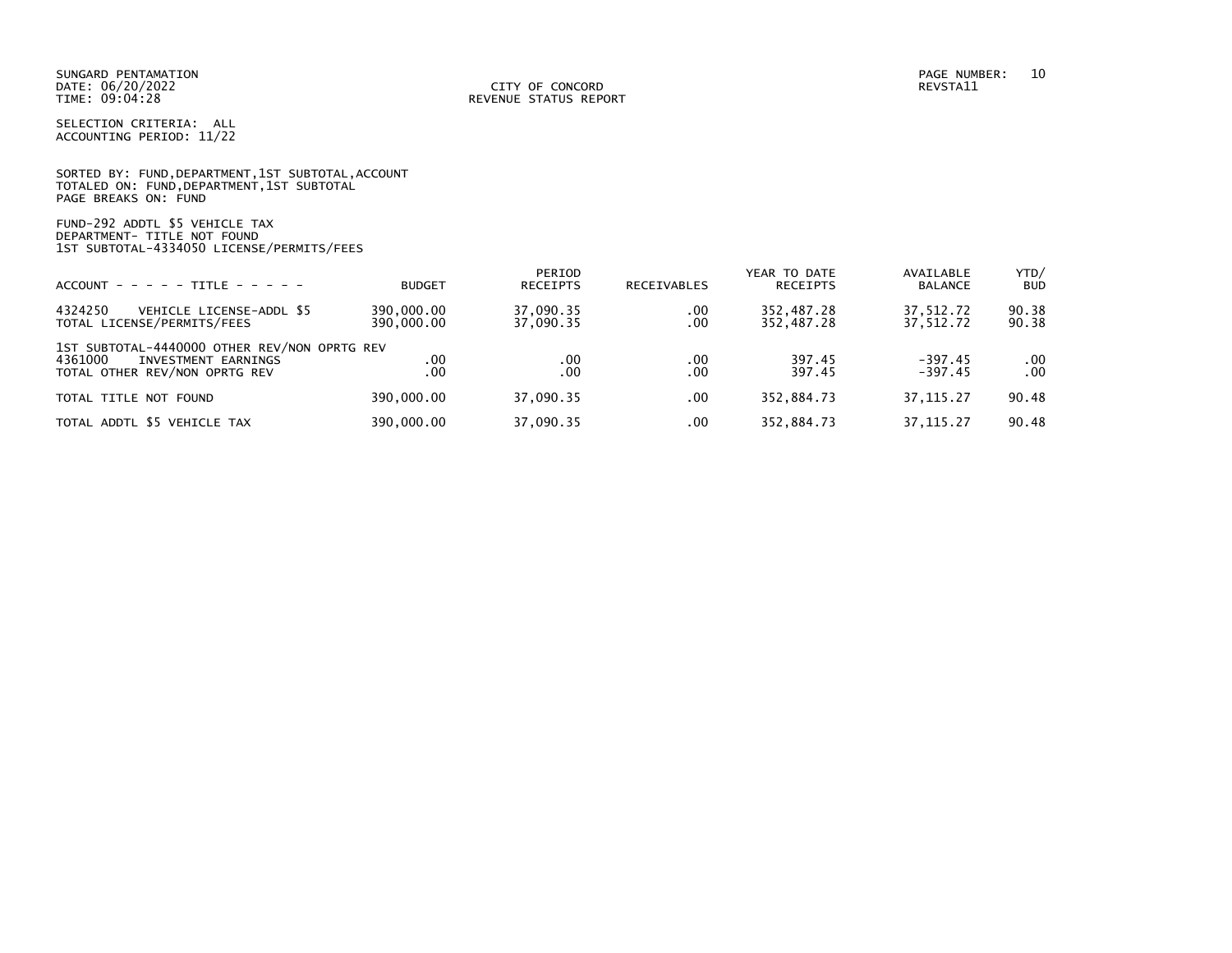SUNGARD PENTAMATION
DATE: 06/20/2022
TIME: 09:04:28

CITY OF CONCORD
REVENUE STATUS REPORT

REVSTA11

SELECTION CRITERIA: ALL
ACCOUNTING PERIOD: 11/22

SORTED BY: FUND,DEPARTMENT,1ST SUBTOTAL,ACCOUNT
TOTALED ON: FUND,DEPARTMENT,1ST SUBTOTAL
PAGE BREAKS ON: FUND

FUND-292 ADDTL $5 VEHICLE TAX
DEPARTMENT- TITLE NOT FOUND
1ST SUBTOTAL-4334050 LICENSE/PERMITS/FEES

| ACCOUNT - - - - - TITLE - - - - - | BUDGET | PERIOD RECEIPTS | RECEIVABLES | YEAR TO DATE RECEIPTS | AVAILABLE BALANCE | YTD/ BUD |
|---|---|---|---|---|---|---|
| 4324250 VEHICLE LICENSE-ADDL $5 | 390,000.00 | 37,090.35 | .00 | 352,487.28 | 37,512.72 | 90.38 |
| TOTAL LICENSE/PERMITS/FEES | 390,000.00 | 37,090.35 | .00 | 352,487.28 | 37,512.72 | 90.38 |
| 1ST SUBTOTAL-4440000 OTHER REV/NON OPRTG REV | | | | | | |
| 4361000 INVESTMENT EARNINGS | .00 | .00 | .00 | 397.45 | -397.45 | .00 |
| TOTAL OTHER REV/NON OPRTG REV | .00 | .00 | .00 | 397.45 | -397.45 | .00 |
| TOTAL TITLE NOT FOUND | 390,000.00 | 37,090.35 | .00 | 352,884.73 | 37,115.27 | 90.48 |
| TOTAL ADDTL $5 VEHICLE TAX | 390,000.00 | 37,090.35 | .00 | 352,884.73 | 37,115.27 | 90.48 |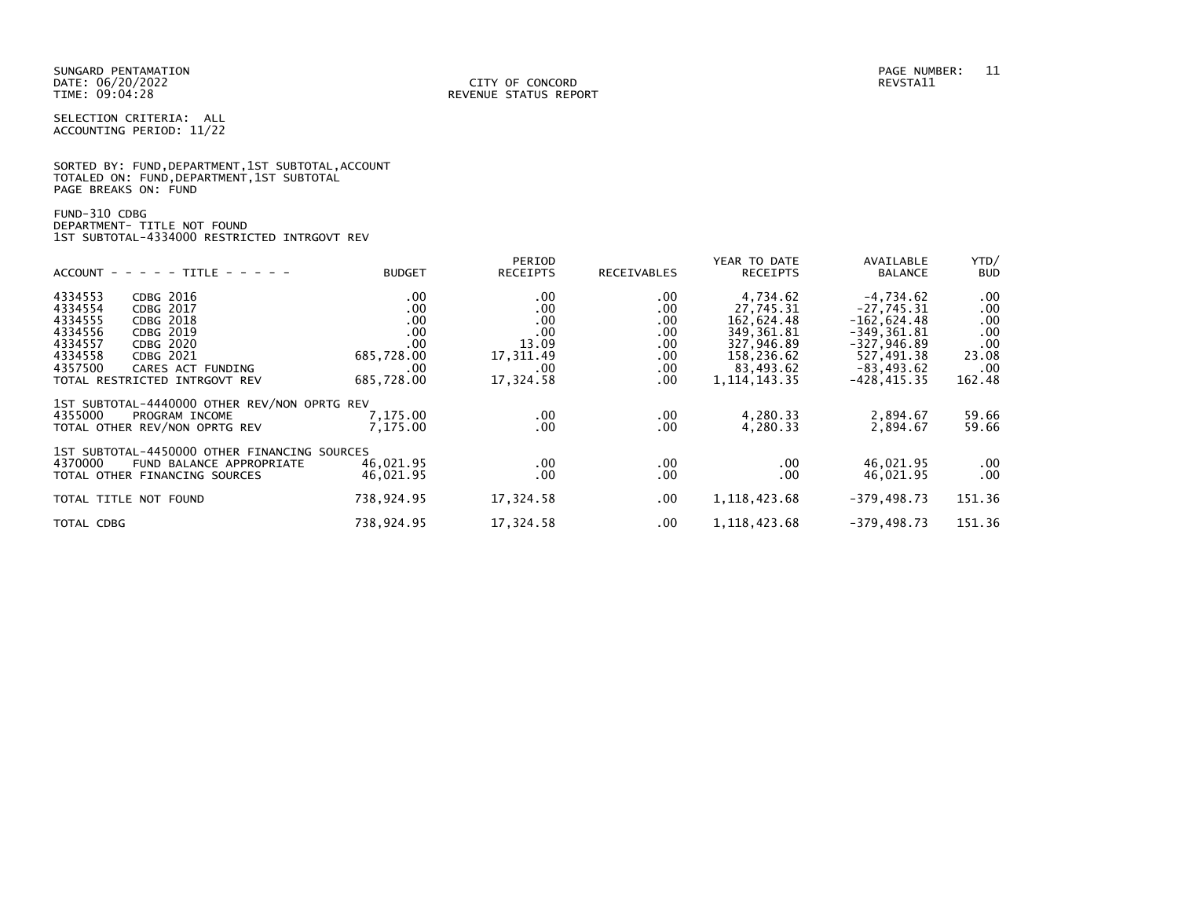SUNGARD PENTAMATION
DATE: 06/20/2022
TIME: 09:04:28

CITY OF CONCORD
REVENUE STATUS REPORT

PAGE NUMBER: 11
REVSTA11

SELECTION CRITERIA: ALL
ACCOUNTING PERIOD: 11/22

SORTED BY: FUND,DEPARTMENT,1ST SUBTOTAL,ACCOUNT
TOTALED ON: FUND,DEPARTMENT,1ST SUBTOTAL
PAGE BREAKS ON: FUND

FUND-310 CDBG
DEPARTMENT- TITLE NOT FOUND
1ST SUBTOTAL-4334000 RESTRICTED INTRGOVT REV

| ACCOUNT - - - - - TITLE - - - - - | | BUDGET | PERIOD RECEIPTS | RECEIVABLES | YEAR TO DATE RECEIPTS | AVAILABLE BALANCE | YTD/ BUD |
|---|---|---|---|---|---|---|---|
| 4334553 | CDBG 2016 | .00 | .00 | .00 | 4,734.62 | -4,734.62 | .00 |
| 4334554 | CDBG 2017 | .00 | .00 | .00 | 27,745.31 | -27,745.31 | .00 |
| 4334555 | CDBG 2018 | .00 | .00 | .00 | 162,624.48 | -162,624.48 | .00 |
| 4334556 | CDBG 2019 | .00 | .00 | .00 | 349,361.81 | -349,361.81 | .00 |
| 4334557 | CDBG 2020 | .00 | 13.09 | .00 | 327,946.89 | -327,946.89 | .00 |
| 4334558 | CDBG 2021 | 685,728.00 | 17,311.49 | .00 | 158,236.62 | 527,491.38 | 23.08 |
| 4357500 | CARES ACT FUNDING | .00 | .00 | .00 | 83,493.62 | -83,493.62 | .00 |
| TOTAL RESTRICTED INTRGOVT REV | | 685,728.00 | 17,324.58 | .00 | 1,114,143.35 | -428,415.35 | 162.48 |
| 1ST SUBTOTAL-4440000 OTHER REV/NON OPRTG REV | | | | | | | |
| 4355000 | PROGRAM INCOME | 7,175.00 | .00 | .00 | 4,280.33 | 2,894.67 | 59.66 |
| TOTAL OTHER REV/NON OPRTG REV | | 7,175.00 | .00 | .00 | 4,280.33 | 2,894.67 | 59.66 |
| 1ST SUBTOTAL-4450000 OTHER FINANCING SOURCES | | | | | | | |
| 4370000 | FUND BALANCE APPROPRIATE | 46,021.95 | .00 | .00 | .00 | 46,021.95 | .00 |
| TOTAL OTHER FINANCING SOURCES | | 46,021.95 | .00 | .00 | .00 | 46,021.95 | .00 |
| TOTAL TITLE NOT FOUND | | 738,924.95 | 17,324.58 | .00 | 1,118,423.68 | -379,498.73 | 151.36 |
| TOTAL CDBG | | 738,924.95 | 17,324.58 | .00 | 1,118,423.68 | -379,498.73 | 151.36 |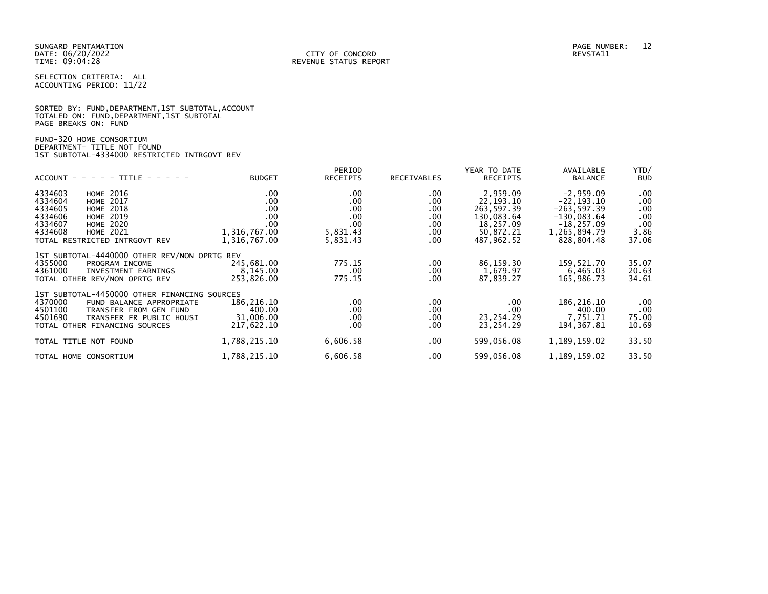SUNGARD PENTAMATION
DATE: 06/20/2022
TIME: 09:04:28

CITY OF CONCORD
REVENUE STATUS REPORT

PAGE NUMBER: 12
REVSTA11

SELECTION CRITERIA: ALL
ACCOUNTING PERIOD: 11/22

SORTED BY: FUND,DEPARTMENT,1ST SUBTOTAL,ACCOUNT
TOTALED ON: FUND,DEPARTMENT,1ST SUBTOTAL
PAGE BREAKS ON: FUND

FUND-320 HOME CONSORTIUM
DEPARTMENT- TITLE NOT FOUND
1ST SUBTOTAL-4334000 RESTRICTED INTRGOVT REV

| ACCOUNT | TITLE | BUDGET | PERIOD RECEIPTS | RECEIVABLES | YEAR TO DATE RECEIPTS | AVAILABLE BALANCE | YTD/ BUD |
|---|---|---|---|---|---|---|---|
| 4334603 | HOME 2016 | .00 | .00 | .00 | 2,959.09 | -2,959.09 | .00 |
| 4334604 | HOME 2017 | .00 | .00 | .00 | 22,193.10 | -22,193.10 | .00 |
| 4334605 | HOME 2018 | .00 | .00 | .00 | 263,597.39 | -263,597.39 | .00 |
| 4334606 | HOME 2019 | .00 | .00 | .00 | 130,083.64 | -130,083.64 | .00 |
| 4334607 | HOME 2020 | .00 | .00 | .00 | 18,257.09 | -18,257.09 | .00 |
| 4334608 | HOME 2021 | 1,316,767.00 | 5,831.43 | .00 | 50,872.21 | 1,265,894.79 | 3.86 |
| TOTAL RESTRICTED INTRGOVT REV | | 1,316,767.00 | 5,831.43 | .00 | 487,962.52 | 828,804.48 | 37.06 |
| 1ST SUBTOTAL-4440000 OTHER REV/NON OPRTG REV | | | | | | | |
| 4355000 | PROGRAM INCOME | 245,681.00 | 775.15 | .00 | 86,159.30 | 159,521.70 | 35.07 |
| 4361000 | INVESTMENT EARNINGS | 8,145.00 | .00 | .00 | 1,679.97 | 6,465.03 | 20.63 |
| TOTAL OTHER REV/NON OPRTG REV | | 253,826.00 | 775.15 | .00 | 87,839.27 | 165,986.73 | 34.61 |
| 1ST SUBTOTAL-4450000 OTHER FINANCING SOURCES | | | | | | | |
| 4370000 | FUND BALANCE APPROPRIATE | 186,216.10 | .00 | .00 | .00 | 186,216.10 | .00 |
| 4501100 | TRANSFER FROM GEN FUND | 400.00 | .00 | .00 | .00 | 400.00 | .00 |
| 4501690 | TRANSFER FR PUBLIC HOUSI | 31,006.00 | .00 | .00 | 23,254.29 | 7,751.71 | 75.00 |
| TOTAL OTHER FINANCING SOURCES | | 217,622.10 | .00 | .00 | 23,254.29 | 194,367.81 | 10.69 |
| TOTAL TITLE NOT FOUND | | 1,788,215.10 | 6,606.58 | .00 | 599,056.08 | 1,189,159.02 | 33.50 |
| TOTAL HOME CONSORTIUM | | 1,788,215.10 | 6,606.58 | .00 | 599,056.08 | 1,189,159.02 | 33.50 |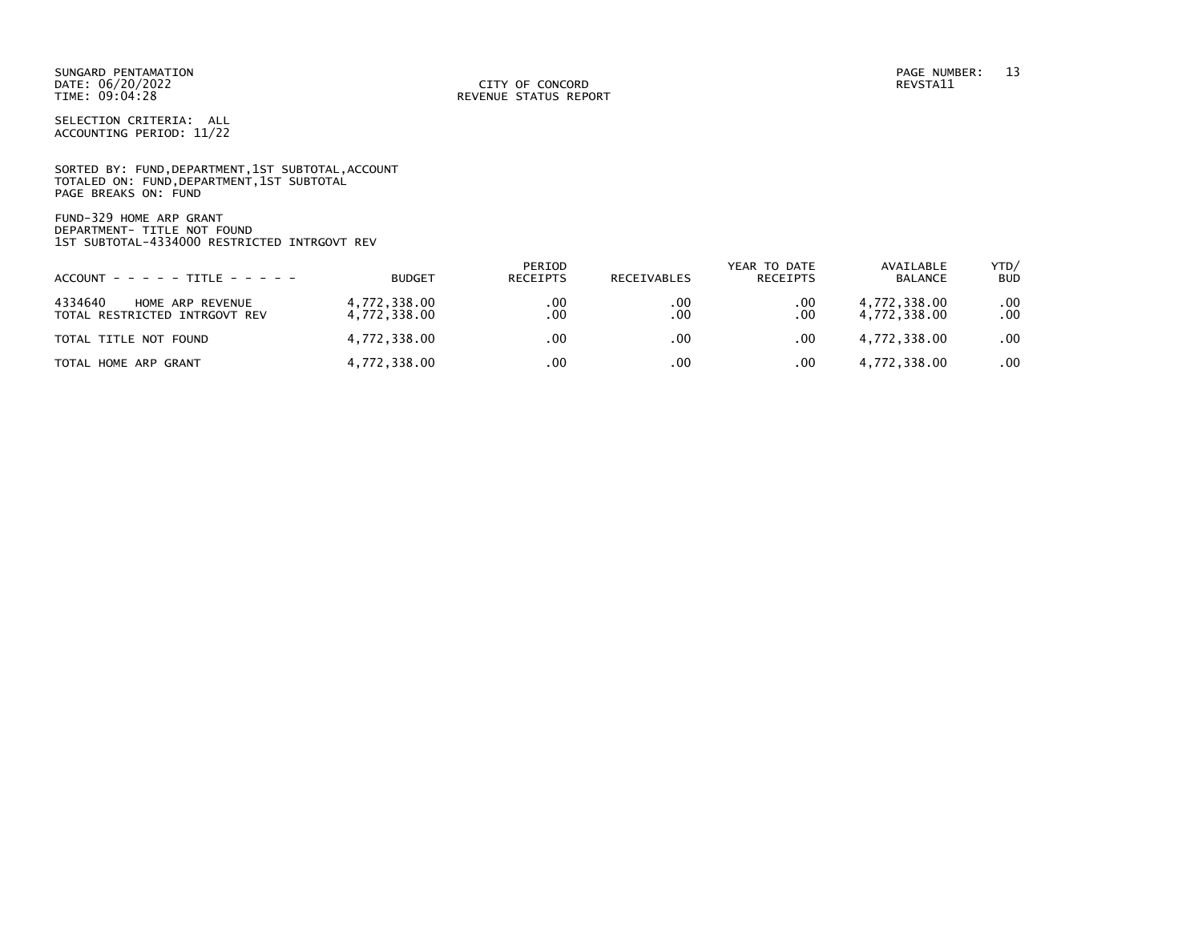SUNGARD PENTAMATION
DATE: 06/20/2022
TIME: 09:04:28

CITY OF CONCORD
REVENUE STATUS REPORT

REVSTA11

SELECTION CRITERIA: ALL
ACCOUNTING PERIOD: 11/22

SORTED BY: FUND,DEPARTMENT,1ST SUBTOTAL,ACCOUNT
TOTALED ON: FUND,DEPARTMENT,1ST SUBTOTAL
PAGE BREAKS ON: FUND

FUND-329 HOME ARP GRANT
DEPARTMENT- TITLE NOT FOUND
1ST SUBTOTAL-4334000 RESTRICTED INTRGOVT REV

| ACCOUNT - - - - - TITLE - - - - - | BUDGET | PERIOD RECEIPTS | RECEIVABLES | YEAR TO DATE RECEIPTS | AVAILABLE BALANCE | YTD/ BUD |
|---|---|---|---|---|---|---|
| 4334640 HOME ARP REVENUE | 4,772,338.00 | .00 | .00 | .00 | 4,772,338.00 | .00 |
| TOTAL RESTRICTED INTRGOVT REV | 4,772,338.00 | .00 | .00 | .00 | 4,772,338.00 | .00 |
| TOTAL TITLE NOT FOUND | 4,772,338.00 | .00 | .00 | .00 | 4,772,338.00 | .00 |
| TOTAL HOME ARP GRANT | 4,772,338.00 | .00 | .00 | .00 | 4,772,338.00 | .00 |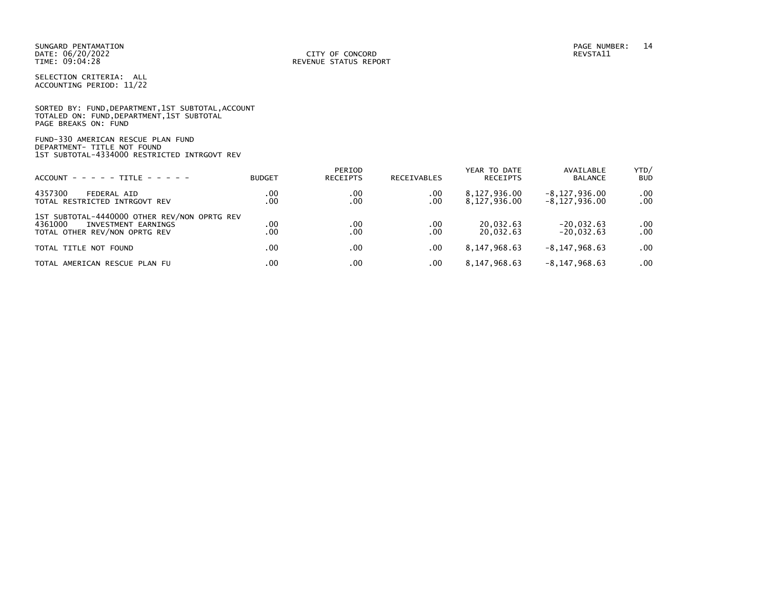SUNGARD PENTAMATION
DATE: 06/20/2022
TIME: 09:04:28

CITY OF CONCORD
REVENUE STATUS REPORT

REVSTA11

SELECTION CRITERIA: ALL
ACCOUNTING PERIOD: 11/22

SORTED BY: FUND,DEPARTMENT,1ST SUBTOTAL,ACCOUNT
TOTALED ON: FUND,DEPARTMENT,1ST SUBTOTAL
PAGE BREAKS ON: FUND

FUND-330 AMERICAN RESCUE PLAN FUND
DEPARTMENT- TITLE NOT FOUND
1ST SUBTOTAL-4334000 RESTRICTED INTRGOVT REV

| ACCOUNT - - - - - TITLE - - - - - | BUDGET | PERIOD RECEIPTS | RECEIVABLES | YEAR TO DATE RECEIPTS | AVAILABLE BALANCE | YTD/ BUD |
|---|---|---|---|---|---|---|
| 4357300 FEDERAL AID | .00 | .00 | .00 | 8,127,936.00 | -8,127,936.00 | .00 |
| TOTAL RESTRICTED INTRGOVT REV | .00 | .00 | .00 | 8,127,936.00 | -8,127,936.00 | .00 |
| 1ST SUBTOTAL-4440000 OTHER REV/NON OPRTG REV | | | | | | |
| 4361000 INVESTMENT EARNINGS | .00 | .00 | .00 | 20,032.63 | -20,032.63 | .00 |
| TOTAL OTHER REV/NON OPRTG REV | .00 | .00 | .00 | 20,032.63 | -20,032.63 | .00 |
| TOTAL TITLE NOT FOUND | .00 | .00 | .00 | 8,147,968.63 | -8,147,968.63 | .00 |
| TOTAL AMERICAN RESCUE PLAN FU | .00 | .00 | .00 | 8,147,968.63 | -8,147,968.63 | .00 |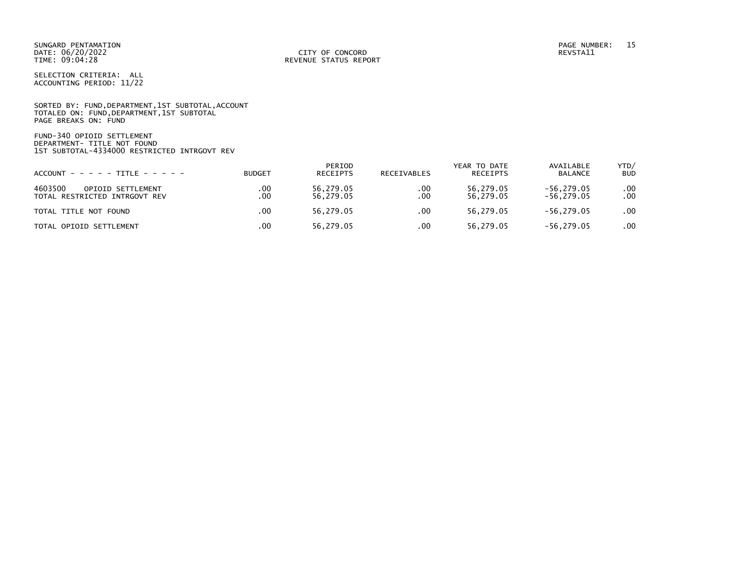SUNGARD PENTAMATION
DATE: 06/20/2022
TIME: 09:04:28

CITY OF CONCORD
REVENUE STATUS REPORT

REVSTA11

SELECTION CRITERIA: ALL
ACCOUNTING PERIOD: 11/22

SORTED BY: FUND,DEPARTMENT,1ST SUBTOTAL,ACCOUNT
TOTALED ON: FUND,DEPARTMENT,1ST SUBTOTAL
PAGE BREAKS ON: FUND

FUND-340 OPIOID SETTLEMENT
DEPARTMENT- TITLE NOT FOUND
1ST SUBTOTAL-4334000 RESTRICTED INTRGOVT REV

| ACCOUNT - - - - - TITLE - - - - - | BUDGET | PERIOD RECEIPTS | RECEIVABLES | YEAR TO DATE RECEIPTS | AVAILABLE BALANCE | YTD/ BUD |
|---|---|---|---|---|---|---|
| 4603500 OPIOID SETTLEMENT | .00 | 56,279.05 | .00 | 56,279.05 | -56,279.05 | .00 |
| TOTAL RESTRICTED INTRGOVT REV | .00 | 56,279.05 | .00 | 56,279.05 | -56,279.05 | .00 |
| TOTAL TITLE NOT FOUND | .00 | 56,279.05 | .00 | 56,279.05 | -56,279.05 | .00 |
| TOTAL OPIOID SETTLEMENT | .00 | 56,279.05 | .00 | 56,279.05 | -56,279.05 | .00 |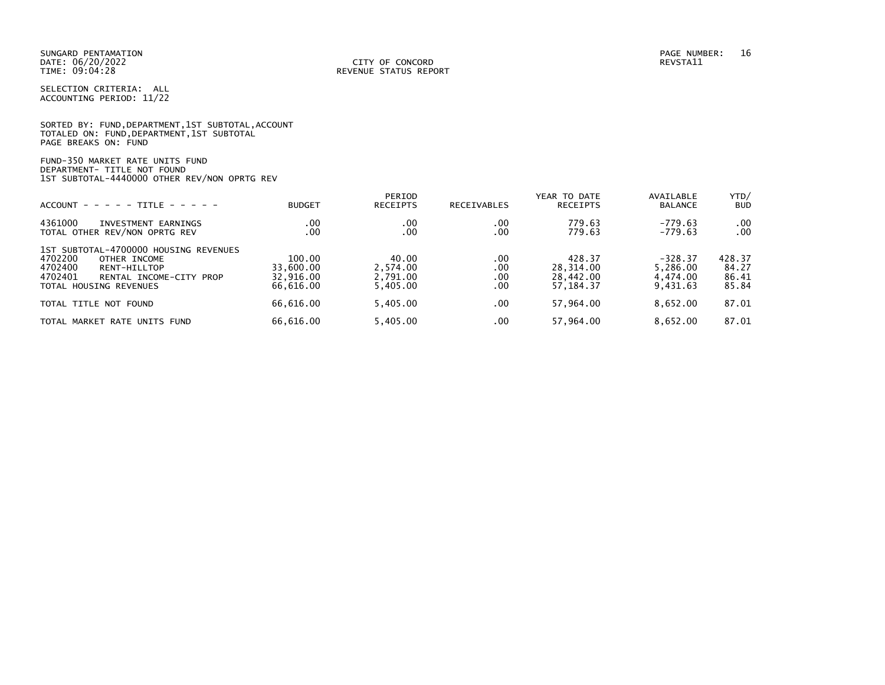SUNGARD PENTAMATION
DATE: 06/20/2022
TIME: 09:04:28

CITY OF CONCORD
REVENUE STATUS REPORT

PAGE NUMBER: 16
REVSTA11

SELECTION CRITERIA: ALL
ACCOUNTING PERIOD: 11/22

SORTED BY: FUND,DEPARTMENT,1ST SUBTOTAL,ACCOUNT
TOTALED ON: FUND,DEPARTMENT,1ST SUBTOTAL
PAGE BREAKS ON: FUND

FUND-350 MARKET RATE UNITS FUND
DEPARTMENT- TITLE NOT FOUND
1ST SUBTOTAL-4440000 OTHER REV/NON OPRTG REV

| ACCOUNT - - - - - TITLE - - - - - | BUDGET | PERIOD RECEIPTS | RECEIVABLES | YEAR TO DATE RECEIPTS | AVAILABLE BALANCE | YTD/ BUD |
|---|---|---|---|---|---|---|
| 4361000 INVESTMENT EARNINGS | .00 | .00 | .00 | 779.63 | -779.63 | .00 |
| TOTAL OTHER REV/NON OPRTG REV | .00 | .00 | .00 | 779.63 | -779.63 | .00 |
| 1ST SUBTOTAL-4700000 HOUSING REVENUES | | | | | | |
| 4702200 OTHER INCOME | 100.00 | 40.00 | .00 | 428.37 | -328.37 | 428.37 |
| 4702400 RENT-HILLTOP | 33,600.00 | 2,574.00 | .00 | 28,314.00 | 5,286.00 | 84.27 |
| 4702401 RENTAL INCOME-CITY PROP | 32,916.00 | 2,791.00 | .00 | 28,442.00 | 4,474.00 | 86.41 |
| TOTAL HOUSING REVENUES | 66,616.00 | 5,405.00 | .00 | 57,184.37 | 9,431.63 | 85.84 |
| TOTAL TITLE NOT FOUND | 66,616.00 | 5,405.00 | .00 | 57,964.00 | 8,652.00 | 87.01 |
| TOTAL MARKET RATE UNITS FUND | 66,616.00 | 5,405.00 | .00 | 57,964.00 | 8,652.00 | 87.01 |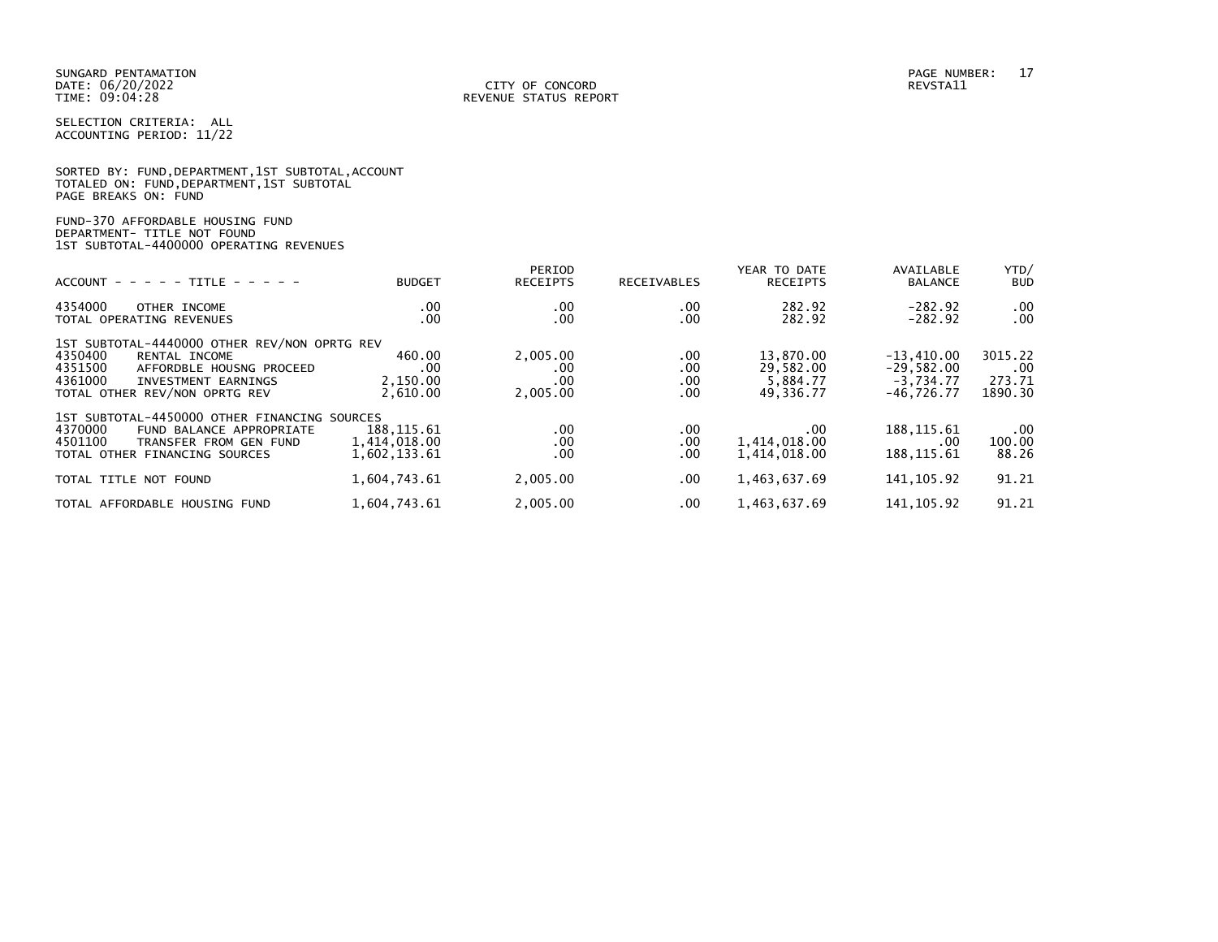SUNGARD PENTAMATION
DATE: 06/20/2022
TIME: 09:04:28

CITY OF CONCORD
REVENUE STATUS REPORT

REVSTA11

SELECTION CRITERIA: ALL
ACCOUNTING PERIOD: 11/22

SORTED BY: FUND,DEPARTMENT,1ST SUBTOTAL,ACCOUNT
TOTALED ON: FUND,DEPARTMENT,1ST SUBTOTAL
PAGE BREAKS ON: FUND

FUND-370 AFFORDABLE HOUSING FUND
DEPARTMENT- TITLE NOT FOUND
1ST SUBTOTAL-4400000 OPERATING REVENUES

| ACCOUNT - - - - - TITLE - - - - - | BUDGET | PERIOD RECEIPTS | RECEIVABLES | YEAR TO DATE RECEIPTS | AVAILABLE BALANCE | YTD/ BUD |
|---|---|---|---|---|---|---|
| 4354000 OTHER INCOME | .00 | .00 | .00 | 282.92 | -282.92 | .00 |
| TOTAL OPERATING REVENUES | .00 | .00 | .00 | 282.92 | -282.92 | .00 |
| 1ST SUBTOTAL-4440000 OTHER REV/NON OPRTG REV | | | | | | |
| 4350400 RENTAL INCOME | 460.00 | 2,005.00 | .00 | 13,870.00 | -13,410.00 | 3015.22 |
| 4351500 AFFORDBLE HOUSNG PROCEED | .00 | .00 | .00 | 29,582.00 | -29,582.00 | .00 |
| 4361000 INVESTMENT EARNINGS | 2,150.00 | .00 | .00 | 5,884.77 | -3,734.77 | 273.71 |
| TOTAL OTHER REV/NON OPRTG REV | 2,610.00 | 2,005.00 | .00 | 49,336.77 | -46,726.77 | 1890.30 |
| 1ST SUBTOTAL-4450000 OTHER FINANCING SOURCES | | | | | | |
| 4370000 FUND BALANCE APPROPRIATE | 188,115.61 | .00 | .00 | .00 | 188,115.61 | .00 |
| 4501100 TRANSFER FROM GEN FUND | 1,414,018.00 | .00 | .00 | 1,414,018.00 | .00 | 100.00 |
| TOTAL OTHER FINANCING SOURCES | 1,602,133.61 | .00 | .00 | 1,414,018.00 | 188,115.61 | 88.26 |
| TOTAL TITLE NOT FOUND | 1,604,743.61 | 2,005.00 | .00 | 1,463,637.69 | 141,105.92 | 91.21 |
| TOTAL AFFORDABLE HOUSING FUND | 1,604,743.61 | 2,005.00 | .00 | 1,463,637.69 | 141,105.92 | 91.21 |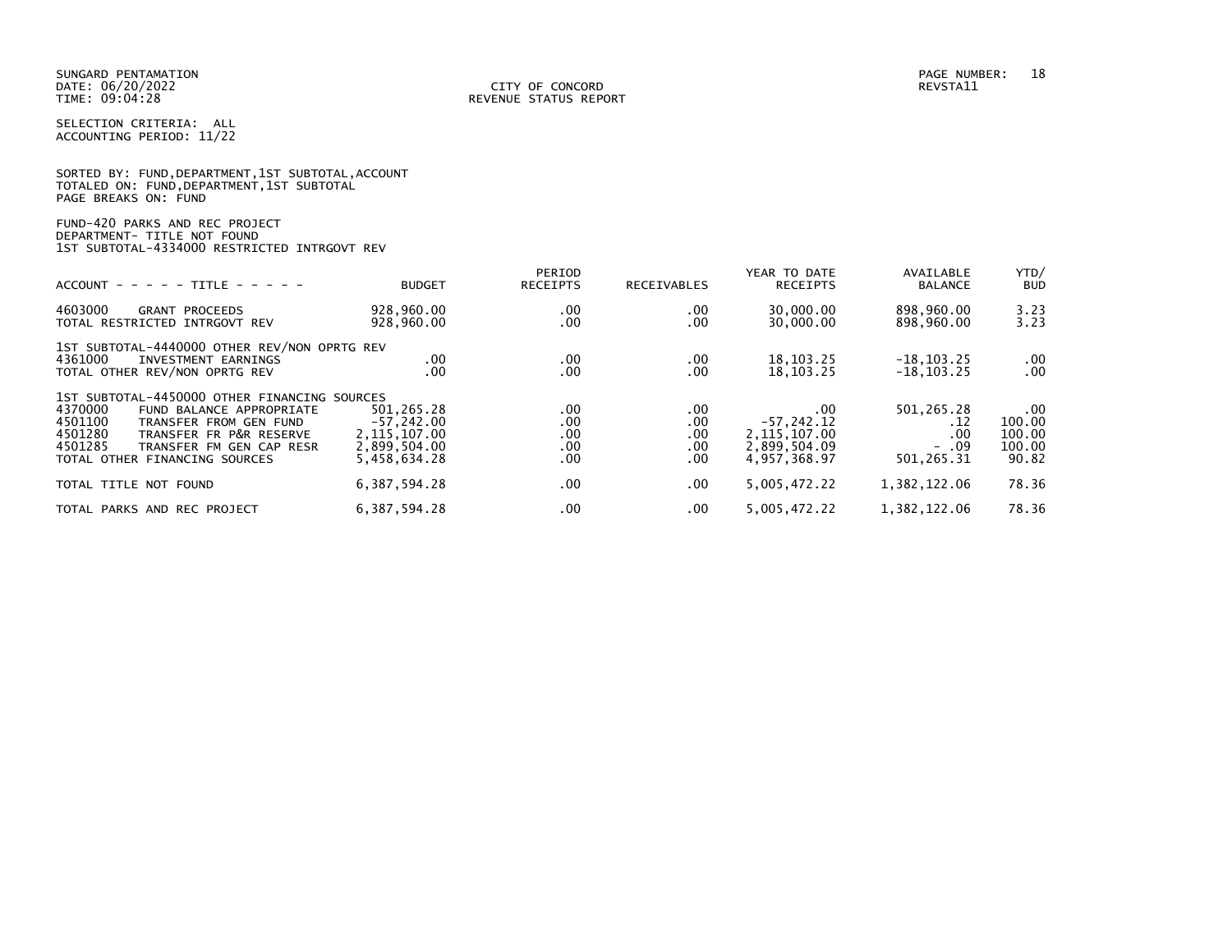SUNGARD PENTAMATION
DATE: 06/20/2022
TIME: 09:04:28

CITY OF CONCORD
REVENUE STATUS REPORT

REVSTA11

SELECTION CRITERIA: ALL
ACCOUNTING PERIOD: 11/22

SORTED BY: FUND,DEPARTMENT,1ST SUBTOTAL,ACCOUNT
TOTALED ON: FUND,DEPARTMENT,1ST SUBTOTAL
PAGE BREAKS ON: FUND

FUND-420 PARKS AND REC PROJECT
DEPARTMENT- TITLE NOT FOUND
1ST SUBTOTAL-4334000 RESTRICTED INTRGOVT REV

| ACCOUNT - - - - - TITLE - - - - - | BUDGET | PERIOD RECEIPTS | RECEIVABLES | YEAR TO DATE RECEIPTS | AVAILABLE BALANCE | YTD/ BUD |
|---|---|---|---|---|---|---|
| 4603000 GRANT PROCEEDS | 928,960.00 | .00 | .00 | 30,000.00 | 898,960.00 | 3.23 |
| TOTAL RESTRICTED INTRGOVT REV | 928,960.00 | .00 | .00 | 30,000.00 | 898,960.00 | 3.23 |
| 1ST SUBTOTAL-4440000 OTHER REV/NON OPRTG REV | | | | | | |
| 4361000 INVESTMENT EARNINGS | .00 | .00 | .00 | 18,103.25 | -18,103.25 | .00 |
| TOTAL OTHER REV/NON OPRTG REV | .00 | .00 | .00 | 18,103.25 | -18,103.25 | .00 |
| 1ST SUBTOTAL-4450000 OTHER FINANCING SOURCES | | | | | | |
| 4370000 FUND BALANCE APPROPRIATE | 501,265.28 | .00 | .00 | .00 | 501,265.28 | .00 |
| 4501100 TRANSFER FROM GEN FUND | -57,242.00 | .00 | .00 | -57,242.12 | .12 | 100.00 |
| 4501280 TRANSFER FR P&R RESERVE | 2,115,107.00 | .00 | .00 | 2,115,107.00 | .00 | 100.00 |
| 4501285 TRANSFER FM GEN CAP RESR | 2,899,504.00 | .00 | .00 | 2,899,504.09 | - .09 | 100.00 |
| TOTAL OTHER FINANCING SOURCES | 5,458,634.28 | .00 | .00 | 4,957,368.97 | 501,265.31 | 90.82 |
| TOTAL TITLE NOT FOUND | 6,387,594.28 | .00 | .00 | 5,005,472.22 | 1,382,122.06 | 78.36 |
| TOTAL PARKS AND REC PROJECT | 6,387,594.28 | .00 | .00 | 5,005,472.22 | 1,382,122.06 | 78.36 |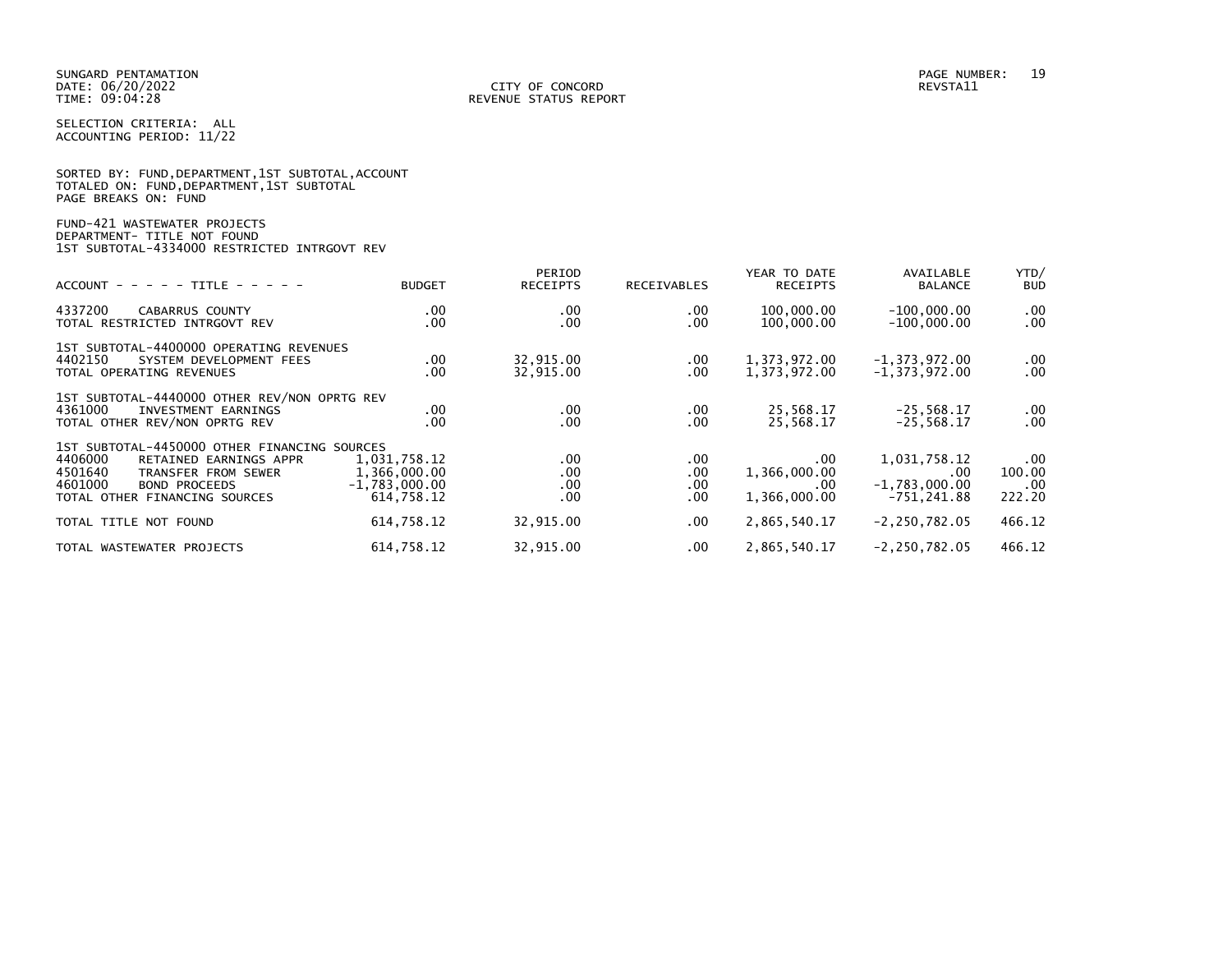SUNGARD PENTAMATION
DATE: 06/20/2022
TIME: 09:04:28

CITY OF CONCORD
REVENUE STATUS REPORT

REVSTA11

SELECTION CRITERIA: ALL
ACCOUNTING PERIOD: 11/22

SORTED BY: FUND,DEPARTMENT,1ST SUBTOTAL,ACCOUNT
TOTALED ON: FUND,DEPARTMENT,1ST SUBTOTAL
PAGE BREAKS ON: FUND

FUND-421 WASTEWATER PROJECTS
DEPARTMENT- TITLE NOT FOUND
1ST SUBTOTAL-4334000 RESTRICTED INTRGOVT REV

| ACCOUNT - - - - - TITLE - - - - - | BUDGET | PERIOD RECEIPTS | RECEIVABLES | YEAR TO DATE RECEIPTS | AVAILABLE BALANCE | YTD/ BUD |
|---|---|---|---|---|---|---|
| 4337200 CABARRUS COUNTY | .00 | .00 | .00 | 100,000.00 | -100,000.00 | .00 |
| TOTAL RESTRICTED INTRGOVT REV | .00 | .00 | .00 | 100,000.00 | -100,000.00 | .00 |
| 1ST SUBTOTAL-4400000 OPERATING REVENUES | | | | | | |
| 4402150 SYSTEM DEVELOPMENT FEES | .00 | 32,915.00 | .00 | 1,373,972.00 | -1,373,972.00 | .00 |
| TOTAL OPERATING REVENUES | .00 | 32,915.00 | .00 | 1,373,972.00 | -1,373,972.00 | .00 |
| 1ST SUBTOTAL-4440000 OTHER REV/NON OPRTG REV | | | | | | |
| 4361000 INVESTMENT EARNINGS | .00 | .00 | .00 | 25,568.17 | -25,568.17 | .00 |
| TOTAL OTHER REV/NON OPRTG REV | .00 | .00 | .00 | 25,568.17 | -25,568.17 | .00 |
| 1ST SUBTOTAL-4450000 OTHER FINANCING SOURCES | | | | | | |
| 4406000 RETAINED EARNINGS APPR | 1,031,758.12 | .00 | .00 | .00 | 1,031,758.12 | .00 |
| 4501640 TRANSFER FROM SEWER | 1,366,000.00 | .00 | .00 | 1,366,000.00 | .00 | 100.00 |
| 4601000 BOND PROCEEDS | -1,783,000.00 | .00 | .00 | .00 | -1,783,000.00 | .00 |
| TOTAL OTHER FINANCING SOURCES | 614,758.12 | .00 | .00 | 1,366,000.00 | -751,241.88 | 222.20 |
| TOTAL TITLE NOT FOUND | 614,758.12 | 32,915.00 | .00 | 2,865,540.17 | -2,250,782.05 | 466.12 |
| TOTAL WASTEWATER PROJECTS | 614,758.12 | 32,915.00 | .00 | 2,865,540.17 | -2,250,782.05 | 466.12 |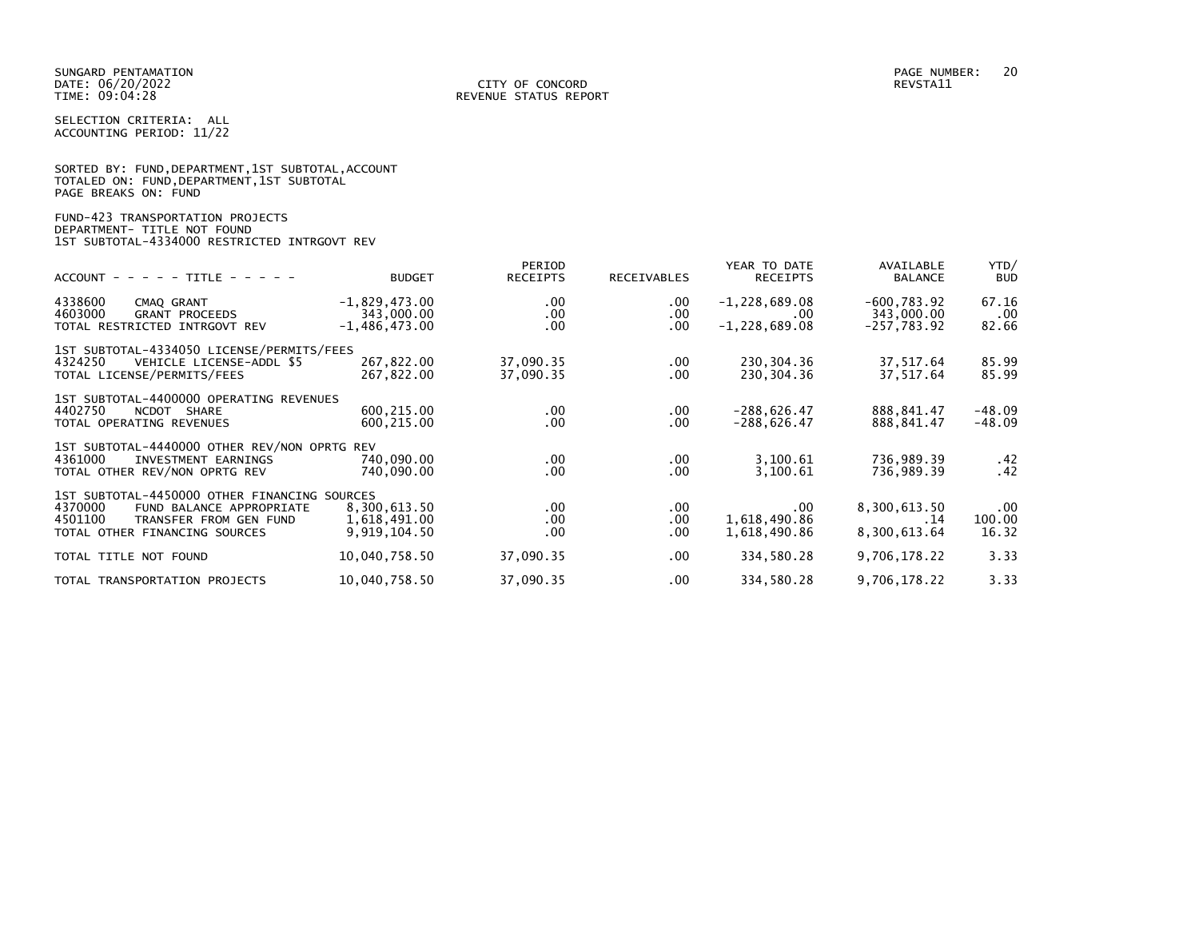SUNGARD PENTAMATION
DATE: 06/20/2022
TIME: 09:04:28

CITY OF CONCORD
REVENUE STATUS REPORT

PAGE NUMBER: 20
REVSTA11

SELECTION CRITERIA: ALL
ACCOUNTING PERIOD: 11/22

SORTED BY: FUND,DEPARTMENT,1ST SUBTOTAL,ACCOUNT
TOTALED ON: FUND,DEPARTMENT,1ST SUBTOTAL
PAGE BREAKS ON: FUND

FUND-423 TRANSPORTATION PROJECTS
DEPARTMENT- TITLE NOT FOUND
1ST SUBTOTAL-4334000 RESTRICTED INTRGOVT REV

| ACCOUNT - - - - - TITLE - - - - - | BUDGET | PERIOD RECEIPTS | RECEIVABLES | YEAR TO DATE RECEIPTS | AVAILABLE BALANCE | YTD/ BUD |
|---|---|---|---|---|---|---|
| 4338600 CMAQ GRANT | -1,829,473.00 | .00 | .00 | -1,228,689.08 | -600,783.92 | 67.16 |
| 4603000 GRANT PROCEEDS | 343,000.00 | .00 | .00 | .00 | 343,000.00 | .00 |
| TOTAL RESTRICTED INTRGOVT REV | -1,486,473.00 | .00 | .00 | -1,228,689.08 | -257,783.92 | 82.66 |
| 1ST SUBTOTAL-4334050 LICENSE/PERMITS/FEES | | | | | | |
| 4324250 VEHICLE LICENSE-ADDL $5 | 267,822.00 | 37,090.35 | .00 | 230,304.36 | 37,517.64 | 85.99 |
| TOTAL LICENSE/PERMITS/FEES | 267,822.00 | 37,090.35 | .00 | 230,304.36 | 37,517.64 | 85.99 |
| 1ST SUBTOTAL-4400000 OPERATING REVENUES | | | | | | |
| 4402750 NCDOT SHARE | 600,215.00 | .00 | .00 | -288,626.47 | 888,841.47 | -48.09 |
| TOTAL OPERATING REVENUES | 600,215.00 | .00 | .00 | -288,626.47 | 888,841.47 | -48.09 |
| 1ST SUBTOTAL-4440000 OTHER REV/NON OPRTG REV | | | | | | |
| 4361000 INVESTMENT EARNINGS | 740,090.00 | .00 | .00 | 3,100.61 | 736,989.39 | .42 |
| TOTAL OTHER REV/NON OPRTG REV | 740,090.00 | .00 | .00 | 3,100.61 | 736,989.39 | .42 |
| 1ST SUBTOTAL-4450000 OTHER FINANCING SOURCES | | | | | | |
| 4370000 FUND BALANCE APPROPRIATE | 8,300,613.50 | .00 | .00 | .00 | 8,300,613.50 | .00 |
| 4501100 TRANSFER FROM GEN FUND | 1,618,491.00 | .00 | .00 | 1,618,490.86 | .14 | 100.00 |
| TOTAL OTHER FINANCING SOURCES | 9,919,104.50 | .00 | .00 | 1,618,490.86 | 8,300,613.64 | 16.32 |
| TOTAL TITLE NOT FOUND | 10,040,758.50 | 37,090.35 | .00 | 334,580.28 | 9,706,178.22 | 3.33 |
| TOTAL TRANSPORTATION PROJECTS | 10,040,758.50 | 37,090.35 | .00 | 334,580.28 | 9,706,178.22 | 3.33 |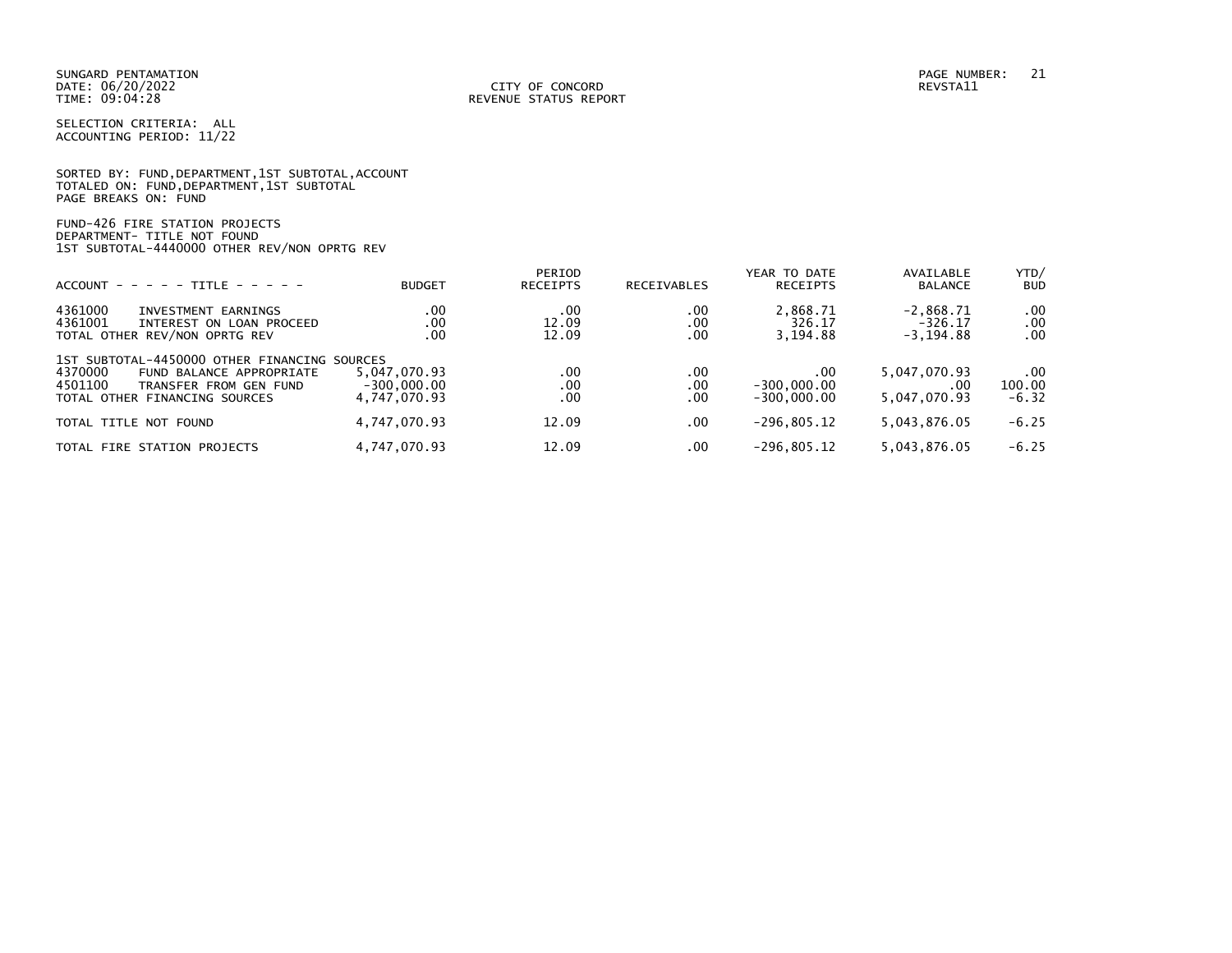SUNGARD PENTAMATION
DATE: 06/20/2022
TIME: 09:04:28

CITY OF CONCORD
REVENUE STATUS REPORT

PAGE NUMBER: 21
REVSTA11

SELECTION CRITERIA: ALL
ACCOUNTING PERIOD: 11/22

SORTED BY: FUND,DEPARTMENT,1ST SUBTOTAL,ACCOUNT
TOTALED ON: FUND,DEPARTMENT,1ST SUBTOTAL
PAGE BREAKS ON: FUND

FUND-426 FIRE STATION PROJECTS
DEPARTMENT- TITLE NOT FOUND
1ST SUBTOTAL-4440000 OTHER REV/NON OPRTG REV

| ACCOUNT - - - - - TITLE - - - - - | BUDGET | PERIOD RECEIPTS | RECEIVABLES | YEAR TO DATE RECEIPTS | AVAILABLE BALANCE | YTD/ BUD |
|---|---|---|---|---|---|---|
| 4361000 INVESTMENT EARNINGS | .00 | .00 | .00 | 2,868.71 | -2,868.71 | .00 |
| 4361001 INTEREST ON LOAN PROCEED | .00 | 12.09 | .00 | 326.17 | -326.17 | .00 |
| TOTAL OTHER REV/NON OPRTG REV | .00 | 12.09 | .00 | 3,194.88 | -3,194.88 | .00 |
| 1ST SUBTOTAL-4450000 OTHER FINANCING SOURCES | | | | | | |
| 4370000 FUND BALANCE APPROPRIATE | 5,047,070.93 | .00 | .00 | .00 | 5,047,070.93 | .00 |
| 4501100 TRANSFER FROM GEN FUND | -300,000.00 | .00 | .00 | -300,000.00 | .00 | 100.00 |
| TOTAL OTHER FINANCING SOURCES | 4,747,070.93 | .00 | .00 | -300,000.00 | 5,047,070.93 | -6.32 |
| TOTAL TITLE NOT FOUND | 4,747,070.93 | 12.09 | .00 | -296,805.12 | 5,043,876.05 | -6.25 |
| TOTAL FIRE STATION PROJECTS | 4,747,070.93 | 12.09 | .00 | -296,805.12 | 5,043,876.05 | -6.25 |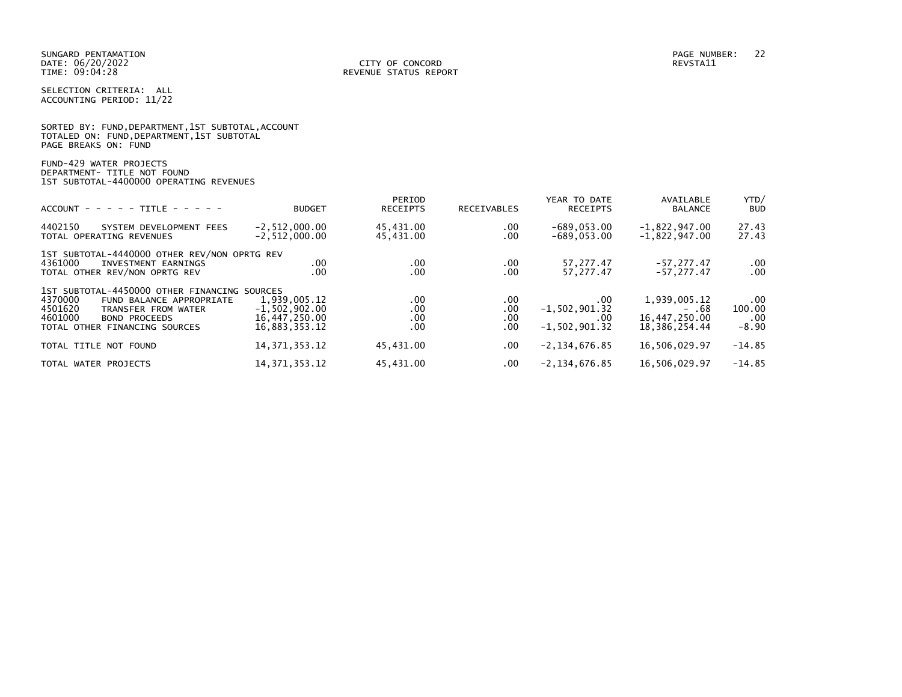SUNGARD PENTAMATION
DATE: 06/20/2022
TIME: 09:04:28

CITY OF CONCORD
REVENUE STATUS REPORT

PAGE NUMBER: 22
REVSTA11

SELECTION CRITERIA: ALL
ACCOUNTING PERIOD: 11/22

SORTED BY: FUND,DEPARTMENT,1ST SUBTOTAL,ACCOUNT
TOTALED ON: FUND,DEPARTMENT,1ST SUBTOTAL
PAGE BREAKS ON: FUND

FUND-429 WATER PROJECTS
DEPARTMENT- TITLE NOT FOUND
1ST SUBTOTAL-4400000 OPERATING REVENUES

| ACCOUNT - - - - - TITLE - - - - - | BUDGET | PERIOD RECEIPTS | RECEIVABLES | YEAR TO DATE RECEIPTS | AVAILABLE BALANCE | YTD/ BUD |
|---|---|---|---|---|---|---|
| 4402150 SYSTEM DEVELOPMENT FEES | -2,512,000.00 | 45,431.00 | .00 | -689,053.00 | -1,822,947.00 | 27.43 |
| TOTAL OPERATING REVENUES | -2,512,000.00 | 45,431.00 | .00 | -689,053.00 | -1,822,947.00 | 27.43 |
| 1ST SUBTOTAL-4440000 OTHER REV/NON OPRTG REV | | | | | | |
| 4361000 INVESTMENT EARNINGS | .00 | .00 | .00 | 57,277.47 | -57,277.47 | .00 |
| TOTAL OTHER REV/NON OPRTG REV | .00 | .00 | .00 | 57,277.47 | -57,277.47 | .00 |
| 1ST SUBTOTAL-4450000 OTHER FINANCING SOURCES | | | | | | |
| 4370000 FUND BALANCE APPROPRIATE | 1,939,005.12 | .00 | .00 | .00 | 1,939,005.12 | .00 |
| 4501620 TRANSFER FROM WATER | -1,502,902.00 | .00 | .00 | -1,502,901.32 | - .68 | 100.00 |
| 4601000 BOND PROCEEDS | 16,447,250.00 | .00 | .00 | .00 | 16,447,250.00 | .00 |
| TOTAL OTHER FINANCING SOURCES | 16,883,353.12 | .00 | .00 | -1,502,901.32 | 18,386,254.44 | -8.90 |
| TOTAL TITLE NOT FOUND | 14,371,353.12 | 45,431.00 | .00 | -2,134,676.85 | 16,506,029.97 | -14.85 |
| TOTAL WATER PROJECTS | 14,371,353.12 | 45,431.00 | .00 | -2,134,676.85 | 16,506,029.97 | -14.85 |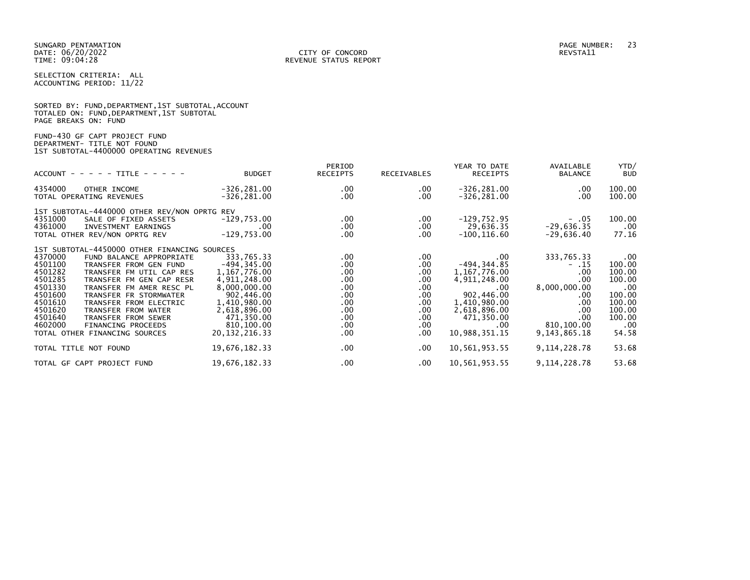SUNGARD PENTAMATION
DATE: 06/20/2022
TIME: 09:04:28

CITY OF CONCORD
REVENUE STATUS REPORT

PAGE NUMBER: 23
REVSTA11

SELECTION CRITERIA: ALL
ACCOUNTING PERIOD: 11/22

SORTED BY: FUND,DEPARTMENT,1ST SUBTOTAL,ACCOUNT
TOTALED ON: FUND,DEPARTMENT,1ST SUBTOTAL
PAGE BREAKS ON: FUND

FUND-430 GF CAPT PROJECT FUND
DEPARTMENT- TITLE NOT FOUND
1ST SUBTOTAL-4400000 OPERATING REVENUES

| ACCOUNT | TITLE | BUDGET | PERIOD RECEIPTS | RECEIVABLES | YEAR TO DATE RECEIPTS | AVAILABLE BALANCE | YTD/ BUD |
|---|---|---|---|---|---|---|---|
| 4354000 | OTHER INCOME | -326,281.00 | .00 | .00 | -326,281.00 | .00 | 100.00 |
| TOTAL OPERATING REVENUES | | -326,281.00 | .00 | .00 | -326,281.00 | .00 | 100.00 |
| 1ST SUBTOTAL-4440000 OTHER REV/NON OPRTG REV | | | | | | | |
| 4351000 | SALE OF FIXED ASSETS | -129,753.00 | .00 | .00 | -129,752.95 | - .05 | 100.00 |
| 4361000 | INVESTMENT EARNINGS | .00 | .00 | .00 | 29,636.35 | -29,636.35 | .00 |
| TOTAL OTHER REV/NON OPRTG REV | | -129,753.00 | .00 | .00 | -100,116.60 | -29,636.40 | 77.16 |
| 1ST SUBTOTAL-4450000 OTHER FINANCING SOURCES | | | | | | | |
| 4370000 | FUND BALANCE APPROPRIATE | 333,765.33 | .00 | .00 | .00 | 333,765.33 | .00 |
| 4501100 | TRANSFER FROM GEN FUND | -494,345.00 | .00 | .00 | -494,344.85 | - .15 | 100.00 |
| 4501282 | TRANSFER FM UTIL CAP RES | 1,167,776.00 | .00 | .00 | 1,167,776.00 | .00 | 100.00 |
| 4501285 | TRANSFER FM GEN CAP RESR | 4,911,248.00 | .00 | .00 | 4,911,248.00 | .00 | 100.00 |
| 4501330 | TRANSFER FM AMER RESC PL | 8,000,000.00 | .00 | .00 | .00 | 8,000,000.00 | .00 |
| 4501600 | TRANSFER FR STORMWATER | 902,446.00 | .00 | .00 | 902,446.00 | .00 | 100.00 |
| 4501610 | TRANSFER FROM ELECTRIC | 1,410,980.00 | .00 | .00 | 1,410,980.00 | .00 | 100.00 |
| 4501620 | TRANSFER FROM WATER | 2,618,896.00 | .00 | .00 | 2,618,896.00 | .00 | 100.00 |
| 4501640 | TRANSFER FROM SEWER | 471,350.00 | .00 | .00 | 471,350.00 | .00 | 100.00 |
| 4602000 | FINANCING PROCEEDS | 810,100.00 | .00 | .00 | .00 | 810,100.00 | .00 |
| TOTAL OTHER FINANCING SOURCES | | 20,132,216.33 | .00 | .00 | 10,988,351.15 | 9,143,865.18 | 54.58 |
| TOTAL TITLE NOT FOUND | | 19,676,182.33 | .00 | .00 | 10,561,953.55 | 9,114,228.78 | 53.68 |
| TOTAL GF CAPT PROJECT FUND | | 19,676,182.33 | .00 | .00 | 10,561,953.55 | 9,114,228.78 | 53.68 |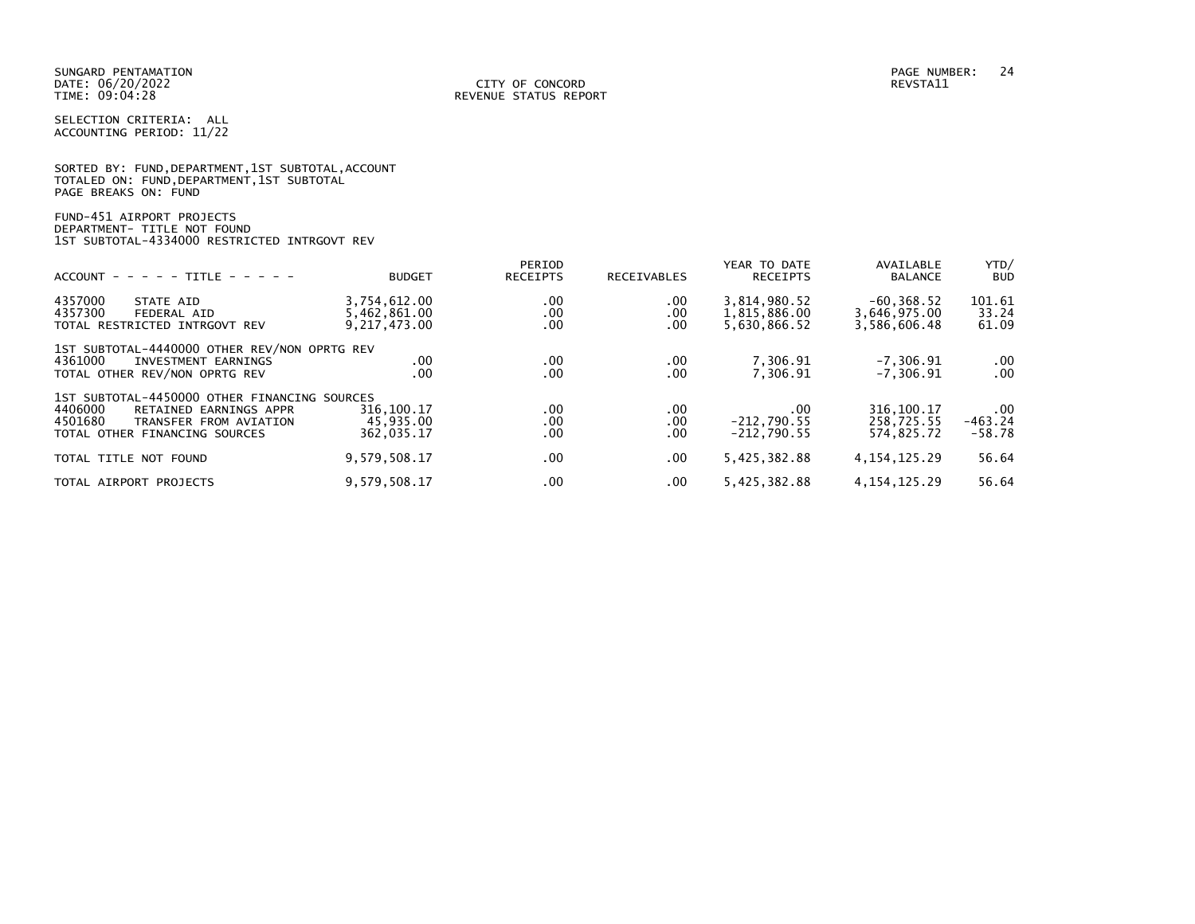SUNGARD PENTAMATION
DATE: 06/20/2022
TIME: 09:04:28

CITY OF CONCORD
REVENUE STATUS REPORT

REVSTA11

SELECTION CRITERIA: ALL
ACCOUNTING PERIOD: 11/22

SORTED BY: FUND,DEPARTMENT,1ST SUBTOTAL,ACCOUNT
TOTALED ON: FUND,DEPARTMENT,1ST SUBTOTAL
PAGE BREAKS ON: FUND

FUND-451 AIRPORT PROJECTS
DEPARTMENT- TITLE NOT FOUND
1ST SUBTOTAL-4334000 RESTRICTED INTRGOVT REV

| ACCOUNT - - - - - TITLE - - - - - | BUDGET | PERIOD RECEIPTS | RECEIVABLES | YEAR TO DATE RECEIPTS | AVAILABLE BALANCE | YTD/ BUD |
|---|---|---|---|---|---|---|
| 4357000 STATE AID | 3,754,612.00 | .00 | .00 | 3,814,980.52 | -60,368.52 | 101.61 |
| 4357300 FEDERAL AID | 5,462,861.00 | .00 | .00 | 1,815,886.00 | 3,646,975.00 | 33.24 |
| TOTAL RESTRICTED INTRGOVT REV | 9,217,473.00 | .00 | .00 | 5,630,866.52 | 3,586,606.48 | 61.09 |
| 1ST SUBTOTAL-4440000 OTHER REV/NON OPRTG REV | | | | | | |
| 4361000 INVESTMENT EARNINGS | .00 | .00 | .00 | 7,306.91 | -7,306.91 | .00 |
| TOTAL OTHER REV/NON OPRTG REV | .00 | .00 | .00 | 7,306.91 | -7,306.91 | .00 |
| 1ST SUBTOTAL-4450000 OTHER FINANCING SOURCES | | | | | | |
| 4406000 RETAINED EARNINGS APPR | 316,100.17 | .00 | .00 | .00 | 316,100.17 | .00 |
| 4501680 TRANSFER FROM AVIATION | 45,935.00 | .00 | .00 | -212,790.55 | 258,725.55 | -463.24 |
| TOTAL OTHER FINANCING SOURCES | 362,035.17 | .00 | .00 | -212,790.55 | 574,825.72 | -58.78 |
| TOTAL TITLE NOT FOUND | 9,579,508.17 | .00 | .00 | 5,425,382.88 | 4,154,125.29 | 56.64 |
| TOTAL AIRPORT PROJECTS | 9,579,508.17 | .00 | .00 | 5,425,382.88 | 4,154,125.29 | 56.64 |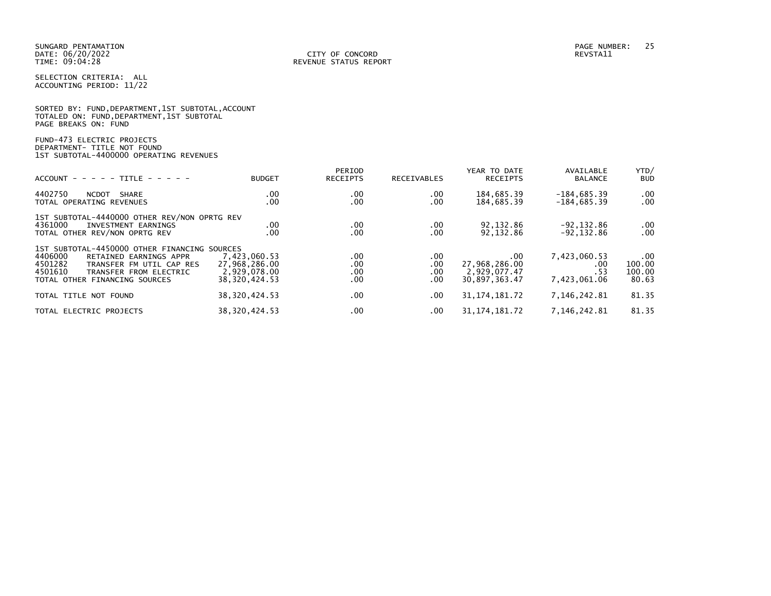SUNGARD PENTAMATION
DATE: 06/20/2022
TIME: 09:04:28

CITY OF CONCORD
REVENUE STATUS REPORT

PAGE NUMBER: 25
REVSTA11

SELECTION CRITERIA: ALL
ACCOUNTING PERIOD: 11/22

SORTED BY: FUND,DEPARTMENT,1ST SUBTOTAL,ACCOUNT
TOTALED ON: FUND,DEPARTMENT,1ST SUBTOTAL
PAGE BREAKS ON: FUND

FUND-473 ELECTRIC PROJECTS
DEPARTMENT- TITLE NOT FOUND
1ST SUBTOTAL-4400000 OPERATING REVENUES

| ACCOUNT - - - - - TITLE - - - - - | BUDGET | PERIOD RECEIPTS | RECEIVABLES | YEAR TO DATE RECEIPTS | AVAILABLE BALANCE | YTD/ BUD |
|---|---|---|---|---|---|---|
| 4402750 NCDOT SHARE | .00 | .00 | .00 | 184,685.39 | -184,685.39 | .00 |
| TOTAL OPERATING REVENUES | .00 | .00 | .00 | 184,685.39 | -184,685.39 | .00 |
| 1ST SUBTOTAL-4440000 OTHER REV/NON OPRTG REV | | | | | | |
| 4361000 INVESTMENT EARNINGS | .00 | .00 | .00 | 92,132.86 | -92,132.86 | .00 |
| TOTAL OTHER REV/NON OPRTG REV | .00 | .00 | .00 | 92,132.86 | -92,132.86 | .00 |
| 1ST SUBTOTAL-4450000 OTHER FINANCING SOURCES | | | | | | |
| 4406000 RETAINED EARNINGS APPR | 7,423,060.53 | .00 | .00 | .00 | 7,423,060.53 | .00 |
| 4501282 TRANSFER FM UTIL CAP RES | 27,968,286.00 | .00 | .00 | 27,968,286.00 | .00 | 100.00 |
| 4501610 TRANSFER FROM ELECTRIC | 2,929,078.00 | .00 | .00 | 2,929,077.47 | .53 | 100.00 |
| TOTAL OTHER FINANCING SOURCES | 38,320,424.53 | .00 | .00 | 30,897,363.47 | 7,423,061.06 | 80.63 |
| TOTAL TITLE NOT FOUND | 38,320,424.53 | .00 | .00 | 31,174,181.72 | 7,146,242.81 | 81.35 |
| TOTAL ELECTRIC PROJECTS | 38,320,424.53 | .00 | .00 | 31,174,181.72 | 7,146,242.81 | 81.35 |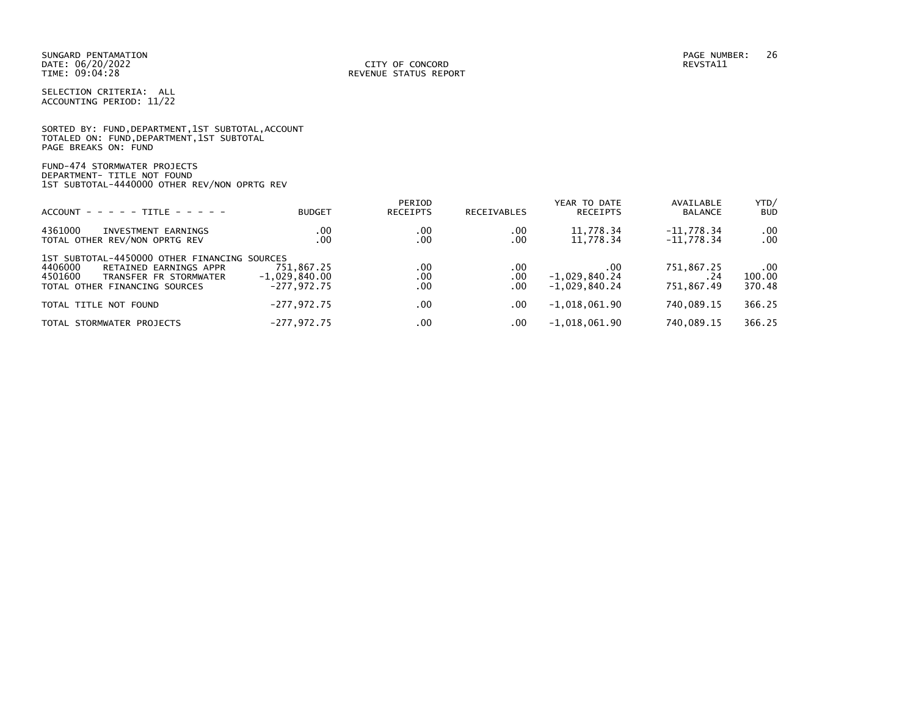SUNGARD PENTAMATION
DATE: 06/20/2022
TIME: 09:04:28

CITY OF CONCORD
REVENUE STATUS REPORT

REVSTA11

SELECTION CRITERIA: ALL
ACCOUNTING PERIOD: 11/22

SORTED BY: FUND,DEPARTMENT,1ST SUBTOTAL,ACCOUNT
TOTALED ON: FUND,DEPARTMENT,1ST SUBTOTAL
PAGE BREAKS ON: FUND

FUND-474 STORMWATER PROJECTS
DEPARTMENT- TITLE NOT FOUND
1ST SUBTOTAL-4440000 OTHER REV/NON OPRTG REV

| ACCOUNT - - - - - TITLE - - - - - | BUDGET | PERIOD RECEIPTS | RECEIVABLES | YEAR TO DATE RECEIPTS | AVAILABLE BALANCE | YTD/ BUD |
|---|---|---|---|---|---|---|
| 4361000 INVESTMENT EARNINGS | .00 | .00 | .00 | 11,778.34 | -11,778.34 | .00 |
| TOTAL OTHER REV/NON OPRTG REV | .00 | .00 | .00 | 11,778.34 | -11,778.34 | .00 |
| 1ST SUBTOTAL-4450000 OTHER FINANCING SOURCES | | | | | | |
| 4406000 RETAINED EARNINGS APPR | 751,867.25 | .00 | .00 | .00 | 751,867.25 | .00 |
| 4501600 TRANSFER FR STORMWATER | -1,029,840.00 | .00 | .00 | -1,029,840.24 | .24 | 100.00 |
| TOTAL OTHER FINANCING SOURCES | -277,972.75 | .00 | .00 | -1,029,840.24 | 751,867.49 | 370.48 |
| TOTAL TITLE NOT FOUND | -277,972.75 | .00 | .00 | -1,018,061.90 | 740,089.15 | 366.25 |
| TOTAL STORMWATER PROJECTS | -277,972.75 | .00 | .00 | -1,018,061.90 | 740,089.15 | 366.25 |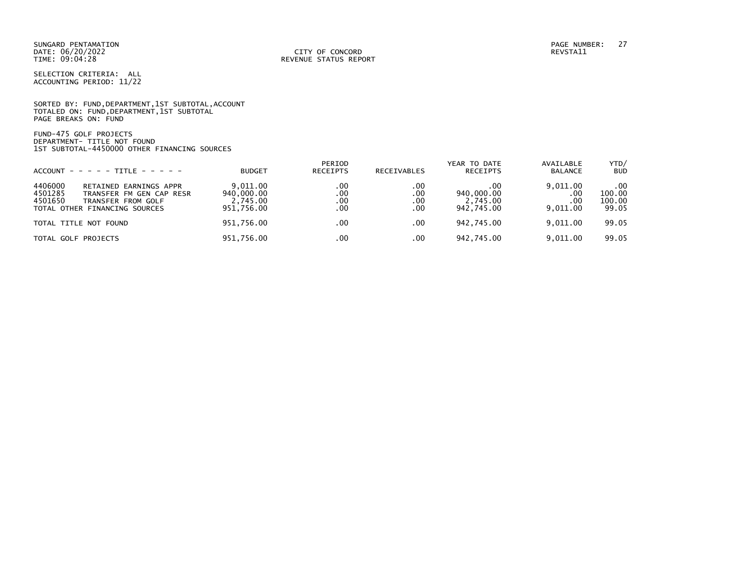SUNGARD PENTAMATION
DATE: 06/20/2022
TIME: 09:04:28

CITY OF CONCORD
REVENUE STATUS REPORT

PAGE NUMBER: 27
REVSTA11

SELECTION CRITERIA: ALL
ACCOUNTING PERIOD: 11/22

SORTED BY: FUND,DEPARTMENT,1ST SUBTOTAL,ACCOUNT
TOTALED ON: FUND,DEPARTMENT,1ST SUBTOTAL
PAGE BREAKS ON: FUND

FUND-475 GOLF PROJECTS
DEPARTMENT- TITLE NOT FOUND
1ST SUBTOTAL-4450000 OTHER FINANCING SOURCES

| ACCOUNT - - - - - TITLE - - - - - | BUDGET | PERIOD RECEIPTS | RECEIVABLES | YEAR TO DATE RECEIPTS | AVAILABLE BALANCE | YTD/ BUD |
|---|---|---|---|---|---|---|
| 4406000 RETAINED EARNINGS APPR | 9,011.00 | .00 | .00 | .00 | 9,011.00 | .00 |
| 4501285 TRANSFER FM GEN CAP RESR | 940,000.00 | .00 | .00 | 940,000.00 | .00 | 100.00 |
| 4501650 TRANSFER FROM GOLF | 2,745.00 | .00 | .00 | 2,745.00 | .00 | 100.00 |
| TOTAL OTHER FINANCING SOURCES | 951,756.00 | .00 | .00 | 942,745.00 | 9,011.00 | 99.05 |
| TOTAL TITLE NOT FOUND | 951,756.00 | .00 | .00 | 942,745.00 | 9,011.00 | 99.05 |
| TOTAL GOLF PROJECTS | 951,756.00 | .00 | .00 | 942,745.00 | 9,011.00 | 99.05 |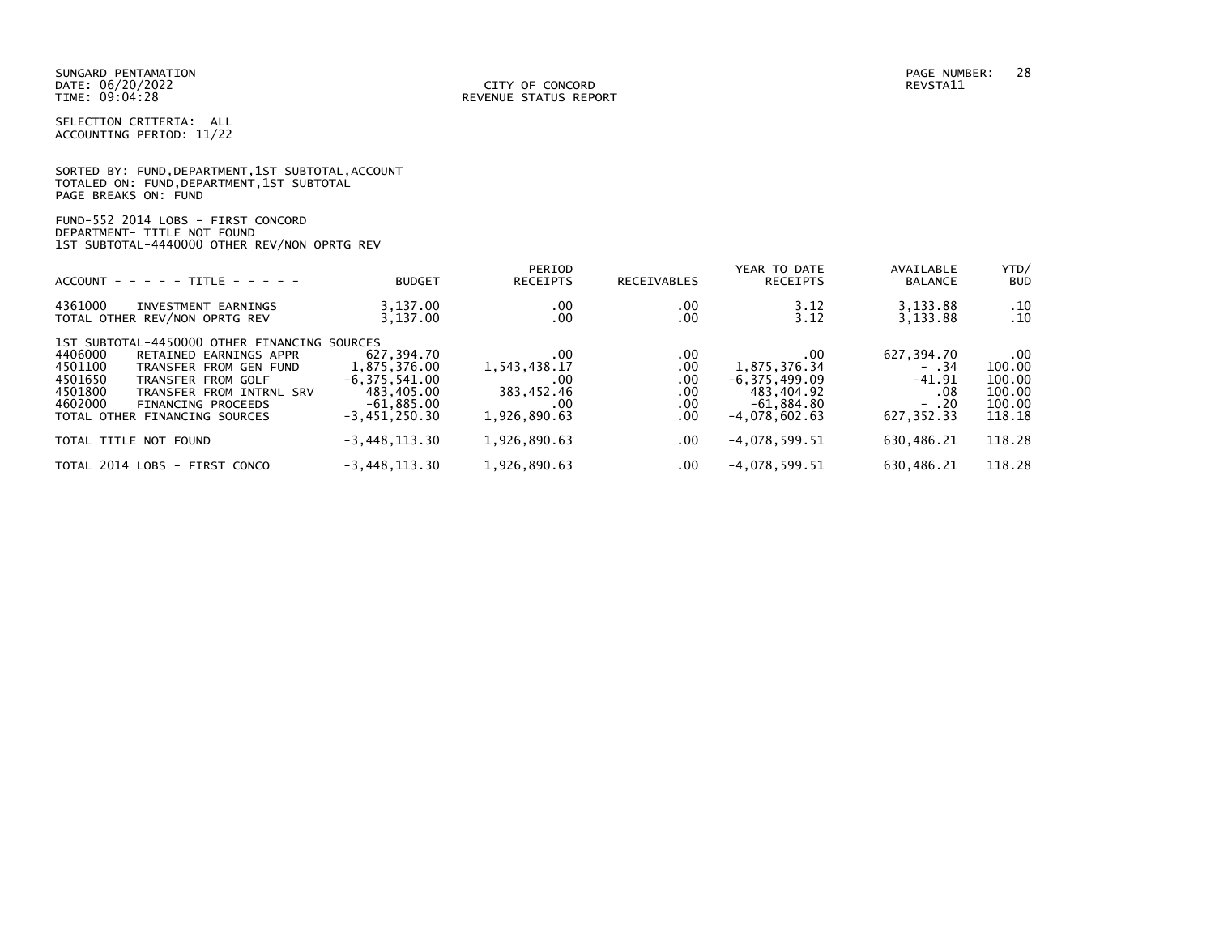SUNGARD PENTAMATION
DATE: 06/20/2022
TIME: 09:04:28

CITY OF CONCORD
REVENUE STATUS REPORT

REVSTA11

SELECTION CRITERIA: ALL
ACCOUNTING PERIOD: 11/22

SORTED BY: FUND,DEPARTMENT,1ST SUBTOTAL,ACCOUNT
TOTALED ON: FUND,DEPARTMENT,1ST SUBTOTAL
PAGE BREAKS ON: FUND

FUND-552 2014 LOBS - FIRST CONCORD
DEPARTMENT- TITLE NOT FOUND
1ST SUBTOTAL-4440000 OTHER REV/NON OPRTG REV

| ACCOUNT - - - - - TITLE - - - - - | BUDGET | PERIOD RECEIPTS | RECEIVABLES | YEAR TO DATE RECEIPTS | AVAILABLE BALANCE | YTD/ BUD |
|---|---|---|---|---|---|---|
| 4361000 INVESTMENT EARNINGS | 3,137.00 | .00 | .00 | 3.12 | 3,133.88 | .10 |
| TOTAL OTHER REV/NON OPRTG REV | 3,137.00 | .00 | .00 | 3.12 | 3,133.88 | .10 |
| 1ST SUBTOTAL-4450000 OTHER FINANCING SOURCES | | | | | | |
| 4406000 RETAINED EARNINGS APPR | 627,394.70 | .00 | .00 | .00 | 627,394.70 | .00 |
| 4501100 TRANSFER FROM GEN FUND | 1,875,376.00 | 1,543,438.17 | .00 | 1,875,376.34 | - .34 | 100.00 |
| 4501650 TRANSFER FROM GOLF | -6,375,541.00 | .00 | .00 | -6,375,499.09 | -41.91 | 100.00 |
| 4501800 TRANSFER FROM INTRNL SRV | 483,405.00 | 383,452.46 | .00 | 483,404.92 | .08 | 100.00 |
| 4602000 FINANCING PROCEEDS | -61,885.00 | .00 | .00 | -61,884.80 | - .20 | 100.00 |
| TOTAL OTHER FINANCING SOURCES | -3,451,250.30 | 1,926,890.63 | .00 | -4,078,602.63 | 627,352.33 | 118.18 |
| TOTAL TITLE NOT FOUND | -3,448,113.30 | 1,926,890.63 | .00 | -4,078,599.51 | 630,486.21 | 118.28 |
| TOTAL 2014 LOBS - FIRST CONCO | -3,448,113.30 | 1,926,890.63 | .00 | -4,078,599.51 | 630,486.21 | 118.28 |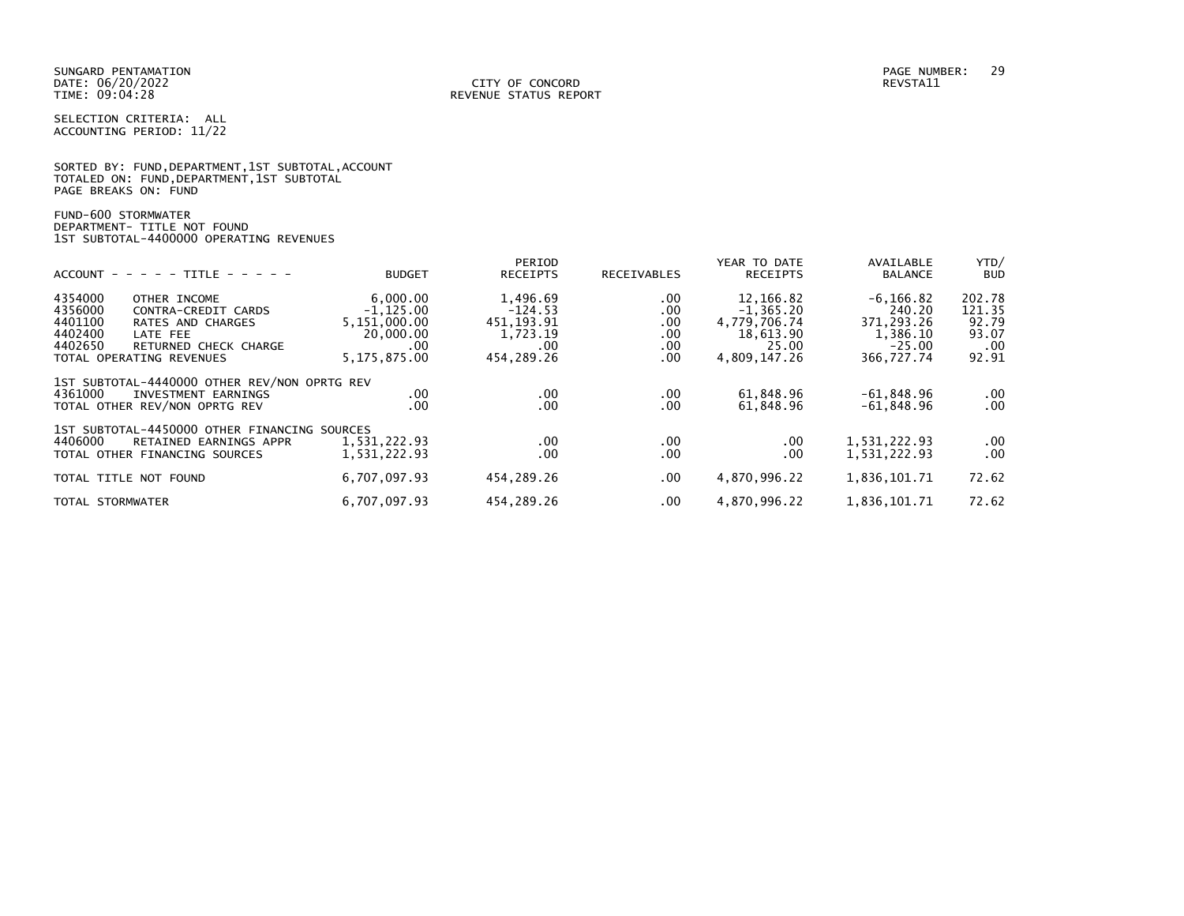SUNGARD PENTAMATION
DATE: 06/20/2022
TIME: 09:04:28

CITY OF CONCORD
REVENUE STATUS REPORT

PAGE NUMBER: 29
REVSTA11

SELECTION CRITERIA: ALL
ACCOUNTING PERIOD: 11/22

SORTED BY: FUND,DEPARTMENT,1ST SUBTOTAL,ACCOUNT
TOTALED ON: FUND,DEPARTMENT,1ST SUBTOTAL
PAGE BREAKS ON: FUND

FUND-600 STORMWATER
DEPARTMENT- TITLE NOT FOUND
1ST SUBTOTAL-4400000 OPERATING REVENUES

| ACCOUNT - - - - - TITLE - - - - - | BUDGET | PERIOD RECEIPTS | RECEIVABLES | YEAR TO DATE RECEIPTS | AVAILABLE BALANCE | YTD/ BUD |
|---|---|---|---|---|---|---|
| 4354000 OTHER INCOME | 6,000.00 | 1,496.69 | .00 | 12,166.82 | -6,166.82 | 202.78 |
| 4356000 CONTRA-CREDIT CARDS | -1,125.00 | -124.53 | .00 | -1,365.20 | 240.20 | 121.35 |
| 4401100 RATES AND CHARGES | 5,151,000.00 | 451,193.91 | .00 | 4,779,706.74 | 371,293.26 | 92.79 |
| 4402400 LATE FEE | 20,000.00 | 1,723.19 | .00 | 18,613.90 | 1,386.10 | 93.07 |
| 4402650 RETURNED CHECK CHARGE | .00 | .00 | .00 | 25.00 | -25.00 | .00 |
| TOTAL OPERATING REVENUES | 5,175,875.00 | 454,289.26 | .00 | 4,809,147.26 | 366,727.74 | 92.91 |
| 1ST SUBTOTAL-4440000 OTHER REV/NON OPRTG REV | | | | | | |
| 4361000 INVESTMENT EARNINGS | .00 | .00 | .00 | 61,848.96 | -61,848.96 | .00 |
| TOTAL OTHER REV/NON OPRTG REV | .00 | .00 | .00 | 61,848.96 | -61,848.96 | .00 |
| 1ST SUBTOTAL-4450000 OTHER FINANCING SOURCES | | | | | | |
| 4406000 RETAINED EARNINGS APPR | 1,531,222.93 | .00 | .00 | .00 | 1,531,222.93 | .00 |
| TOTAL OTHER FINANCING SOURCES | 1,531,222.93 | .00 | .00 | .00 | 1,531,222.93 | .00 |
| TOTAL TITLE NOT FOUND | 6,707,097.93 | 454,289.26 | .00 | 4,870,996.22 | 1,836,101.71 | 72.62 |
| TOTAL STORMWATER | 6,707,097.93 | 454,289.26 | .00 | 4,870,996.22 | 1,836,101.71 | 72.62 |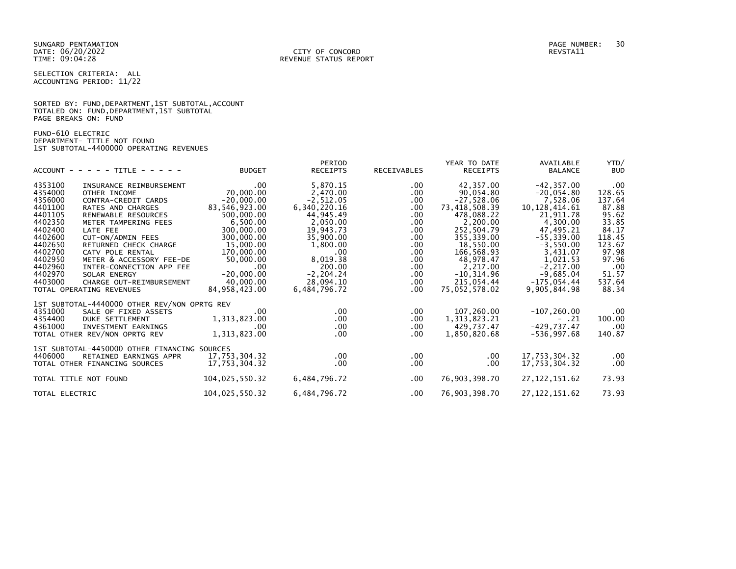SUNGARD PENTAMATION
DATE: 06/20/2022
TIME: 09:04:28

CITY OF CONCORD
REVENUE STATUS REPORT

REVSTA11

SELECTION CRITERIA: ALL
ACCOUNTING PERIOD: 11/22

SORTED BY: FUND,DEPARTMENT,1ST SUBTOTAL,ACCOUNT
TOTALED ON: FUND,DEPARTMENT,1ST SUBTOTAL
PAGE BREAKS ON: FUND

FUND-610 ELECTRIC
DEPARTMENT- TITLE NOT FOUND
1ST SUBTOTAL-4400000 OPERATING REVENUES

| ACCOUNT | - - - - - TITLE - - - - - | BUDGET | PERIOD RECEIPTS | RECEIVABLES | YEAR TO DATE RECEIPTS | AVAILABLE BALANCE | YTD/ BUD |
|---|---|---|---|---|---|---|---|
| 4353100 | INSURANCE REIMBURSEMENT | .00 | 5,870.15 | .00 | 42,357.00 | -42,357.00 | .00 |
| 4354000 | OTHER INCOME | 70,000.00 | 2,470.00 | .00 | 90,054.80 | -20,054.80 | 128.65 |
| 4356000 | CONTRA-CREDIT CARDS | -20,000.00 | -2,512.05 | .00 | -27,528.06 | 7,528.06 | 137.64 |
| 4401100 | RATES AND CHARGES | 83,546,923.00 | 6,340,220.16 | .00 | 73,418,508.39 | 10,128,414.61 | 87.88 |
| 4401105 | RENEWABLE RESOURCES | 500,000.00 | 44,945.49 | .00 | 478,088.22 | 21,911.78 | 95.62 |
| 4402350 | METER TAMPERING FEES | 6,500.00 | 2,050.00 | .00 | 2,200.00 | 4,300.00 | 33.85 |
| 4402400 | LATE FEE | 300,000.00 | 19,943.73 | .00 | 252,504.79 | 47,495.21 | 84.17 |
| 4402600 | CUT-ON/ADMIN FEES | 300,000.00 | 35,900.00 | .00 | 355,339.00 | -55,339.00 | 118.45 |
| 4402650 | RETURNED CHECK CHARGE | 15,000.00 | 1,800.00 | .00 | 18,550.00 | -3,550.00 | 123.67 |
| 4402700 | CATV POLE RENTAL | 170,000.00 | .00 | .00 | 166,568.93 | 3,431.07 | 97.98 |
| 4402950 | METER & ACCESSORY FEE-DE | 50,000.00 | 8,019.38 | .00 | 48,978.47 | 1,021.53 | 97.96 |
| 4402960 | INTER-CONNECTION APP FEE | .00 | 200.00 | .00 | 2,217.00 | -2,217.00 | .00 |
| 4402970 | SOLAR ENERGY | -20,000.00 | -2,204.24 | .00 | -10,314.96 | -9,685.04 | 51.57 |
| 4403000 | CHARGE OUT-REIMBURSEMENT | 40,000.00 | 28,094.10 | .00 | 215,054.44 | -175,054.44 | 537.64 |
| TOTAL OPERATING REVENUES | | 84,958,423.00 | 6,484,796.72 | .00 | 75,052,578.02 | 9,905,844.98 | 88.34 |
| 1ST SUBTOTAL-4440000 OTHER REV/NON OPRTG REV | | | | | | | |
| 4351000 | SALE OF FIXED ASSETS | .00 | .00 | .00 | 107,260.00 | -107,260.00 | .00 |
| 4354400 | DUKE SETTLEMENT | 1,313,823.00 | .00 | .00 | 1,313,823.21 | - .21 | 100.00 |
| 4361000 | INVESTMENT EARNINGS | .00 | .00 | .00 | 429,737.47 | -429,737.47 | .00 |
| TOTAL OTHER REV/NON OPRTG REV | | 1,313,823.00 | .00 | .00 | 1,850,820.68 | -536,997.68 | 140.87 |
| 1ST SUBTOTAL-4450000 OTHER FINANCING SOURCES | | | | | | | |
| 4406000 | RETAINED EARNINGS APPR | 17,753,304.32 | .00 | .00 | .00 | 17,753,304.32 | .00 |
| TOTAL OTHER FINANCING SOURCES | | 17,753,304.32 | .00 | .00 | .00 | 17,753,304.32 | .00 |
| TOTAL TITLE NOT FOUND | | 104,025,550.32 | 6,484,796.72 | .00 | 76,903,398.70 | 27,122,151.62 | 73.93 |
| TOTAL ELECTRIC | | 104,025,550.32 | 6,484,796.72 | .00 | 76,903,398.70 | 27,122,151.62 | 73.93 |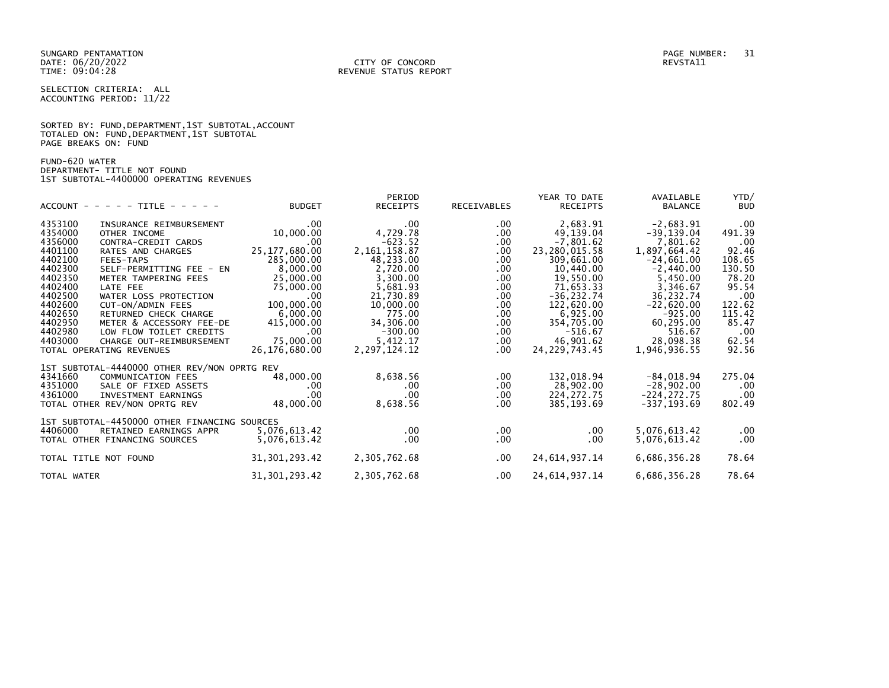SUNGARD PENTAMATION
DATE: 06/20/2022
TIME: 09:04:28

CITY OF CONCORD
REVENUE STATUS REPORT

PAGE NUMBER: 31
REVSTA11

SELECTION CRITERIA: ALL
ACCOUNTING PERIOD: 11/22

SORTED BY: FUND,DEPARTMENT,1ST SUBTOTAL,ACCOUNT
TOTALED ON: FUND,DEPARTMENT,1ST SUBTOTAL
PAGE BREAKS ON: FUND

FUND-620 WATER
DEPARTMENT- TITLE NOT FOUND
1ST SUBTOTAL-4400000 OPERATING REVENUES

| ACCOUNT | TITLE | BUDGET | PERIOD RECEIPTS | RECEIVABLES | YEAR TO DATE RECEIPTS | AVAILABLE BALANCE | YTD/ BUD |
|---|---|---|---|---|---|---|---|
| 4353100 | INSURANCE REIMBURSEMENT | .00 | .00 | .00 | 2,683.91 | -2,683.91 | .00 |
| 4354000 | OTHER INCOME | 10,000.00 | 4,729.78 | .00 | 49,139.04 | -39,139.04 | 491.39 |
| 4356000 | CONTRA-CREDIT CARDS | .00 | -623.52 | .00 | -7,801.62 | 7,801.62 | .00 |
| 4401100 | RATES AND CHARGES | 25,177,680.00 | 2,161,158.87 | .00 | 23,280,015.58 | 1,897,664.42 | 92.46 |
| 4402100 | FEES-TAPS | 285,000.00 | 48,233.00 | .00 | 309,661.00 | -24,661.00 | 108.65 |
| 4402300 | SELF-PERMITTING FEE - EN | 8,000.00 | 2,720.00 | .00 | 10,440.00 | -2,440.00 | 130.50 |
| 4402350 | METER TAMPERING FEES | 25,000.00 | 3,300.00 | .00 | 19,550.00 | 5,450.00 | 78.20 |
| 4402400 | LATE FEE | 75,000.00 | 5,681.93 | .00 | 71,653.33 | 3,346.67 | 95.54 |
| 4402500 | WATER LOSS PROTECTION | .00 | 21,730.89 | .00 | -36,232.74 | 36,232.74 | .00 |
| 4402600 | CUT-ON/ADMIN FEES | 100,000.00 | 10,000.00 | .00 | 122,620.00 | -22,620.00 | 122.62 |
| 4402650 | RETURNED CHECK CHARGE | 6,000.00 | 775.00 | .00 | 6,925.00 | -925.00 | 115.42 |
| 4402950 | METER & ACCESSORY FEE-DE | 415,000.00 | 34,306.00 | .00 | 354,705.00 | 60,295.00 | 85.47 |
| 4402980 | LOW FLOW TOILET CREDITS | .00 | -300.00 | .00 | -516.67 | 516.67 | .00 |
| 4403000 | CHARGE OUT-REIMBURSEMENT | 75,000.00 | 5,412.17 | .00 | 46,901.62 | 28,098.38 | 62.54 |
| TOTAL OPERATING REVENUES | | 26,176,680.00 | 2,297,124.12 | .00 | 24,229,743.45 | 1,946,936.55 | 92.56 |
| 1ST SUBTOTAL-4440000 OTHER REV/NON OPRTG REV | | | | | | | |
| 4341660 | COMMUNICATION FEES | 48,000.00 | 8,638.56 | .00 | 132,018.94 | -84,018.94 | 275.04 |
| 4351000 | SALE OF FIXED ASSETS | .00 | .00 | .00 | 28,902.00 | -28,902.00 | .00 |
| 4361000 | INVESTMENT EARNINGS | .00 | .00 | .00 | 224,272.75 | -224,272.75 | .00 |
| TOTAL OTHER REV/NON OPRTG REV | | 48,000.00 | 8,638.56 | .00 | 385,193.69 | -337,193.69 | 802.49 |
| 1ST SUBTOTAL-4450000 OTHER FINANCING SOURCES | | | | | | | |
| 4406000 | RETAINED EARNINGS APPR | 5,076,613.42 | .00 | .00 | .00 | 5,076,613.42 | .00 |
| TOTAL OTHER FINANCING SOURCES | | 5,076,613.42 | .00 | .00 | .00 | 5,076,613.42 | .00 |
| TOTAL TITLE NOT FOUND | | 31,301,293.42 | 2,305,762.68 | .00 | 24,614,937.14 | 6,686,356.28 | 78.64 |
| TOTAL WATER | | 31,301,293.42 | 2,305,762.68 | .00 | 24,614,937.14 | 6,686,356.28 | 78.64 |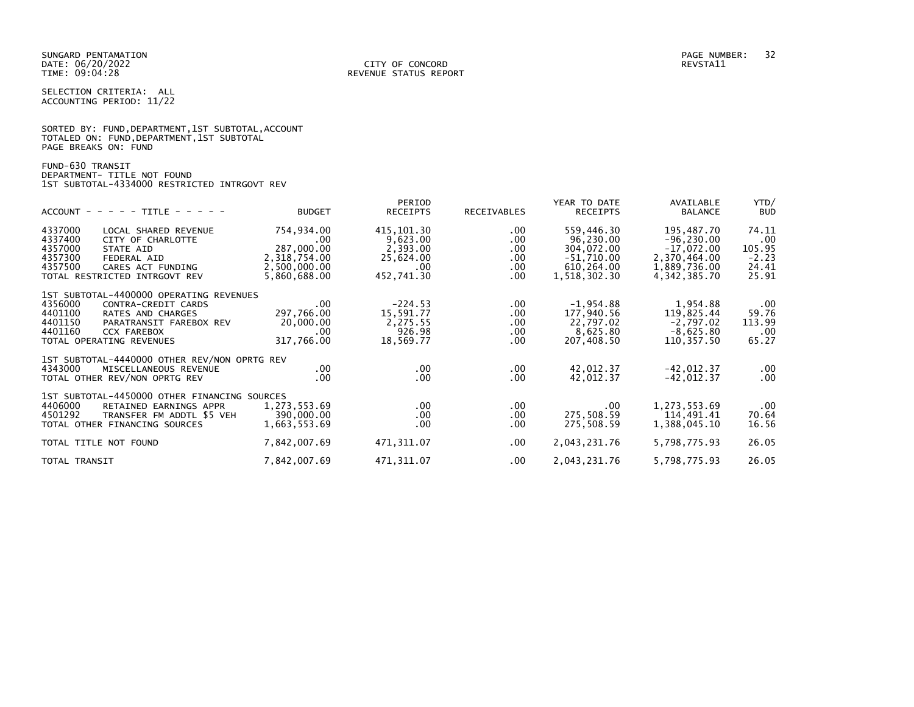SUNGARD PENTAMATION
DATE: 06/20/2022
TIME: 09:04:28

CITY OF CONCORD
REVENUE STATUS REPORT

REVSTA11

SELECTION CRITERIA: ALL
ACCOUNTING PERIOD: 11/22

SORTED BY: FUND,DEPARTMENT,1ST SUBTOTAL,ACCOUNT
TOTALED ON: FUND,DEPARTMENT,1ST SUBTOTAL
PAGE BREAKS ON: FUND

FUND-630 TRANSIT
DEPARTMENT- TITLE NOT FOUND
1ST SUBTOTAL-4334000 RESTRICTED INTRGOVT REV

| ACCOUNT | TITLE | BUDGET | PERIOD RECEIPTS | RECEIVABLES | YEAR TO DATE RECEIPTS | AVAILABLE BALANCE | YTD/ BUD |
|---|---|---|---|---|---|---|---|
| 4337000 | LOCAL SHARED REVENUE | 754,934.00 | 415,101.30 | .00 | 559,446.30 | 195,487.70 | 74.11 |
| 4337400 | CITY OF CHARLOTTE | .00 | 9,623.00 | .00 | 96,230.00 | -96,230.00 | .00 |
| 4357000 | STATE AID | 287,000.00 | 2,393.00 | .00 | 304,072.00 | -17,072.00 | 105.95 |
| 4357300 | FEDERAL AID | 2,318,754.00 | 25,624.00 | .00 | -51,710.00 | 2,370,464.00 | -2.23 |
| 4357500 | CARES ACT FUNDING | 2,500,000.00 | .00 | .00 | 610,264.00 | 1,889,736.00 | 24.41 |
| TOTAL RESTRICTED INTRGOVT REV | | 5,860,688.00 | 452,741.30 | .00 | 1,518,302.30 | 4,342,385.70 | 25.91 |
| 1ST SUBTOTAL-4400000 OPERATING REVENUES | | | | | | | |
| 4356000 | CONTRA-CREDIT CARDS | .00 | -224.53 | .00 | -1,954.88 | 1,954.88 | .00 |
| 4401100 | RATES AND CHARGES | 297,766.00 | 15,591.77 | .00 | 177,940.56 | 119,825.44 | 59.76 |
| 4401150 | PARATRANSIT FAREBOX REV | 20,000.00 | 2,275.55 | .00 | 22,797.02 | -2,797.02 | 113.99 |
| 4401160 | CCX FAREBOX | .00 | 926.98 | .00 | 8,625.80 | -8,625.80 | .00 |
| TOTAL OPERATING REVENUES | | 317,766.00 | 18,569.77 | .00 | 207,408.50 | 110,357.50 | 65.27 |
| 1ST SUBTOTAL-4440000 OTHER REV/NON OPRTG REV | | | | | | | |
| 4343000 | MISCELLANEOUS REVENUE | .00 | .00 | .00 | 42,012.37 | -42,012.37 | .00 |
| TOTAL OTHER REV/NON OPRTG REV | | .00 | .00 | .00 | 42,012.37 | -42,012.37 | .00 |
| 1ST SUBTOTAL-4450000 OTHER FINANCING SOURCES | | | | | | | |
| 4406000 | RETAINED EARNINGS APPR | 1,273,553.69 | .00 | .00 | .00 | 1,273,553.69 | .00 |
| 4501292 | TRANSFER FM ADDTL $5 VEH | 390,000.00 | .00 | .00 | 275,508.59 | 114,491.41 | 70.64 |
| TOTAL OTHER FINANCING SOURCES | | 1,663,553.69 | .00 | .00 | 275,508.59 | 1,388,045.10 | 16.56 |
| TOTAL TITLE NOT FOUND | | 7,842,007.69 | 471,311.07 | .00 | 2,043,231.76 | 5,798,775.93 | 26.05 |
| TOTAL TRANSIT | | 7,842,007.69 | 471,311.07 | .00 | 2,043,231.76 | 5,798,775.93 | 26.05 |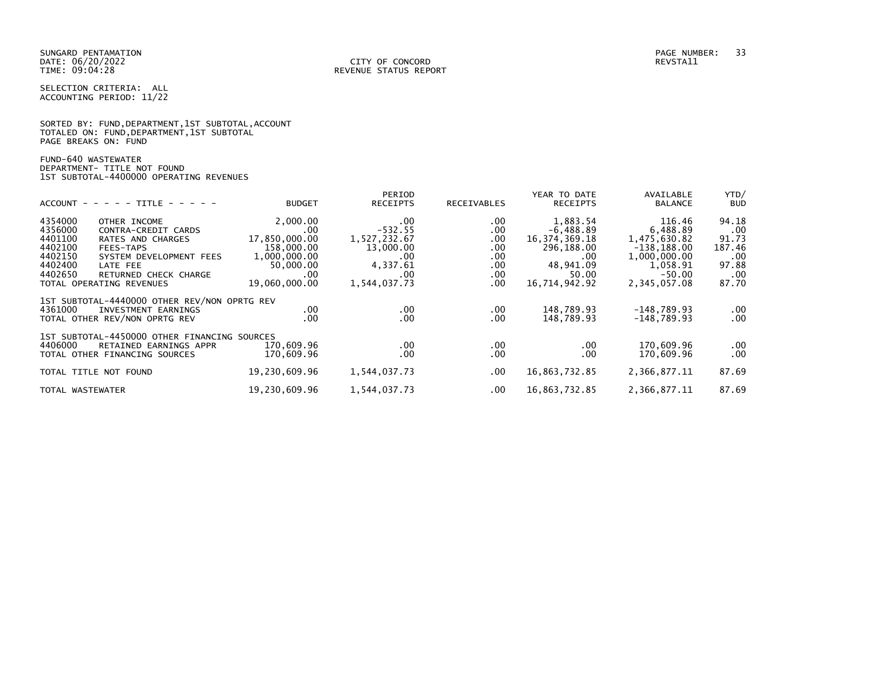SUNGARD PENTAMATION
DATE: 06/20/2022
TIME: 09:04:28

CITY OF CONCORD
REVENUE STATUS REPORT

PAGE NUMBER: 33
REVSTA11

SELECTION CRITERIA: ALL
ACCOUNTING PERIOD: 11/22

SORTED BY: FUND,DEPARTMENT,1ST SUBTOTAL,ACCOUNT
TOTALED ON: FUND,DEPARTMENT,1ST SUBTOTAL
PAGE BREAKS ON: FUND

FUND-640 WASTEWATER
DEPARTMENT- TITLE NOT FOUND
1ST SUBTOTAL-4400000 OPERATING REVENUES

| ACCOUNT | TITLE | BUDGET | PERIOD RECEIPTS | RECEIVABLES | YEAR TO DATE RECEIPTS | AVAILABLE BALANCE | YTD/ BUD |
|---|---|---|---|---|---|---|---|
| 4354000 | OTHER INCOME | 2,000.00 | .00 | .00 | 1,883.54 | 116.46 | 94.18 |
| 4356000 | CONTRA-CREDIT CARDS | .00 | -532.55 | .00 | -6,488.89 | 6,488.89 | .00 |
| 4401100 | RATES AND CHARGES | 17,850,000.00 | 1,527,232.67 | .00 | 16,374,369.18 | 1,475,630.82 | 91.73 |
| 4402100 | FEES-TAPS | 158,000.00 | 13,000.00 | .00 | 296,188.00 | -138,188.00 | 187.46 |
| 4402150 | SYSTEM DEVELOPMENT FEES | 1,000,000.00 | .00 | .00 | .00 | 1,000,000.00 | .00 |
| 4402400 | LATE FEE | 50,000.00 | 4,337.61 | .00 | 48,941.09 | 1,058.91 | 97.88 |
| 4402650 | RETURNED CHECK CHARGE | .00 | .00 | .00 | 50.00 | -50.00 | .00 |
| TOTAL OPERATING REVENUES | | 19,060,000.00 | 1,544,037.73 | .00 | 16,714,942.92 | 2,345,057.08 | 87.70 |
| 1ST SUBTOTAL-4440000 OTHER REV/NON OPRTG REV | | | | | | | |
| 4361000 | INVESTMENT EARNINGS | .00 | .00 | .00 | 148,789.93 | -148,789.93 | .00 |
| TOTAL OTHER REV/NON OPRTG REV | | .00 | .00 | .00 | 148,789.93 | -148,789.93 | .00 |
| 1ST SUBTOTAL-4450000 OTHER FINANCING SOURCES | | | | | | | |
| 4406000 | RETAINED EARNINGS APPR | 170,609.96 | .00 | .00 | .00 | 170,609.96 | .00 |
| TOTAL OTHER FINANCING SOURCES | | 170,609.96 | .00 | .00 | .00 | 170,609.96 | .00 |
| TOTAL TITLE NOT FOUND | | 19,230,609.96 | 1,544,037.73 | .00 | 16,863,732.85 | 2,366,877.11 | 87.69 |
| TOTAL WASTEWATER | | 19,230,609.96 | 1,544,037.73 | .00 | 16,863,732.85 | 2,366,877.11 | 87.69 |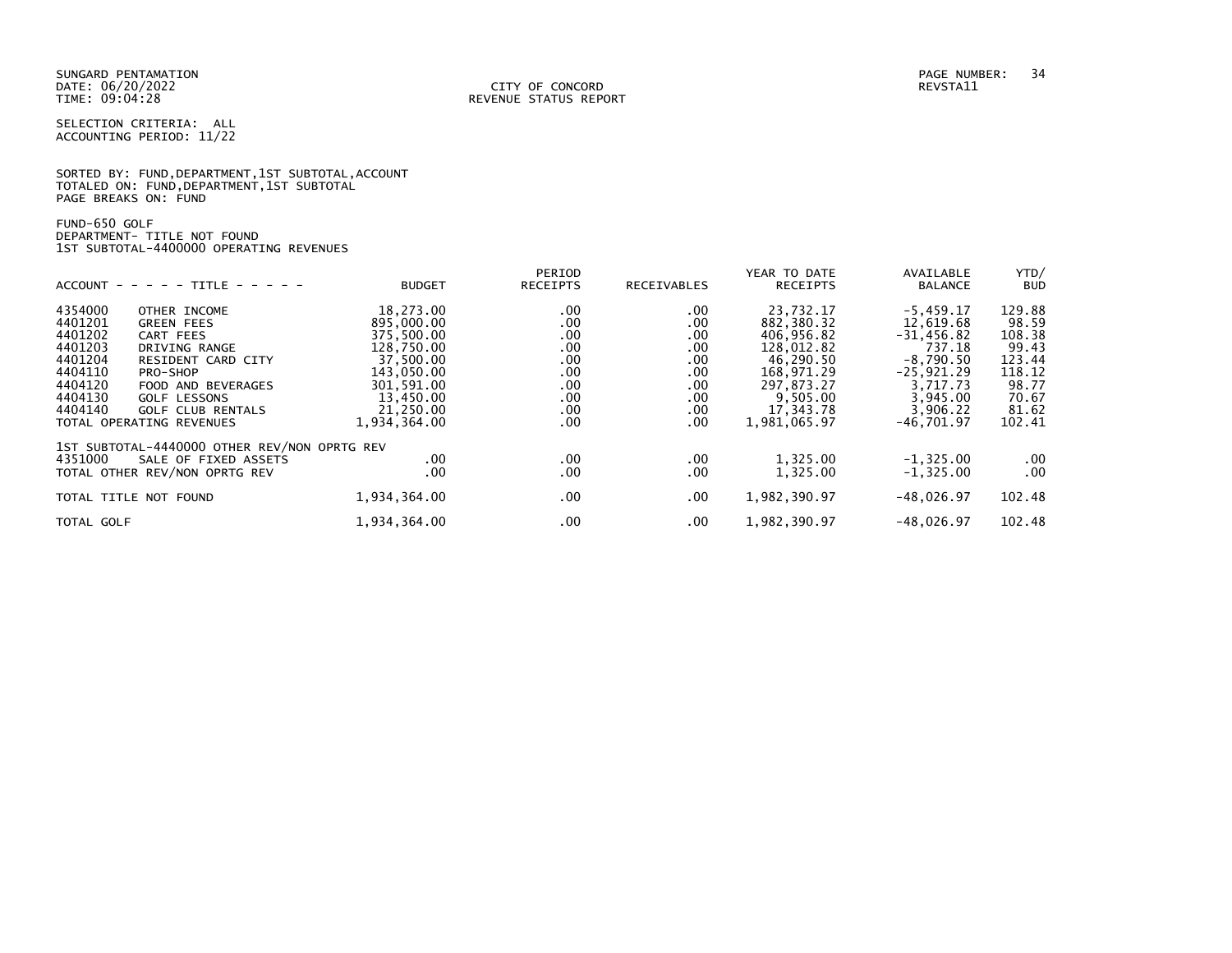SUNGARD PENTAMATION
DATE: 06/20/2022
TIME: 09:04:28

CITY OF CONCORD
REVENUE STATUS REPORT

PAGE NUMBER: 34
REVSTA11

SELECTION CRITERIA: ALL
ACCOUNTING PERIOD: 11/22

SORTED BY: FUND,DEPARTMENT,1ST SUBTOTAL,ACCOUNT
TOTALED ON: FUND,DEPARTMENT,1ST SUBTOTAL
PAGE BREAKS ON: FUND

FUND-650 GOLF
DEPARTMENT- TITLE NOT FOUND
1ST SUBTOTAL-4400000 OPERATING REVENUES

| ACCOUNT | TITLE | BUDGET | PERIOD RECEIPTS | RECEIVABLES | YEAR TO DATE RECEIPTS | AVAILABLE BALANCE | YTD/ BUD |
|---|---|---|---|---|---|---|---|
| 4354000 | OTHER INCOME | 18,273.00 | .00 | .00 | 23,732.17 | -5,459.17 | 129.88 |
| 4401201 | GREEN FEES | 895,000.00 | .00 | .00 | 882,380.32 | 12,619.68 | 98.59 |
| 4401202 | CART FEES | 375,500.00 | .00 | .00 | 406,956.82 | -31,456.82 | 108.38 |
| 4401203 | DRIVING RANGE | 128,750.00 | .00 | .00 | 128,012.82 | 737.18 | 99.43 |
| 4401204 | RESIDENT CARD CITY | 37,500.00 | .00 | .00 | 46,290.50 | -8,790.50 | 123.44 |
| 4404110 | PRO-SHOP | 143,050.00 | .00 | .00 | 168,971.29 | -25,921.29 | 118.12 |
| 4404120 | FOOD AND BEVERAGES | 301,591.00 | .00 | .00 | 297,873.27 | 3,717.73 | 98.77 |
| 4404130 | GOLF LESSONS | 13,450.00 | .00 | .00 | 9,505.00 | 3,945.00 | 70.67 |
| 4404140 | GOLF CLUB RENTALS | 21,250.00 | .00 | .00 | 17,343.78 | 3,906.22 | 81.62 |
| TOTAL OPERATING REVENUES | | 1,934,364.00 | .00 | .00 | 1,981,065.97 | -46,701.97 | 102.41 |
| 1ST SUBTOTAL-4440000 OTHER REV/NON OPRTG REV | | | | | | | |
| 4351000 | SALE OF FIXED ASSETS | .00 | .00 | .00 | 1,325.00 | -1,325.00 | .00 |
| TOTAL OTHER REV/NON OPRTG REV | | .00 | .00 | .00 | 1,325.00 | -1,325.00 | .00 |
| TOTAL TITLE NOT FOUND | | 1,934,364.00 | .00 | .00 | 1,982,390.97 | -48,026.97 | 102.48 |
| TOTAL GOLF | | 1,934,364.00 | .00 | .00 | 1,982,390.97 | -48,026.97 | 102.48 |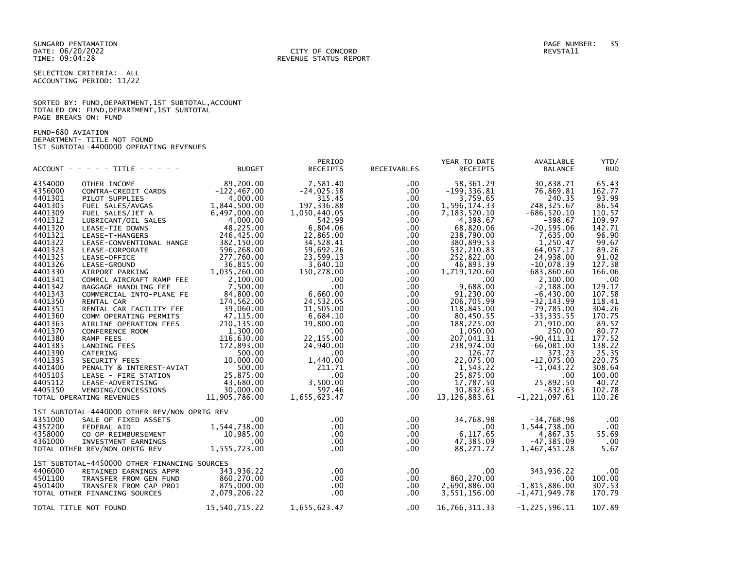SUNGARD PENTAMATION
DATE: 06/20/2022
TIME: 09:04:28

CITY OF CONCORD
REVENUE STATUS REPORT

REVSTA11

SELECTION CRITERIA: ALL
ACCOUNTING PERIOD: 11/22

SORTED BY: FUND,DEPARTMENT,1ST SUBTOTAL,ACCOUNT
TOTALED ON: FUND,DEPARTMENT,1ST SUBTOTAL
PAGE BREAKS ON: FUND

FUND-680 AVIATION
DEPARTMENT- TITLE NOT FOUND
1ST SUBTOTAL-4400000 OPERATING REVENUES

| ACCOUNT | TITLE | BUDGET | PERIOD RECEIPTS | RECEIVABLES | YEAR TO DATE RECEIPTS | AVAILABLE BALANCE | YTD/ BUD |
|---|---|---|---|---|---|---|---|
| 4354000 | OTHER INCOME | 89,200.00 | 7,581.40 | .00 | 58,361.29 | 30,838.71 | 65.43 |
| 4356000 | CONTRA-CREDIT CARDS | -122,467.00 | -24,025.58 | .00 | -199,336.81 | 76,869.81 | 162.77 |
| 4401301 | PILOT SUPPLIES | 4,000.00 | 315.45 | .00 | 3,759.65 | 240.35 | 93.99 |
| 4401305 | FUEL SALES/AVGAS | 1,844,500.00 | 197,336.88 | .00 | 1,596,174.33 | 248,325.67 | 86.54 |
| 4401309 | FUEL SALES/JET A | 6,497,000.00 | 1,050,440.05 | .00 | 7,183,520.10 | -686,520.10 | 110.57 |
| 4401312 | LUBRICANT/OIL SALES | 4,000.00 | 542.99 | .00 | 4,398.67 | -398.67 | 109.97 |
| 4401320 | LEASE-TIE DOWNS | 48,225.00 | 6,804.06 | .00 | 68,820.06 | -20,595.06 | 142.71 |
| 4401321 | LEASE-T-HANGERS | 246,425.00 | 22,865.00 | .00 | 238,790.00 | 7,635.00 | 96.90 |
| 4401322 | LEASE-CONVENTIONAL HANGE | 382,150.00 | 34,528.41 | .00 | 380,899.53 | 1,250.47 | 99.67 |
| 4401323 | LEASE-CORPORATE | 596,268.00 | 59,692.26 | .00 | 532,210.83 | 64,057.17 | 89.26 |
| 4401325 | LEASE-OFFICE | 277,760.00 | 23,599.13 | .00 | 252,822.00 | 24,938.00 | 91.02 |
| 4401326 | LEASE-GROUND | 36,815.00 | 3,640.10 | .00 | 46,893.39 | -10,078.39 | 127.38 |
| 4401330 | AIRPORT PARKING | 1,035,260.00 | 150,278.00 | .00 | 1,719,120.60 | -683,860.60 | 166.06 |
| 4401341 | COMRCL AIRCRAFT RAMP FEE | 2,100.00 | .00 | .00 | .00 | 2,100.00 | .00 |
| 4401342 | BAGGAGE HANDLING FEE | 7,500.00 | .00 | .00 | 9,688.00 | -2,188.00 | 129.17 |
| 4401343 | COMMERCIAL INTO-PLANE FE | 84,800.00 | 6,660.00 | .00 | 91,230.00 | -6,430.00 | 107.58 |
| 4401350 | RENTAL CAR | 174,562.00 | 24,532.05 | .00 | 206,705.99 | -32,143.99 | 118.41 |
| 4401351 | RENTAL CAR FACILITY FEE | 39,060.00 | 11,505.00 | .00 | 118,845.00 | -79,785.00 | 304.26 |
| 4401360 | COMM OPERATING PERMITS | 47,115.00 | 6,684.10 | .00 | 80,450.55 | -33,335.55 | 170.75 |
| 4401365 | AIRLINE OPERATION FEES | 210,135.00 | 19,800.00 | .00 | 188,225.00 | 21,910.00 | 89.57 |
| 4401370 | CONFERENCE ROOM | 1,300.00 | .00 | .00 | 1,050.00 | 250.00 | 80.77 |
| 4401380 | RAMP FEES | 116,630.00 | 22,155.00 | .00 | 207,041.31 | -90,411.31 | 177.52 |
| 4401385 | LANDING FEES | 172,893.00 | 24,940.00 | .00 | 238,974.00 | -66,081.00 | 138.22 |
| 4401390 | CATERING | 500.00 | .00 | .00 | 126.77 | 373.23 | 25.35 |
| 4401395 | SECURITY FEES | 10,000.00 | 1,440.00 | .00 | 22,075.00 | -12,075.00 | 220.75 |
| 4401400 | PENALTY & INTEREST-AVIAT | 500.00 | 211.71 | .00 | 1,543.22 | -1,043.22 | 308.64 |
| 4405105 | LEASE - FIRE STATION | 25,875.00 | .00 | .00 | 25,875.00 | .00 | 100.00 |
| 4405112 | LEASE-ADVERTISING | 43,680.00 | 3,500.00 | .00 | 17,787.50 | 25,892.50 | 40.72 |
| 4405150 | VENDING/CONCESSIONS | 30,000.00 | 597.46 | .00 | 30,832.63 | -832.63 | 102.78 |
| TOTAL OPERATING REVENUES | | 11,905,786.00 | 1,655,623.47 | .00 | 13,126,883.61 | -1,221,097.61 | 110.26 |
| 1ST SUBTOTAL-4440000 OTHER REV/NON OPRTG REV | | | | | | | |
| 4351000 | SALE OF FIXED ASSETS | .00 | .00 | .00 | 34,768.98 | -34,768.98 | .00 |
| 4357200 | FEDERAL AID | 1,544,738.00 | .00 | .00 | .00 | 1,544,738.00 | .00 |
| 4358000 | CO OP REIMBURSEMENT | 10,985.00 | .00 | .00 | 6,117.65 | 4,867.35 | 55.69 |
| 4361000 | INVESTMENT EARNINGS | .00 | .00 | .00 | 47,385.09 | -47,385.09 | .00 |
| TOTAL OTHER REV/NON OPRTG REV | | 1,555,723.00 | .00 | .00 | 88,271.72 | 1,467,451.28 | 5.67 |
| 1ST SUBTOTAL-4450000 OTHER FINANCING SOURCES | | | | | | | |
| 4406000 | RETAINED EARNINGS APPR | 343,936.22 | .00 | .00 | .00 | 343,936.22 | .00 |
| 4501100 | TRANSFER FROM GEN FUND | 860,270.00 | .00 | .00 | 860,270.00 | .00 | 100.00 |
| 4501400 | TRANSFER FROM CAP PROJ | 875,000.00 | .00 | .00 | 2,690,886.00 | -1,815,886.00 | 307.53 |
| TOTAL OTHER FINANCING SOURCES | | 2,079,206.22 | .00 | .00 | 3,551,156.00 | -1,471,949.78 | 170.79 |
| TOTAL TITLE NOT FOUND | | 15,540,715.22 | 1,655,623.47 | .00 | 16,766,311.33 | -1,225,596.11 | 107.89 |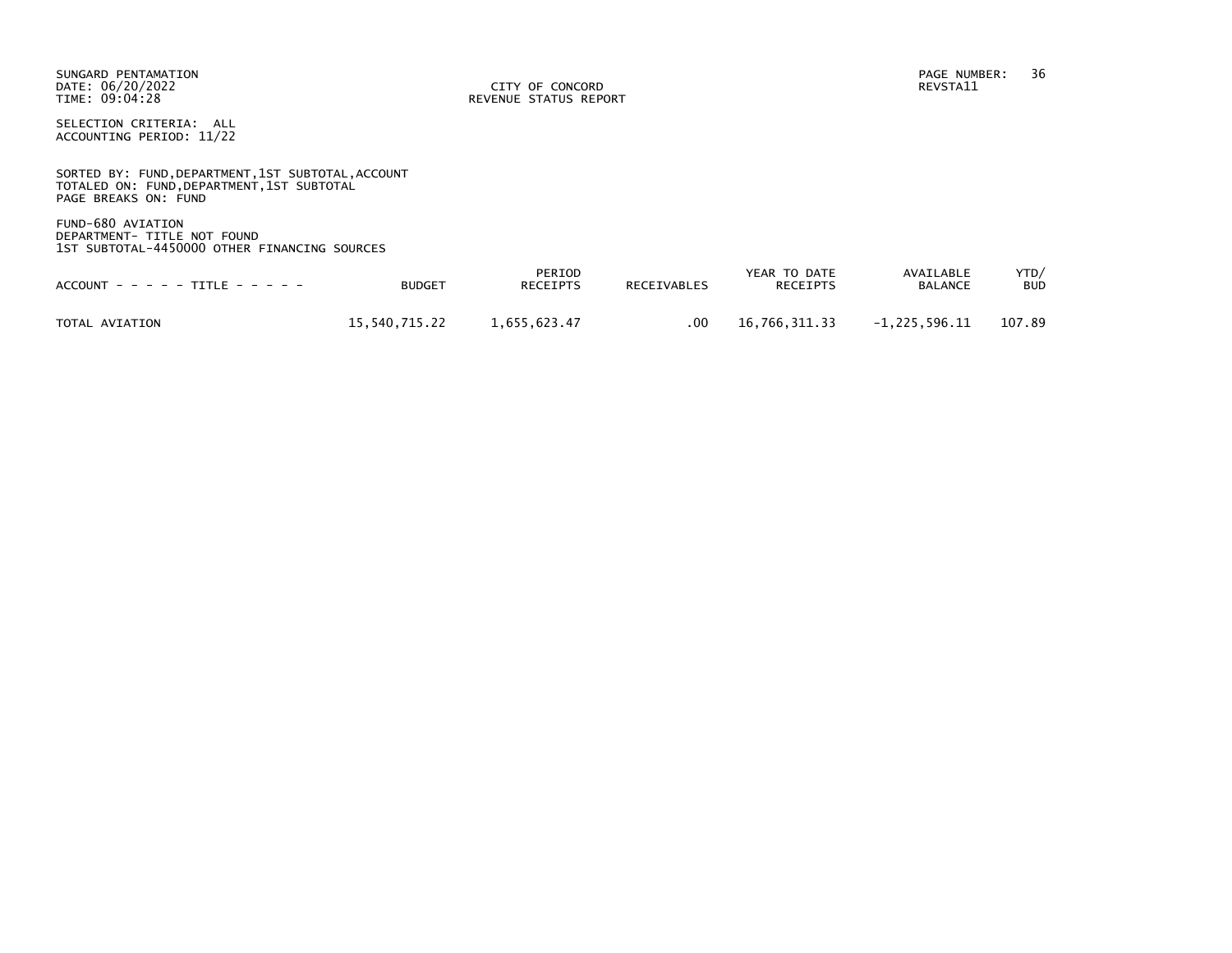SUNGARD PENTAMATION
DATE: 06/20/2022
TIME: 09:04:28

CITY OF CONCORD
REVENUE STATUS REPORT

PAGE NUMBER: 36
REVSTA11

SELECTION CRITERIA: ALL
ACCOUNTING PERIOD: 11/22

SORTED BY: FUND,DEPARTMENT,1ST SUBTOTAL,ACCOUNT
TOTALED ON: FUND,DEPARTMENT,1ST SUBTOTAL
PAGE BREAKS ON: FUND

FUND-680 AVIATION
DEPARTMENT- TITLE NOT FOUND
1ST SUBTOTAL-4450000 OTHER FINANCING SOURCES

| ACCOUNT - - - - - TITLE - - - - - | BUDGET | PERIOD RECEIPTS | RECEIVABLES | YEAR TO DATE RECEIPTS | AVAILABLE BALANCE | YTD/ BUD |
|---|---|---|---|---|---|---|
| TOTAL AVIATION | 15,540,715.22 | 1,655,623.47 | .00 | 16,766,311.33 | -1,225,596.11 | 107.89 |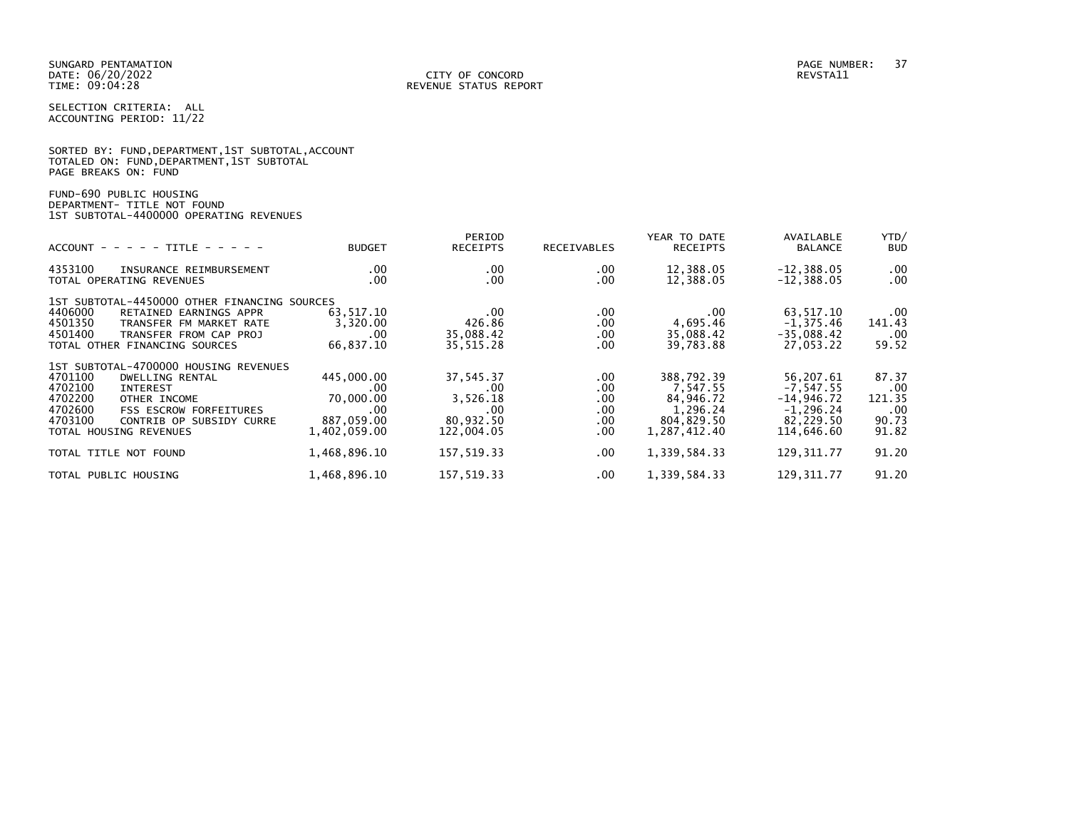SUNGARD PENTAMATION
DATE: 06/20/2022
TIME: 09:04:28

CITY OF CONCORD
REVENUE STATUS REPORT

REVSTA11

SELECTION CRITERIA: ALL
ACCOUNTING PERIOD: 11/22

SORTED BY: FUND,DEPARTMENT,1ST SUBTOTAL,ACCOUNT
TOTALED ON: FUND,DEPARTMENT,1ST SUBTOTAL
PAGE BREAKS ON: FUND

FUND-690 PUBLIC HOUSING
DEPARTMENT- TITLE NOT FOUND
1ST SUBTOTAL-4400000 OPERATING REVENUES

| ACCOUNT - - - - - TITLE - - - - - | BUDGET | PERIOD RECEIPTS | RECEIVABLES | YEAR TO DATE RECEIPTS | AVAILABLE BALANCE | YTD/ BUD |
|---|---|---|---|---|---|---|
| 4353100 INSURANCE REIMBURSEMENT | .00 | .00 | .00 | 12,388.05 | -12,388.05 | .00 |
| TOTAL OPERATING REVENUES | .00 | .00 | .00 | 12,388.05 | -12,388.05 | .00 |
| 1ST SUBTOTAL-4450000 OTHER FINANCING SOURCES | | | | | | |
| 4406000 RETAINED EARNINGS APPR | 63,517.10 | .00 | .00 | .00 | 63,517.10 | .00 |
| 4501350 TRANSFER FM MARKET RATE | 3,320.00 | 426.86 | .00 | 4,695.46 | -1,375.46 | 141.43 |
| 4501400 TRANSFER FROM CAP PROJ | .00 | 35,088.42 | .00 | 35,088.42 | -35,088.42 | .00 |
| TOTAL OTHER FINANCING SOURCES | 66,837.10 | 35,515.28 | .00 | 39,783.88 | 27,053.22 | 59.52 |
| 1ST SUBTOTAL-4700000 HOUSING REVENUES | | | | | | |
| 4701100 DWELLING RENTAL | 445,000.00 | 37,545.37 | .00 | 388,792.39 | 56,207.61 | 87.37 |
| 4702100 INTEREST | .00 | .00 | .00 | 7,547.55 | -7,547.55 | .00 |
| 4702200 OTHER INCOME | 70,000.00 | 3,526.18 | .00 | 84,946.72 | -14,946.72 | 121.35 |
| 4702600 FSS ESCROW FORFEITURES | .00 | .00 | .00 | 1,296.24 | -1,296.24 | .00 |
| 4703100 CONTRIB OP SUBSIDY CURRE | 887,059.00 | 80,932.50 | .00 | 804,829.50 | 82,229.50 | 90.73 |
| TOTAL HOUSING REVENUES | 1,402,059.00 | 122,004.05 | .00 | 1,287,412.40 | 114,646.60 | 91.82 |
| TOTAL TITLE NOT FOUND | 1,468,896.10 | 157,519.33 | .00 | 1,339,584.33 | 129,311.77 | 91.20 |
| TOTAL PUBLIC HOUSING | 1,468,896.10 | 157,519.33 | .00 | 1,339,584.33 | 129,311.77 | 91.20 |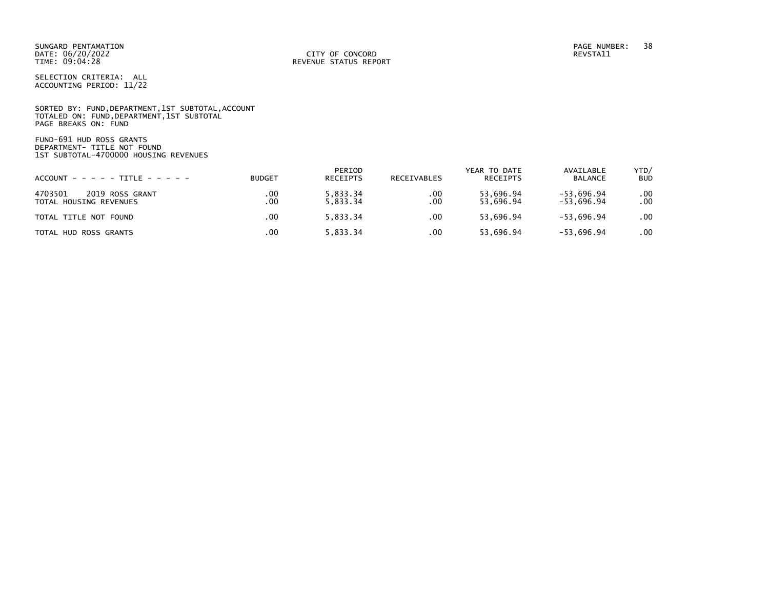SUNGARD PENTAMATION
DATE: 06/20/2022
TIME: 09:04:28

CITY OF CONCORD
REVENUE STATUS REPORT

PAGE NUMBER: 38
REVSTA11

SELECTION CRITERIA: ALL
ACCOUNTING PERIOD: 11/22

SORTED BY: FUND,DEPARTMENT,1ST SUBTOTAL,ACCOUNT
TOTALED ON: FUND,DEPARTMENT,1ST SUBTOTAL
PAGE BREAKS ON: FUND

FUND-691 HUD ROSS GRANTS
DEPARTMENT- TITLE NOT FOUND
1ST SUBTOTAL-4700000 HOUSING REVENUES

| ACCOUNT - - - - - TITLE - - - - - | BUDGET | PERIOD RECEIPTS | RECEIVABLES | YEAR TO DATE RECEIPTS | AVAILABLE BALANCE | YTD/ BUD |
|---|---|---|---|---|---|---|
| 4703501 2019 ROSS GRANT | .00 | 5,833.34 | .00 | 53,696.94 | -53,696.94 | .00 |
| TOTAL HOUSING REVENUES | .00 | 5,833.34 | .00 | 53,696.94 | -53,696.94 | .00 |
| TOTAL TITLE NOT FOUND | .00 | 5,833.34 | .00 | 53,696.94 | -53,696.94 | .00 |
| TOTAL HUD ROSS GRANTS | .00 | 5,833.34 | .00 | 53,696.94 | -53,696.94 | .00 |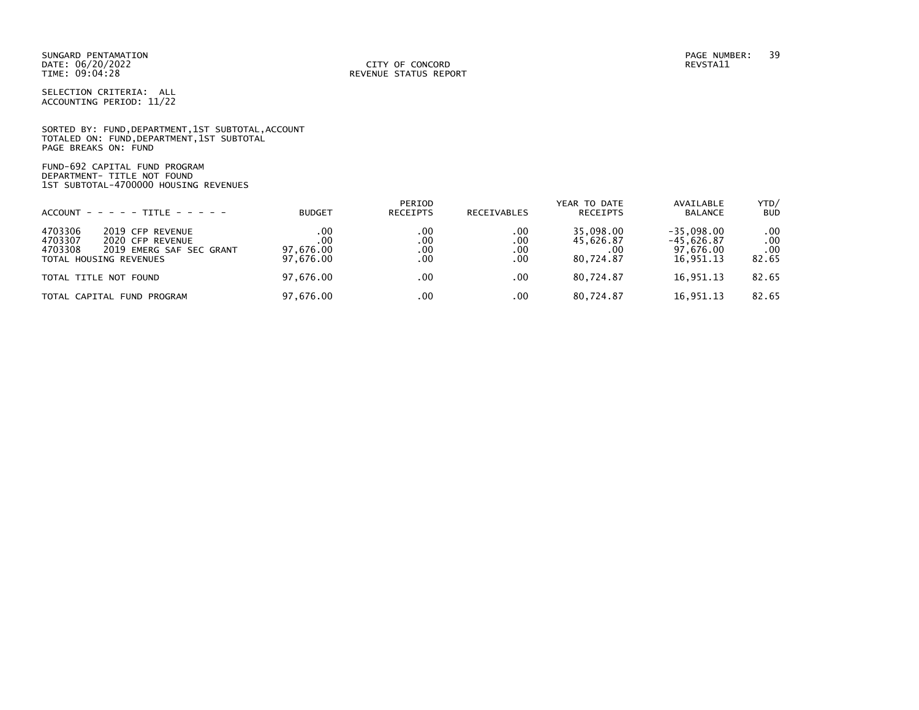SUNGARD PENTAMATION
DATE: 06/20/2022
TIME: 09:04:28

CITY OF CONCORD
REVENUE STATUS REPORT

REVSTA11

SELECTION CRITERIA: ALL
ACCOUNTING PERIOD: 11/22

SORTED BY: FUND,DEPARTMENT,1ST SUBTOTAL,ACCOUNT
TOTALED ON: FUND,DEPARTMENT,1ST SUBTOTAL
PAGE BREAKS ON: FUND

FUND-692 CAPITAL FUND PROGRAM
DEPARTMENT- TITLE NOT FOUND
1ST SUBTOTAL-4700000 HOUSING REVENUES

| ACCOUNT - - - - - TITLE - - - - - | | BUDGET | PERIOD RECEIPTS | RECEIVABLES | YEAR TO DATE RECEIPTS | AVAILABLE BALANCE | YTD/ BUD |
|---|---|---|---|---|---|---|---|
| 4703306 | 2019 CFP REVENUE | .00 | .00 | .00 | 35,098.00 | -35,098.00 | .00 |
| 4703307 | 2020 CFP REVENUE | .00 | .00 | .00 | 45,626.87 | -45,626.87 | .00 |
| 4703308 | 2019 EMERG SAF SEC GRANT | 97,676.00 | .00 | .00 | .00 | 97,676.00 | .00 |
| TOTAL HOUSING REVENUES | | 97,676.00 | .00 | .00 | 80,724.87 | 16,951.13 | 82.65 |
| TOTAL TITLE NOT FOUND | | 97,676.00 | .00 | .00 | 80,724.87 | 16,951.13 | 82.65 |
| TOTAL CAPITAL FUND PROGRAM | | 97,676.00 | .00 | .00 | 80,724.87 | 16,951.13 | 82.65 |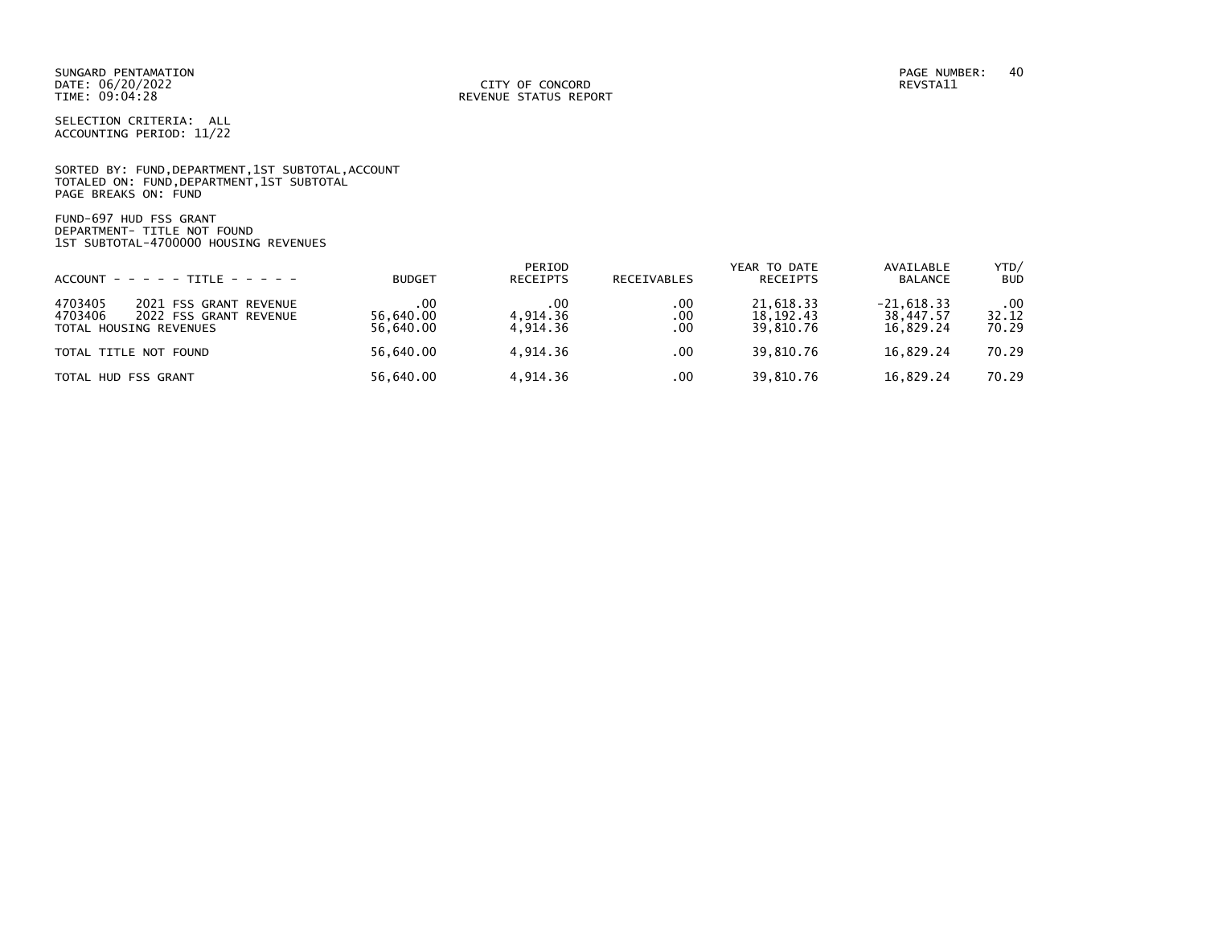SUNGARD PENTAMATION
DATE: 06/20/2022
TIME: 09:04:28

CITY OF CONCORD
REVENUE STATUS REPORT

REVSTA11

SELECTION CRITERIA: ALL
ACCOUNTING PERIOD: 11/22

SORTED BY: FUND,DEPARTMENT,1ST SUBTOTAL,ACCOUNT
TOTALED ON: FUND,DEPARTMENT,1ST SUBTOTAL
PAGE BREAKS ON: FUND

FUND-697 HUD FSS GRANT
DEPARTMENT- TITLE NOT FOUND
1ST SUBTOTAL-4700000 HOUSING REVENUES

| ACCOUNT - - - - - TITLE - - - - - | BUDGET | PERIOD RECEIPTS | RECEIVABLES | YEAR TO DATE RECEIPTS | AVAILABLE BALANCE | YTD/ BUD |
|---|---|---|---|---|---|---|
| 4703405 2021 FSS GRANT REVENUE | .00 | .00 | .00 | 21,618.33 | -21,618.33 | .00 |
| 4703406 2022 FSS GRANT REVENUE | 56,640.00 | 4,914.36 | .00 | 18,192.43 | 38,447.57 | 32.12 |
| TOTAL HOUSING REVENUES | 56,640.00 | 4,914.36 | .00 | 39,810.76 | 16,829.24 | 70.29 |
| TOTAL TITLE NOT FOUND | 56,640.00 | 4,914.36 | .00 | 39,810.76 | 16,829.24 | 70.29 |
| TOTAL HUD FSS GRANT | 56,640.00 | 4,914.36 | .00 | 39,810.76 | 16,829.24 | 70.29 |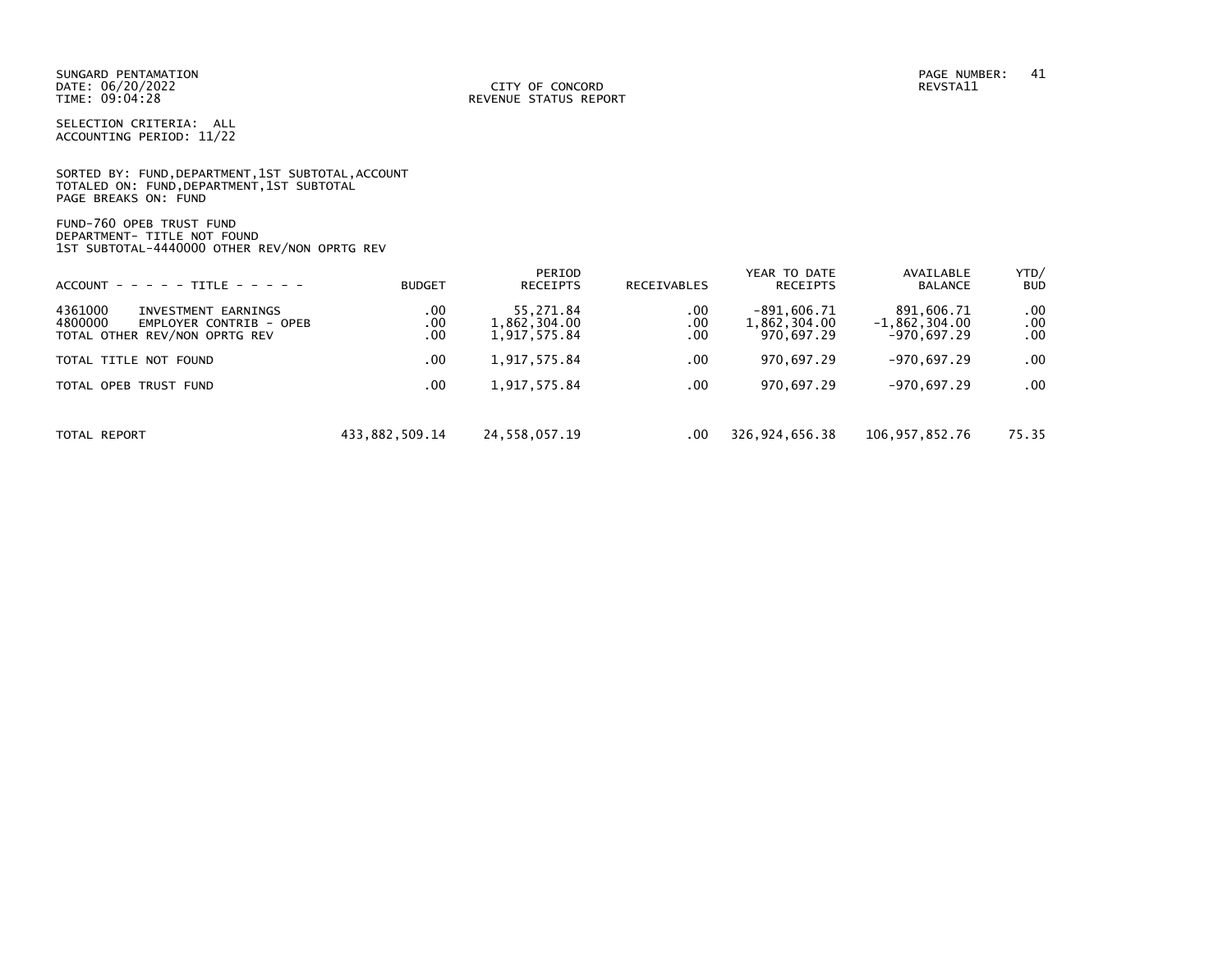SUNGARD PENTAMATION
DATE: 06/20/2022
TIME: 09:04:28

CITY OF CONCORD
REVENUE STATUS REPORT

REVSTA11

SELECTION CRITERIA: ALL
ACCOUNTING PERIOD: 11/22

SORTED BY: FUND,DEPARTMENT,1ST SUBTOTAL,ACCOUNT
TOTALED ON: FUND,DEPARTMENT,1ST SUBTOTAL
PAGE BREAKS ON: FUND

FUND-760 OPEB TRUST FUND
DEPARTMENT- TITLE NOT FOUND
1ST SUBTOTAL-4440000 OTHER REV/NON OPRTG REV

| ACCOUNT - - - - - TITLE - - - - - | BUDGET | PERIOD RECEIPTS | RECEIVABLES | YEAR TO DATE RECEIPTS | AVAILABLE BALANCE | YTD/ BUD |
|---|---|---|---|---|---|---|
| 4361000 INVESTMENT EARNINGS | .00 | 55,271.84 | .00 | -891,606.71 | 891,606.71 | .00 |
| 4800000 EMPLOYER CONTRIB - OPEB | .00 | 1,862,304.00 | .00 | 1,862,304.00 | -1,862,304.00 | .00 |
| TOTAL OTHER REV/NON OPRTG REV | .00 | 1,917,575.84 | .00 | 970,697.29 | -970,697.29 | .00 |
| TOTAL TITLE NOT FOUND | .00 | 1,917,575.84 | .00 | 970,697.29 | -970,697.29 | .00 |
| TOTAL OPEB TRUST FUND | .00 | 1,917,575.84 | .00 | 970,697.29 | -970,697.29 | .00 |
| TOTAL REPORT | 433,882,509.14 | 24,558,057.19 | .00 | 326,924,656.38 | 106,957,852.76 | 75.35 |